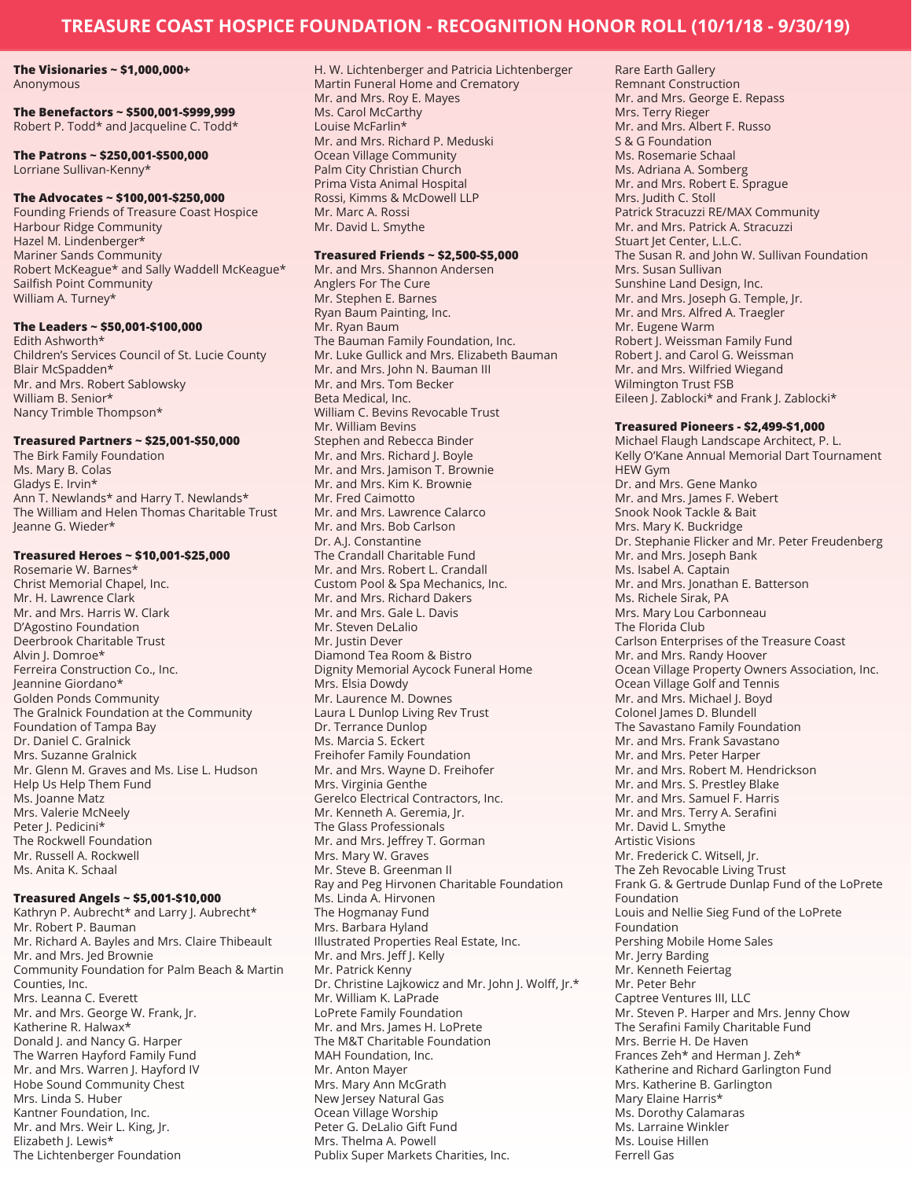# TREASURE COAST HOSPICE FOUNDATION - RECOGNITION HONOR ROLL (10/1/18 - 9/30/19)

**The Visionaries ~ $1,000,000+**
Anonymous

**The Benefactors ~ $500,001-$999,999**
Robert P. Todd* and Jacqueline C. Todd*

**The Patrons ~ $250,001-$500,000**
Lorriane Sullivan-Kenny*

**The Advocates ~ $100,001-$250,000**
Founding Friends of Treasure Coast Hospice
Harbour Ridge Community
Hazel M. Lindenberger*
Mariner Sands Community
Robert McKeague* and Sally Waddell McKeague*
Sailfish Point Community
William A. Turney*

**The Leaders ~ $50,001-$100,000**
Edith Ashworth*
Children's Services Council of St. Lucie County
Blair McSpadden*
Mr. and Mrs. Robert Sablowsky
William B. Senior*
Nancy Trimble Thompson*

**Treasured Partners ~ $25,001-$50,000**
The Birk Family Foundation
Ms. Mary B. Colas
Gladys E. Irvin*
Ann T. Newlands* and Harry T. Newlands*
The William and Helen Thomas Charitable Trust
Jeanne G. Wieder*

**Treasured Heroes ~ $10,001-$25,000**
Rosemarie W. Barnes*
Christ Memorial Chapel, Inc.
Mr. H. Lawrence Clark
Mr. and Mrs. Harris W. Clark
D'Agostino Foundation
Deerbrook Charitable Trust
Alvin J. Domroe*
Ferreira Construction Co., Inc.
Jeannine Giordano*
Golden Ponds Community
The Gralnick Foundation at the Community Foundation of Tampa Bay
Dr. Daniel C. Gralnick
Mrs. Suzanne Gralnick
Mr. Glenn M. Graves and Ms. Lise L. Hudson
Help Us Help Them Fund
Ms. Joanne Matz
Mrs. Valerie McNeely
Peter J. Pedicini*
The Rockwell Foundation
Mr. Russell A. Rockwell
Ms. Anita K. Schaal

**Treasured Angels ~ $5,001-$10,000**
Kathryn P. Aubrecht* and Larry J. Aubrecht*
Mr. Robert P. Bauman
Mr. Richard A. Bayles and Mrs. Claire Thibeault
Mr. and Mrs. Jed Brownie
Community Foundation for Palm Beach & Martin Counties, Inc.
Mrs. Leanna C. Everett
Mr. and Mrs. George W. Frank, Jr.
Katherine R. Halwax*
Donald J. and Nancy G. Harper
The Warren Hayford Family Fund
Mr. and Mrs. Warren J. Hayford IV
Hobe Sound Community Chest
Mrs. Linda S. Huber
Kantner Foundation, Inc.
Mr. and Mrs. Weir L. King, Jr.
Elizabeth J. Lewis*
The Lichtenberger Foundation
H. W. Lichtenberger and Patricia Lichtenberger
Martin Funeral Home and Crematory
Mr. and Mrs. Roy E. Mayes
Ms. Carol McCarthy
Louise McFarlin*
Mr. and Mrs. Richard P. Meduski
Ocean Village Community
Palm City Christian Church
Prima Vista Animal Hospital
Rossi, Kimms & McDowell LLP
Mr. Marc A. Rossi
Mr. David L. Smythe

**Treasured Friends ~ $2,500-$5,000**
Mr. and Mrs. Shannon Andersen
Anglers For The Cure
Mr. Stephen E. Barnes
Ryan Baum Painting, Inc.
Mr. Ryan Baum
The Bauman Family Foundation, Inc.
Mr. Luke Gullick and Mrs. Elizabeth Bauman
Mr. and Mrs. John N. Bauman III
Mr. and Mrs. Tom Becker
Beta Medical, Inc.
William C. Bevins Revocable Trust
Mr. William Bevins
Stephen and Rebecca Binder
Mr. and Mrs. Richard J. Boyle
Mr. and Mrs. Jamison T. Brownie
Mr. and Mrs. Kim K. Brownie
Mr. Fred Caimotto
Mr. and Mrs. Lawrence Calarco
Mr. and Mrs. Bob Carlson
Dr. A.J. Constantine
The Crandall Charitable Fund
Mr. and Mrs. Robert L. Crandall
Custom Pool & Spa Mechanics, Inc.
Mr. and Mrs. Richard Dakers
Mr. and Mrs. Gale L. Davis
Mr. Steven DeLalio
Mr. Justin Dever
Diamond Tea Room & Bistro
Dignity Memorial Aycock Funeral Home
Mrs. Elsia Dowdy
Mr. Laurence M. Downes
Laura L Dunlop Living Rev Trust
Dr. Terrance Dunlop
Ms. Marcia S. Eckert
Freihofer Family Foundation
Mr. and Mrs. Wayne D. Freihofer
Mrs. Virginia Genthe
Gerelco Electrical Contractors, Inc.
Mr. Kenneth A. Geremia, Jr.
The Glass Professionals
Mr. and Mrs. Jeffrey T. Gorman
Mrs. Mary W. Graves
Mr. Steve B. Greenman II
Ray and Peg Hirvonen Charitable Foundation
Ms. Linda A. Hirvonen
The Hogmanay Fund
Mrs. Barbara Hyland
Illustrated Properties Real Estate, Inc.
Mr. and Mrs. Jeff J. Kelly
Mr. Patrick Kenny
Dr. Christine Lajkowicz and Mr. John J. Wolff, Jr.*
Mr. William K. LaPrade
LoPrete Family Foundation
Mr. and Mrs. James H. LoPrete
The M&T Charitable Foundation
MAH Foundation, Inc.
Mr. Anton Mayer
Mrs. Mary Ann McGrath
New Jersey Natural Gas
Ocean Village Worship
Peter G. DeLalio Gift Fund
Mrs. Thelma A. Powell
Publix Super Markets Charities, Inc.
Rare Earth Gallery
Remnant Construction
Mr. and Mrs. George E. Repass
Mrs. Terry Rieger
Mr. and Mrs. Albert F. Russo
S & G Foundation
Ms. Rosemarie Schaal
Ms. Adriana A. Somberg
Mr. and Mrs. Robert E. Sprague
Mrs. Judith C. Stoll
Patrick Stracuzzi RE/MAX Community
Mr. and Mrs. Patrick A. Stracuzzi
Stuart Jet Center, L.L.C.
The Susan R. and John W. Sullivan Foundation
Mrs. Susan Sullivan
Sunshine Land Design, Inc.
Mr. and Mrs. Joseph G. Temple, Jr.
Mr. and Mrs. Alfred A. Traegler
Mr. Eugene Warm
Robert J. Weissman Family Fund
Robert J. and Carol G. Weissman
Mr. and Mrs. Wilfried Wiegand
Wilmington Trust FSB
Eileen J. Zablocki* and Frank J. Zablocki*

**Treasured Pioneers - $2,499-$1,000**
Michael Flaugh Landscape Architect, P. L.
Kelly O'Kane Annual Memorial Dart Tournament
HEW Gym
Dr. and Mrs. Gene Manko
Mr. and Mrs. James F. Webert
Snook Nook Tackle & Bait
Mrs. Mary K. Buckridge
Dr. Stephanie Flicker and Mr. Peter Freudenberg
Mr. and Mrs. Joseph Bank
Ms. Isabel A. Captain
Mr. and Mrs. Jonathan E. Batterson
Ms. Richele Sirak, PA
Mrs. Mary Lou Carbonneau
The Florida Club
Carlson Enterprises of the Treasure Coast
Mr. and Mrs. Randy Hoover
Ocean Village Property Owners Association, Inc.
Ocean Village Golf and Tennis
Mr. and Mrs. Michael J. Boyd
Colonel James D. Blundell
The Savastano Family Foundation
Mr. and Mrs. Frank Savastano
Mr. and Mrs. Peter Harper
Mr. and Mrs. Robert M. Hendrickson
Mr. and Mrs. S. Prestley Blake
Mr. and Mrs. Samuel F. Harris
Mr. and Mrs. Terry A. Serafini
Mr. David L. Smythe
Artistic Visions
Mr. Frederick C. Witsell, Jr.
The Zeh Revocable Living Trust
Frank G. & Gertrude Dunlap Fund of the LoPrete Foundation
Louis and Nellie Sieg Fund of the LoPrete Foundation
Pershing Mobile Home Sales
Mr. Jerry Barding
Mr. Kenneth Feiertag
Mr. Peter Behr
Captree Ventures III, LLC
Mr. Steven P. Harper and Mrs. Jenny Chow
The Serafini Family Charitable Fund
Mrs. Berrie H. De Haven
Frances Zeh* and Herman J. Zeh*
Katherine and Richard Garlington Fund
Mrs. Katherine B. Garlington
Mary Elaine Harris*
Ms. Dorothy Calamaras
Ms. Larraine Winkler
Ms. Louise Hillen
Ferrell Gas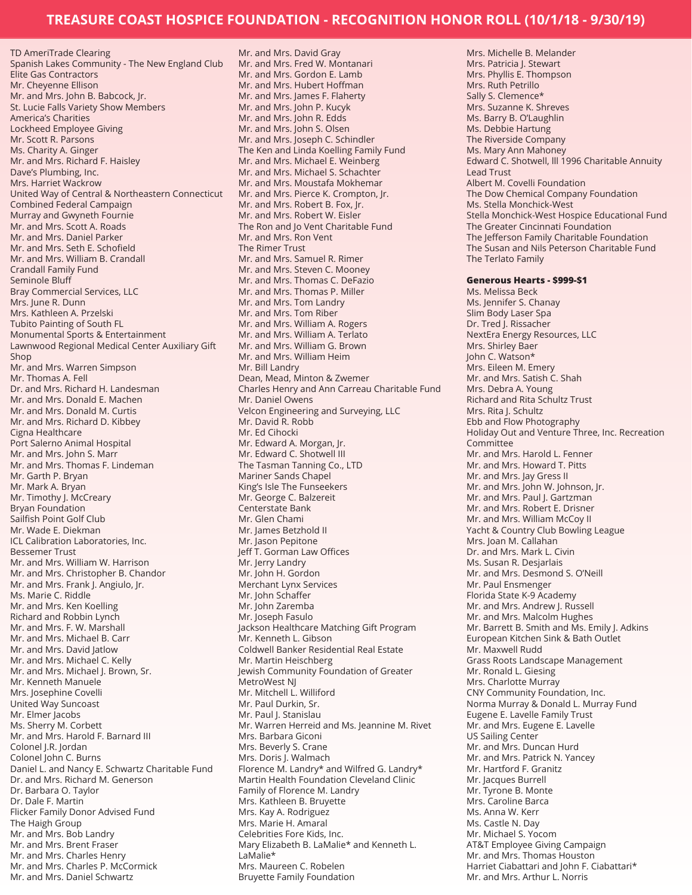# TREASURE COAST HOSPICE FOUNDATION - RECOGNITION HONOR ROLL (10/1/18 - 9/30/19)

TD AmeriTrade Clearing
Spanish Lakes Community - The New England Club
Elite Gas Contractors
Mr. Cheyenne Ellison
Mr. and Mrs. John B. Babcock, Jr.
St. Lucie Falls Variety Show Members
America's Charities
Lockheed Employee Giving
Mr. Scott R. Parsons
Ms. Charity A. Ginger
Mr. and Mrs. Richard F. Haisley
Dave's Plumbing, Inc.
Mrs. Harriet Wackrow
United Way of Central & Northeastern Connecticut
Combined Federal Campaign
Murray and Gwyneth Fournie
Mr. and Mrs. Scott A. Roads
Mr. and Mrs. Daniel Parker
Mr. and Mrs. Seth E. Schofield
Mr. and Mrs. William B. Crandall
Crandall Family Fund
Seminole Bluff
Bray Commercial Services, LLC
Mrs. June R. Dunn
Mrs. Kathleen A. Przelski
Tubito Painting of South FL
Monumental Sports & Entertainment
Lawnwood Regional Medical Center Auxiliary Gift Shop
Mr. and Mrs. Warren Simpson
Mr. Thomas A. Fell
Dr. and Mrs. Richard H. Landesman
Mr. and Mrs. Donald E. Machen
Mr. and Mrs. Donald M. Curtis
Mr. and Mrs. Richard D. Kibbey
Cigna Healthcare
Port Salerno Animal Hospital
Mr. and Mrs. John S. Marr
Mr. and Mrs. Thomas F. Lindeman
Mr. Garth P. Bryan
Mr. Mark A. Bryan
Mr. Timothy J. McCreary
Bryan Foundation
Sailfish Point Golf Club
Mr. Wade E. Diekman
ICL Calibration Laboratories, Inc.
Bessemer Trust
Mr. and Mrs. William W. Harrison
Mr. and Mrs. Christopher B. Chandor
Mr. and Mrs. Frank J. Angiulo, Jr.
Ms. Marie C. Riddle
Mr. and Mrs. Ken Koelling
Richard and Robbin Lynch
Mr. and Mrs. F. W. Marshall
Mr. and Mrs. Michael B. Carr
Mr. and Mrs. David Jatlow
Mr. and Mrs. Michael C. Kelly
Mr. and Mrs. Michael J. Brown, Sr.
Mr. Kenneth Manuele
Mrs. Josephine Covelli
United Way Suncoast
Mr. Elmer Jacobs
Ms. Sherry M. Corbett
Mr. and Mrs. Harold F. Barnard III
Colonel J.R. Jordan
Colonel John C. Burns
Daniel L. and Nancy E. Schwartz Charitable Fund
Dr. and Mrs. Richard M. Generson
Dr. Barbara O. Taylor
Dr. Dale F. Martin
Flicker Family Donor Advised Fund
The Haigh Group
Mr. and Mrs. Bob Landry
Mr. and Mrs. Brent Fraser
Mr. and Mrs. Charles Henry
Mr. and Mrs. Charles P. McCormick
Mr. and Mrs. Daniel Schwartz
Mr. and Mrs. David Gray
Mr. and Mrs. Fred W. Montanari
Mr. and Mrs. Gordon E. Lamb
Mr. and Mrs. Hubert Hoffman
Mr. and Mrs. James F. Flaherty
Mr. and Mrs. John P. Kucyk
Mr. and Mrs. John R. Edds
Mr. and Mrs. John S. Olsen
Mr. and Mrs. Joseph C. Schindler
The Ken and Linda Koelling Family Fund
Mr. and Mrs. Michael E. Weinberg
Mr. and Mrs. Michael S. Schachter
Mr. and Mrs. Moustafa Mokhemar
Mr. and Mrs. Pierce K. Crompton, Jr.
Mr. and Mrs. Robert B. Fox, Jr.
Mr. and Mrs. Robert W. Eisler
The Ron and Jo Vent Charitable Fund
Mr. and Mrs. Ron Vent
The Rimer Trust
Mr. and Mrs. Samuel R. Rimer
Mr. and Mrs. Steven C. Mooney
Mr. and Mrs. Thomas C. DeFazio
Mr. and Mrs. Thomas P. Miller
Mr. and Mrs. Tom Landry
Mr. and Mrs. Tom Riber
Mr. and Mrs. William A. Rogers
Mr. and Mrs. William A. Terlato
Mr. and Mrs. William G. Brown
Mr. and Mrs. William Heim
Mr. Bill Landry
Dean, Mead, Minton & Zwemer
Charles Henry and Ann Carreau Charitable Fund
Mr. Daniel Owens
Velcon Engineering and Surveying, LLC
Mr. David R. Robb
Mr. Ed Cihocki
Mr. Edward A. Morgan, Jr.
Mr. Edward C. Shotwell III
The Tasman Tanning Co., LTD
Mariner Sands Chapel
King's Isle The Funseekers
Mr. George C. Balzereit
Centerstate Bank
Mr. Glen Chami
Mr. James Betzhold II
Mr. Jason Pepitone
Jeff T. Gorman Law Offices
Mr. Jerry Landry
Mr. John H. Gordon
Merchant Lynx Services
Mr. John Schaffer
Mr. John Zaremba
Mr. Joseph Fasulo
Jackson Healthcare Matching Gift Program
Mr. Kenneth L. Gibson
Coldwell Banker Residential Real Estate
Mr. Martin Heischberg
Jewish Community Foundation of Greater MetroWest NJ
Mr. Mitchell L. Williford
Mr. Paul Durkin, Sr.
Mr. Paul J. Stanislau
Mr. Warren Herreid and Ms. Jeannine M. Rivet
Mrs. Barbara Giconi
Mrs. Beverly S. Crane
Mrs. Doris J. Walmach
Florence M. Landry* and Wilfred G. Landry*
Martin Health Foundation Cleveland Clinic
Family of Florence M. Landry
Mrs. Kathleen B. Bruyette
Mrs. Kay A. Rodriguez
Mrs. Marie H. Amaral
Celebrities Fore Kids, Inc.
Mary Elizabeth B. LaMalie* and Kenneth L. LaMalie*
Mrs. Maureen C. Robelen
Bruyette Family Foundation
Mrs. Michelle B. Melander
Mrs. Patricia J. Stewart
Mrs. Phyllis E. Thompson
Mrs. Ruth Petrillo
Sally S. Clemence*
Mrs. Suzanne K. Shreves
Ms. Barry B. O'Laughlin
Ms. Debbie Hartung
The Riverside Company
Ms. Mary Ann Mahoney
Edward C. Shotwell, lll 1996 Charitable Annuity Lead Trust
Albert M. Covelli Foundation
The Dow Chemical Company Foundation
Ms. Stella Monchick-West
Stella Monchick-West Hospice Educational Fund
The Greater Cincinnati Foundation
The Jefferson Family Charitable Foundation
The Susan and Nils Peterson Charitable Fund
The Terlato Family

**Generous Hearts - $999-$1**

Ms. Melissa Beck
Ms. Jennifer S. Chanay
Slim Body Laser Spa
Dr. Tred J. Rissacher
NextEra Energy Resources, LLC
Mrs. Shirley Baer
John C. Watson*
Mrs. Eileen M. Emery
Mr. and Mrs. Satish C. Shah
Mrs. Debra A. Young
Richard and Rita Schultz Trust
Mrs. Rita J. Schultz
Ebb and Flow Photography
Holiday Out and Venture Three, Inc. Recreation Committee
Mr. and Mrs. Harold L. Fenner
Mr. and Mrs. Howard T. Pitts
Mr. and Mrs. Jay Gress II
Mr. and Mrs. John W. Johnson, Jr.
Mr. and Mrs. Paul J. Gartzman
Mr. and Mrs. Robert E. Drisner
Mr. and Mrs. William McCoy II
Yacht & Country Club Bowling League
Mrs. Joan M. Callahan
Dr. and Mrs. Mark L. Civin
Ms. Susan R. Desjarlais
Mr. and Mrs. Desmond S. O'Neill
Mr. Paul Ensmenger
Florida State K-9 Academy
Mr. and Mrs. Andrew J. Russell
Mr. and Mrs. Malcolm Hughes
Mr. Barrett B. Smith and Ms. Emily J. Adkins
European Kitchen Sink & Bath Outlet
Mr. Maxwell Rudd
Grass Roots Landscape Management
Mr. Ronald L. Giesing
Mrs. Charlotte Murray
CNY Community Foundation, Inc.
Norma Murray & Donald L. Murray Fund
Eugene E. Lavelle Family Trust
Mr. and Mrs. Eugene E. Lavelle
US Sailing Center
Mr. and Mrs. Duncan Hurd
Mr. and Mrs. Patrick N. Yancey
Mr. Hartford F. Granitz
Mr. Jacques Burrell
Mr. Tyrone B. Monte
Mrs. Caroline Barca
Ms. Anna W. Kerr
Ms. Castle N. Day
Mr. Michael S. Yocom
AT&T Employee Giving Campaign
Mr. and Mrs. Thomas Houston
Harriet Ciabattari and John F. Ciabattari*
Mr. and Mrs. Arthur L. Norris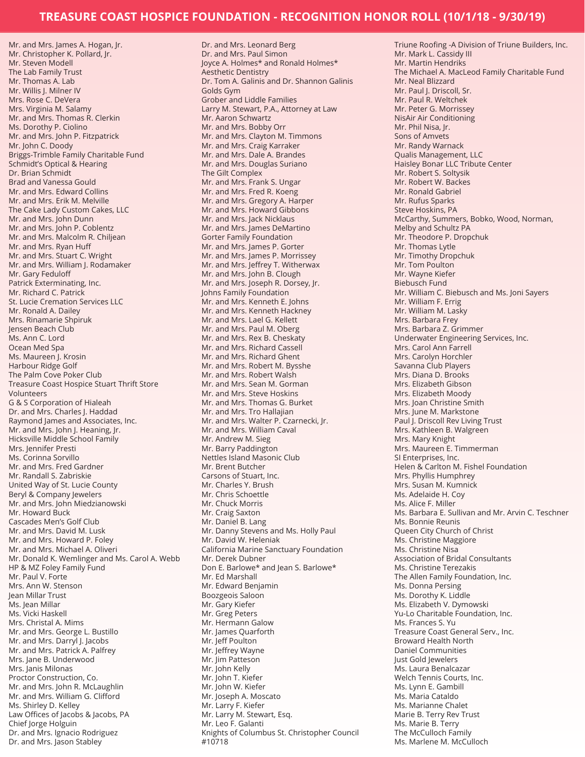# TREASURE COAST HOSPICE FOUNDATION - RECOGNITION HONOR ROLL (10/1/18 - 9/30/19)

Mr. and Mrs. James A. Hogan, Jr.
Mr. Christopher K. Pollard, Jr.
Mr. Steven Modell
The Lab Family Trust
Mr. Thomas A. Lab
Mr. Willis J. Milner IV
Mrs. Rose C. DeVera
Mrs. Virginia M. Salamy
Mr. and Mrs. Thomas R. Clerkin
Ms. Dorothy P. Ciolino
Mr. and Mrs. John P. Fitzpatrick
Mr. John C. Doody
Briggs-Trimble Family Charitable Fund
Schmidt's Optical & Hearing
Dr. Brian Schmidt
Brad and Vanessa Gould
Mr. and Mrs. Edward Collins
Mr. and Mrs. Erik M. Melville
The Cake Lady Custom Cakes, LLC
Mr. and Mrs. John Dunn
Mr. and Mrs. John P. Coblentz
Mr. and Mrs. Malcolm R. Chiljean
Mr. and Mrs. Ryan Huff
Mr. and Mrs. Stuart C. Wright
Mr. and Mrs. William J. Rodamaker
Mr. Gary Feduloff
Patrick Exterminating, Inc.
Mr. Richard C. Patrick
St. Lucie Cremation Services LLC
Mr. Ronald A. Dailey
Mrs. Rinamarie Shpiruk
Jensen Beach Club
Ms. Ann C. Lord
Ocean Med Spa
Ms. Maureen J. Krosin
Harbour Ridge Golf
The Palm Cove Poker Club
Treasure Coast Hospice Stuart Thrift Store Volunteers
G & S Corporation of Hialeah
Dr. and Mrs. Charles J. Haddad
Raymond James and Associates, Inc.
Mr. and Mrs. John J. Heaning, Jr.
Hicksville Middle School Family
Mrs. Jennifer Presti
Ms. Corinna Sorvillo
Mr. and Mrs. Fred Gardner
Mr. Randall S. Zabriskie
United Way of St. Lucie County
Beryl & Company Jewelers
Mr. and Mrs. John Miedzianowski
Mr. Howard Buck
Cascades Men's Golf Club
Mr. and Mrs. David M. Lusk
Mr. and Mrs. Howard P. Foley
Mr. and Mrs. Michael A. Oliveri
Mr. Donald K. Wemlinger and Ms. Carol A. Webb
HP & MZ Foley Family Fund
Mr. Paul V. Forte
Mrs. Ann W. Stenson
Jean Millar Trust
Ms. Jean Millar
Ms. Vicki Haskell
Mrs. Christal A. Mims
Mr. and Mrs. George L. Bustillo
Mr. and Mrs. Darryl J. Jacobs
Mr. and Mrs. Patrick A. Palfrey
Mrs. Jane B. Underwood
Mrs. Janis Milonas
Proctor Construction, Co.
Mr. and Mrs. John R. McLaughlin
Mr. and Mrs. William G. Clifford
Ms. Shirley D. Kelley
Law Offices of Jacobs & Jacobs, PA
Chief Jorge Holguin
Dr. and Mrs. Ignacio Rodriguez
Dr. and Mrs. Jason Stabley
Dr. and Mrs. Leonard Berg
Dr. and Mrs. Paul Simon
Joyce A. Holmes* and Ronald Holmes*
Aesthetic Dentistry
Dr. Tom A. Galinis and Dr. Shannon Galinis
Golds Gym
Grober and Liddle Families
Larry M. Stewart, P.A., Attorney at Law
Mr. Aaron Schwartz
Mr. and Mrs. Bobby Orr
Mr. and Mrs. Clayton M. Timmons
Mr. and Mrs. Craig Karraker
Mr. and Mrs. Dale A. Brandes
Mr. and Mrs. Douglas Suriano
The Gilt Complex
Mr. and Mrs. Frank S. Ungar
Mr. and Mrs. Fred R. Koeng
Mr. and Mrs. Gregory A. Harper
Mr. and Mrs. Howard Gibbons
Mr. and Mrs. Jack Nicklaus
Mr. and Mrs. James DeMartino
Gorter Family Foundation
Mr. and Mrs. James P. Gorter
Mr. and Mrs. James P. Morrissey
Mr. and Mrs. Jeffrey T. Witherwax
Mr. and Mrs. John B. Clough
Mr. and Mrs. Joseph R. Dorsey, Jr.
Johns Family Foundation
Mr. and Mrs. Kenneth E. Johns
Mr. and Mrs. Kenneth Hackney
Mr. and Mrs. Lael G. Kellett
Mr. and Mrs. Paul M. Oberg
Mr. and Mrs. Rex B. Cheskaty
Mr. and Mrs. Richard Cassell
Mr. and Mrs. Richard Ghent
Mr. and Mrs. Robert M. Bysshe
Mr. and Mrs. Robert Walsh
Mr. and Mrs. Sean M. Gorman
Mr. and Mrs. Steve Hoskins
Mr. and Mrs. Thomas G. Burket
Mr. and Mrs. Tro Hallajian
Mr. and Mrs. Walter P. Czarnecki, Jr.
Mr. and Mrs. William Caval
Mr. Andrew M. Sieg
Mr. Barry Paddington
Nettles Island Masonic Club
Mr. Brent Butcher
Carsons of Stuart, Inc.
Mr. Charles Y. Brush
Mr. Chris Schoettle
Mr. Chuck Morris
Mr. Craig Saxton
Mr. Daniel B. Lang
Mr. Danny Stevens and Ms. Holly Paul
Mr. David W. Heleniak
California Marine Sanctuary Foundation
Mr. Derek Dubner
Don E. Barlowe* and Jean S. Barlowe*
Mr. Ed Marshall
Mr. Edward Benjamin
Boozgeois Saloon
Mr. Gary Kiefer
Mr. Greg Peters
Mr. Hermann Galow
Mr. James Quarforth
Mr. Jeff Poulton
Mr. Jeffrey Wayne
Mr. Jim Patteson
Mr. John Kelly
Mr. John T. Kiefer
Mr. John W. Kiefer
Mr. Joseph A. Moscato
Mr. Larry F. Kiefer
Mr. Larry M. Stewart, Esq.
Mr. Leo F. Galanti
Knights of Columbus St. Christopher Council #10718
Triune Roofing -A Division of Triune Builders, Inc.
Mr. Mark L. Cassidy III
Mr. Martin Hendriks
The Michael A. MacLeod Family Charitable Fund
Mr. Neal Blizzard
Mr. Paul J. Driscoll, Sr.
Mr. Paul R. Weltchek
Mr. Peter G. Morrissey
NisAir Air Conditioning
Mr. Phil Nisa, Jr.
Sons of Amvets
Mr. Randy Warnack
Qualis Management, LLC
Haisley Bonar LLC Tribute Center
Mr. Robert S. Soltysik
Mr. Robert W. Backes
Mr. Ronald Gabriel
Mr. Rufus Sparks
Steve Hoskins, PA
McCarthy, Summers, Bobko, Wood, Norman, Melby and Schultz PA
Mr. Theodore P. Dropchuk
Mr. Thomas Lytle
Mr. Timothy Dropchuk
Mr. Tom Poulton
Mr. Wayne Kiefer
Biebusch Fund
Mr. William C. Biebusch and Ms. Joni Sayers
Mr. William F. Errig
Mr. William M. Lasky
Mrs. Barbara Frey
Mrs. Barbara Z. Grimmer
Underwater Engineering Services, Inc.
Mrs. Carol Ann Farrell
Mrs. Carolyn Horchler
Savanna Club Players
Mrs. Diana D. Brooks
Mrs. Elizabeth Gibson
Mrs. Elizabeth Moody
Mrs. Joan Christine Smith
Mrs. June M. Markstone
Paul J. Driscoll Rev Living Trust
Mrs. Kathleen B. Walgreen
Mrs. Mary Knight
Mrs. Maureen E. Timmerman
SI Enterprises, Inc.
Helen & Carlton M. Fishel Foundation
Mrs. Phyllis Humphrey
Mrs. Susan M. Kumnick
Ms. Adelaide H. Coy
Ms. Alice F. Miller
Ms. Barbara E. Sullivan and Mr. Arvin C. Teschner
Ms. Bonnie Reunis
Queen City Church of Christ
Ms. Christine Maggiore
Ms. Christine Nisa
Association of Bridal Consultants
Ms. Christine Terezakis
The Allen Family Foundation, Inc.
Ms. Donna Persing
Ms. Dorothy K. Liddle
Ms. Elizabeth V. Dymowski
Yu-Lo Charitable Foundation, Inc.
Ms. Frances S. Yu
Treasure Coast General Serv., Inc.
Broward Health North
Daniel Communities
Just Gold Jewelers
Ms. Laura Benalcazar
Welch Tennis Courts, Inc.
Ms. Lynn E. Gambill
Ms. Maria Cataldo
Ms. Marianne Chalet
Marie B. Terry Rev Trust
Ms. Marie B. Terry
The McCulloch Family
Ms. Marlene M. McCulloch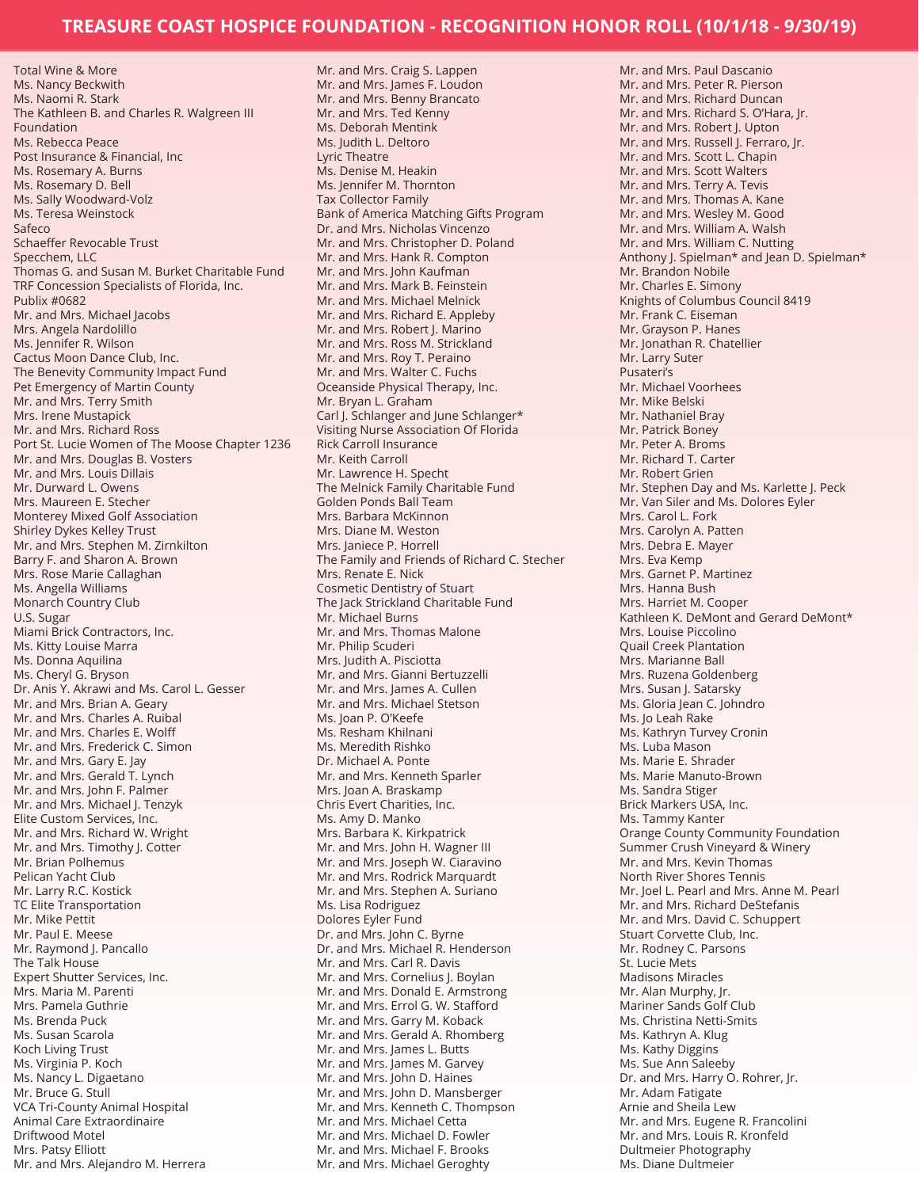# TREASURE COAST HOSPICE FOUNDATION - RECOGNITION HONOR ROLL (10/1/18 - 9/30/19)

Total Wine & More
Ms. Nancy Beckwith
Ms. Naomi R. Stark
The Kathleen B. and Charles R. Walgreen III Foundation
Ms. Rebecca Peace
Post Insurance & Financial, Inc
Ms. Rosemary A. Burns
Ms. Rosemary D. Bell
Ms. Sally Woodward-Volz
Ms. Teresa Weinstock
Safeco
Schaeffer Revocable Trust
Specchem, LLC
Thomas G. and Susan M. Burket Charitable Fund
TRF Concession Specialists of Florida, Inc.
Publix #0682
Mr. and Mrs. Michael Jacobs
Mrs. Angela Nardolillo
Ms. Jennifer R. Wilson
Cactus Moon Dance Club, Inc.
The Benevity Community Impact Fund
Pet Emergency of Martin County
Mr. and Mrs. Terry Smith
Mrs. Irene Mustapick
Mr. and Mrs. Richard Ross
Port St. Lucie Women of The Moose Chapter 1236
Mr. and Mrs. Douglas B. Vosters
Mr. and Mrs. Louis Dillais
Mr. Durward L. Owens
Mrs. Maureen E. Stecher
Monterey Mixed Golf Association
Shirley Dykes Kelley Trust
Mr. and Mrs. Stephen M. Zirnkilton
Barry F. and Sharon A. Brown
Mrs. Rose Marie Callaghan
Ms. Angella Williams
Monarch Country Club
U.S. Sugar
Miami Brick Contractors, Inc.
Ms. Kitty Louise Marra
Ms. Donna Aquilina
Ms. Cheryl G. Bryson
Dr. Anis Y. Akrawi and Ms. Carol L. Gesser
Mr. and Mrs. Brian A. Geary
Mr. and Mrs. Charles A. Ruibal
Mr. and Mrs. Charles E. Wolff
Mr. and Mrs. Frederick C. Simon
Mr. and Mrs. Gary E. Jay
Mr. and Mrs. Gerald T. Lynch
Mr. and Mrs. John F. Palmer
Mr. and Mrs. Michael J. Tenzyk
Elite Custom Services, Inc.
Mr. and Mrs. Richard W. Wright
Mr. and Mrs. Timothy J. Cotter
Mr. Brian Polhemus
Pelican Yacht Club
Mr. Larry R.C. Kostick
TC Elite Transportation
Mr. Mike Pettit
Mr. Paul E. Meese
Mr. Raymond J. Pancallo
The Talk House
Expert Shutter Services, Inc.
Mrs. Maria M. Parenti
Mrs. Pamela Guthrie
Ms. Brenda Puck
Ms. Susan Scarola
Koch Living Trust
Ms. Virginia P. Koch
Ms. Nancy L. Digaetano
Mr. Bruce G. Stull
VCA Tri-County Animal Hospital
Animal Care Extraordinaire
Driftwood Motel
Mrs. Patsy Elliott
Mr. and Mrs. Alejandro M. Herrera
Mr. and Mrs. Craig S. Lappen
Mr. and Mrs. James F. Loudon
Mr. and Mrs. Benny Brancato
Mr. and Mrs. Ted Kenny
Ms. Deborah Mentink
Ms. Judith L. Deltoro
Lyric Theatre
Ms. Denise M. Heakin
Ms. Jennifer M. Thornton
Tax Collector Family
Bank of America Matching Gifts Program
Dr. and Mrs. Nicholas Vincenzo
Mr. and Mrs. Christopher D. Poland
Mr. and Mrs. Hank R. Compton
Mr. and Mrs. John Kaufman
Mr. and Mrs. Mark B. Feinstein
Mr. and Mrs. Michael Melnick
Mr. and Mrs. Richard E. Appleby
Mr. and Mrs. Robert J. Marino
Mr. and Mrs. Ross M. Strickland
Mr. and Mrs. Roy T. Peraino
Mr. and Mrs. Walter C. Fuchs
Oceanside Physical Therapy, Inc.
Mr. Bryan L. Graham
Carl J. Schlanger and June Schlanger*
Visiting Nurse Association Of Florida
Rick Carroll Insurance
Mr. Keith Carroll
Mr. Lawrence H. Specht
The Melnick Family Charitable Fund
Golden Ponds Ball Team
Mrs. Barbara McKinnon
Mrs. Diane M. Weston
Mrs. Janiece P. Horrell
The Family and Friends of Richard C. Stecher
Mrs. Renate E. Nick
Cosmetic Dentistry of Stuart
The Jack Strickland Charitable Fund
Mr. Michael Burns
Mr. and Mrs. Thomas Malone
Mr. Philip Scuderi
Mrs. Judith A. Pisciotta
Mr. and Mrs. Gianni Bertuzzelli
Mr. and Mrs. James A. Cullen
Mr. and Mrs. Michael Stetson
Ms. Joan P. O'Keefe
Ms. Resham Khilnani
Ms. Meredith Rishko
Dr. Michael A. Ponte
Mr. and Mrs. Kenneth Sparler
Mrs. Joan A. Braskamp
Chris Evert Charities, Inc.
Ms. Amy D. Manko
Mrs. Barbara K. Kirkpatrick
Mr. and Mrs. John H. Wagner III
Mr. and Mrs. Joseph W. Ciaravino
Mr. and Mrs. Rodrick Marquardt
Mr. and Mrs. Stephen A. Suriano
Ms. Lisa Rodriguez
Dolores Eyler Fund
Dr. and Mrs. John C. Byrne
Dr. and Mrs. Michael R. Henderson
Mr. and Mrs. Carl R. Davis
Mr. and Mrs. Cornelius J. Boylan
Mr. and Mrs. Donald E. Armstrong
Mr. and Mrs. Errol G. W. Stafford
Mr. and Mrs. Garry M. Koback
Mr. and Mrs. Gerald A. Rhomberg
Mr. and Mrs. James L. Butts
Mr. and Mrs. James M. Garvey
Mr. and Mrs. John D. Haines
Mr. and Mrs. John D. Mansberger
Mr. and Mrs. Kenneth C. Thompson
Mr. and Mrs. Michael Cetta
Mr. and Mrs. Michael D. Fowler
Mr. and Mrs. Michael F. Brooks
Mr. and Mrs. Michael Geroghty
Mr. and Mrs. Paul Dascanio
Mr. and Mrs. Peter R. Pierson
Mr. and Mrs. Richard Duncan
Mr. and Mrs. Richard S. O'Hara, Jr.
Mr. and Mrs. Robert J. Upton
Mr. and Mrs. Russell J. Ferraro, Jr.
Mr. and Mrs. Scott L. Chapin
Mr. and Mrs. Scott Walters
Mr. and Mrs. Terry A. Tevis
Mr. and Mrs. Thomas A. Kane
Mr. and Mrs. Wesley M. Good
Mr. and Mrs. William A. Walsh
Mr. and Mrs. William C. Nutting
Anthony J. Spielman* and Jean D. Spielman*
Mr. Brandon Nobile
Mr. Charles E. Simony
Knights of Columbus Council 8419
Mr. Frank C. Eiseman
Mr. Grayson P. Hanes
Mr. Jonathan R. Chatellier
Mr. Larry Suter
Pusateri's
Mr. Michael Voorhees
Mr. Mike Belski
Mr. Nathaniel Bray
Mr. Patrick Boney
Mr. Peter A. Broms
Mr. Richard T. Carter
Mr. Robert Grien
Mr. Stephen Day and Ms. Karlette J. Peck
Mr. Van Siler and Ms. Dolores Eyler
Mrs. Carol L. Fork
Mrs. Carolyn A. Patten
Mrs. Debra E. Mayer
Mrs. Eva Kemp
Mrs. Garnet P. Martinez
Mrs. Hanna Bush
Mrs. Harriet M. Cooper
Kathleen K. DeMont and Gerard DeMont*
Mrs. Louise Piccolino
Quail Creek Plantation
Mrs. Marianne Ball
Mrs. Ruzena Goldenberg
Mrs. Susan J. Satarsky
Ms. Gloria Jean C. Johndro
Ms. Jo Leah Rake
Ms. Kathryn Turvey Cronin
Ms. Luba Mason
Ms. Marie E. Shrader
Ms. Marie Manuto-Brown
Ms. Sandra Stiger
Brick Markers USA, Inc.
Ms. Tammy Kanter
Orange County Community Foundation
Summer Crush Vineyard & Winery
Mr. and Mrs. Kevin Thomas
North River Shores Tennis
Mr. Joel L. Pearl and Mrs. Anne M. Pearl
Mr. and Mrs. Richard DeStefanis
Mr. and Mrs. David C. Schuppert
Stuart Corvette Club, Inc.
Mr. Rodney C. Parsons
St. Lucie Mets
Madisons Miracles
Mr. Alan Murphy, Jr.
Mariner Sands Golf Club
Ms. Christina Netti-Smits
Ms. Kathryn A. Klug
Ms. Kathy Diggins
Ms. Sue Ann Saleeby
Dr. and Mrs. Harry O. Rohrer, Jr.
Mr. Adam Fatigate
Arnie and Sheila Lew
Mr. and Mrs. Eugene R. Francolini
Mr. and Mrs. Louis R. Kronfeld
Dultmeier Photography
Ms. Diane Dultmeier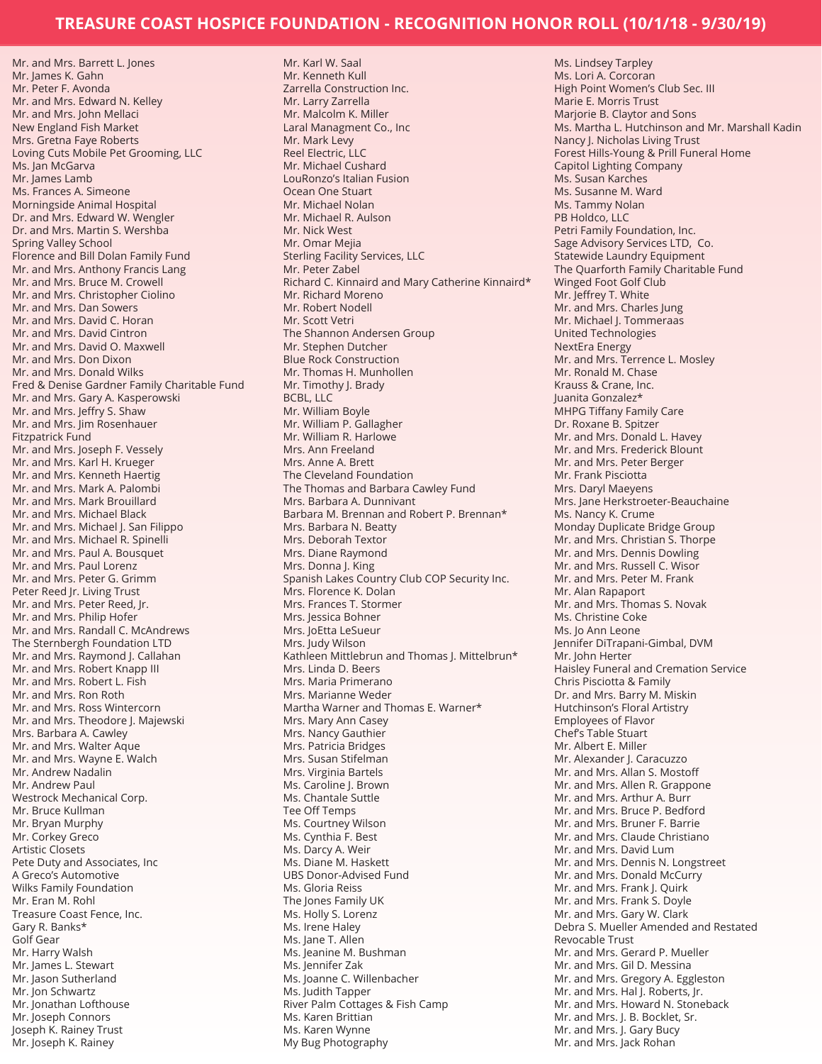# TREASURE COAST HOSPICE FOUNDATION - RECOGNITION HONOR ROLL (10/1/18 - 9/30/19)

Mr. and Mrs. Barrett L. Jones
Mr. James K. Gahn
Mr. Peter F. Avonda
Mr. and Mrs. Edward N. Kelley
Mr. and Mrs. John Mellaci
New England Fish Market
Mrs. Gretna Faye Roberts
Loving Cuts Mobile Pet Grooming, LLC
Ms. Jan McGarva
Mr. James Lamb
Ms. Frances A. Simeone
Morningside Animal Hospital
Dr. and Mrs. Edward W. Wengler
Dr. and Mrs. Martin S. Wershba
Spring Valley School
Florence and Bill Dolan Family Fund
Mr. and Mrs. Anthony Francis Lang
Mr. and Mrs. Bruce M. Crowell
Mr. and Mrs. Christopher Ciolino
Mr. and Mrs. Dan Sowers
Mr. and Mrs. David C. Horan
Mr. and Mrs. David Cintron
Mr. and Mrs. David O. Maxwell
Mr. and Mrs. Don Dixon
Mr. and Mrs. Donald Wilks
Fred & Denise Gardner Family Charitable Fund
Mr. and Mrs. Gary A. Kasperowski
Mr. and Mrs. Jeffry S. Shaw
Mr. and Mrs. Jim Rosenhauer
Fitzpatrick Fund
Mr. and Mrs. Joseph F. Vessely
Mr. and Mrs. Karl H. Krueger
Mr. and Mrs. Kenneth Haertig
Mr. and Mrs. Mark A. Palombi
Mr. and Mrs. Mark Brouillard
Mr. and Mrs. Michael Black
Mr. and Mrs. Michael J. San Filippo
Mr. and Mrs. Michael R. Spinelli
Mr. and Mrs. Paul A. Bousquet
Mr. and Mrs. Paul Lorenz
Mr. and Mrs. Peter G. Grimm
Peter Reed Jr. Living Trust
Mr. and Mrs. Peter Reed, Jr.
Mr. and Mrs. Philip Hofer
Mr. and Mrs. Randall C. McAndrews
The Sternbergh Foundation LTD
Mr. and Mrs. Raymond J. Callahan
Mr. and Mrs. Robert Knapp III
Mr. and Mrs. Robert L. Fish
Mr. and Mrs. Ron Roth
Mr. and Mrs. Ross Wintercorn
Mr. and Mrs. Theodore J. Majewski
Mrs. Barbara A. Cawley
Mr. and Mrs. Walter Aque
Mr. and Mrs. Wayne E. Walch
Mr. Andrew Nadalin
Mr. Andrew Paul
Westrock Mechanical Corp.
Mr. Bruce Kullman
Mr. Bryan Murphy
Mr. Corkey Greco
Artistic Closets
Pete Duty and Associates, Inc
A Greco's Automotive
Wilks Family Foundation
Mr. Eran M. Rohl
Treasure Coast Fence, Inc.
Gary R. Banks*
Golf Gear
Mr. Harry Walsh
Mr. James L. Stewart
Mr. Jason Sutherland
Mr. Jon Schwartz
Mr. Jonathan Lofthouse
Mr. Joseph Connors
Joseph K. Rainey Trust
Mr. Joseph K. Rainey
Mr. Karl W. Saal
Mr. Kenneth Kull
Zarrella Construction Inc.
Mr. Larry Zarrella
Mr. Malcolm K. Miller
Laral Managment Co., Inc
Mr. Mark Levy
Reel Electric, LLC
Mr. Michael Cushard
LouRonzo's Italian Fusion
Ocean One Stuart
Mr. Michael Nolan
Mr. Michael R. Aulson
Mr. Nick West
Mr. Omar Mejia
Sterling Facility Services, LLC
Mr. Peter Zabel
Richard C. Kinnaird and Mary Catherine Kinnaird*
Mr. Richard Moreno
Mr. Robert Nodell
Mr. Scott Vetri
The Shannon Andersen Group
Mr. Stephen Dutcher
Blue Rock Construction
Mr. Thomas H. Munhollen
Mr. Timothy J. Brady
BCBL, LLC
Mr. William Boyle
Mr. William P. Gallagher
Mr. William R. Harlowe
Mrs. Ann Freeland
Mrs. Anne A. Brett
The Cleveland Foundation
The Thomas and Barbara Cawley Fund
Mrs. Barbara A. Dunnivant
Barbara M. Brennan and Robert P. Brennan*
Mrs. Barbara N. Beatty
Mrs. Deborah Textor
Mrs. Diane Raymond
Mrs. Donna J. King
Spanish Lakes Country Club COP Security Inc.
Mrs. Florence K. Dolan
Mrs. Frances T. Stormer
Mrs. Jessica Bohner
Mrs. JoEtta LeSueur
Mrs. Judy Wilson
Kathleen Mittlebrun and Thomas J. Mittelbrun*
Mrs. Linda D. Beers
Mrs. Maria Primerano
Mrs. Marianne Weder
Martha Warner and Thomas E. Warner*
Mrs. Mary Ann Casey
Mrs. Nancy Gauthier
Mrs. Patricia Bridges
Mrs. Susan Stifelman
Mrs. Virginia Bartels
Ms. Caroline J. Brown
Ms. Chantale Suttle
Tee Off Temps
Ms. Courtney Wilson
Ms. Cynthia F. Best
Ms. Darcy A. Weir
Ms. Diane M. Haskett
UBS Donor-Advised Fund
Ms. Gloria Reiss
The Jones Family UK
Ms. Holly S. Lorenz
Ms. Irene Haley
Ms. Jane T. Allen
Ms. Jeanine M. Bushman
Ms. Jennifer Zak
Ms. Joanne C. Willenbacher
Ms. Judith Tapper
River Palm Cottages & Fish Camp
Ms. Karen Brittian
Ms. Karen Wynne
My Bug Photography
Ms. Lindsey Tarpley
Ms. Lori A. Corcoran
High Point Women's Club Sec. III
Marie E. Morris Trust
Marjorie B. Claytor and Sons
Ms. Martha L. Hutchinson and Mr. Marshall Kadin
Nancy J. Nicholas Living Trust
Forest Hills-Young & Prill Funeral Home
Capitol Lighting Company
Ms. Susan Karches
Ms. Susanne M. Ward
Ms. Tammy Nolan
PB Holdco, LLC
Petri Family Foundation, Inc.
Sage Advisory Services LTD, Co.
Statewide Laundry Equipment
The Quarforth Family Charitable Fund
Winged Foot Golf Club
Mr. Jeffrey T. White
Mr. and Mrs. Charles Jung
Mr. Michael J. Tommeraas
United Technologies
NextEra Energy
Mr. and Mrs. Terrence L. Mosley
Mr. Ronald M. Chase
Krauss & Crane, Inc.
Juanita Gonzalez*
MHPG Tiffany Family Care
Dr. Roxane B. Spitzer
Mr. and Mrs. Donald L. Havey
Mr. and Mrs. Frederick Blount
Mr. and Mrs. Peter Berger
Mr. Frank Pisciotta
Mrs. Daryl Maeyens
Mrs. Jane Herkstroeter-Beauchaine
Ms. Nancy K. Crume
Monday Duplicate Bridge Group
Mr. and Mrs. Christian S. Thorpe
Mr. and Mrs. Dennis Dowling
Mr. and Mrs. Russell C. Wisor
Mr. and Mrs. Peter M. Frank
Mr. Alan Rapaport
Mr. and Mrs. Thomas S. Novak
Ms. Christine Coke
Ms. Jo Ann Leone
Jennifer DiTrapani-Gimbal, DVM
Mr. John Herter
Haisley Funeral and Cremation Service
Chris Pisciotta & Family
Dr. and Mrs. Barry M. Miskin
Hutchinson's Floral Artistry
Employees of Flavor
Chef's Table Stuart
Mr. Albert E. Miller
Mr. Alexander J. Caracuzzo
Mr. and Mrs. Allan S. Mostoff
Mr. and Mrs. Allen R. Grappone
Mr. and Mrs. Arthur A. Burr
Mr. and Mrs. Bruce P. Bedford
Mr. and Mrs. Bruner F. Barrie
Mr. and Mrs. Claude Christiano
Mr. and Mrs. David Lum
Mr. and Mrs. Dennis N. Longstreet
Mr. and Mrs. Donald McCurry
Mr. and Mrs. Frank J. Quirk
Mr. and Mrs. Frank S. Doyle
Mr. and Mrs. Gary W. Clark
Debra S. Mueller Amended and Restated Revocable Trust
Mr. and Mrs. Gerard P. Mueller
Mr. and Mrs. Gil D. Messina
Mr. and Mrs. Gregory A. Eggleston
Mr. and Mrs. Hal J. Roberts, Jr.
Mr. and Mrs. Howard N. Stoneback
Mr. and Mrs. J. B. Bocklet, Sr.
Mr. and Mrs. J. Gary Bucy
Mr. and Mrs. Jack Rohan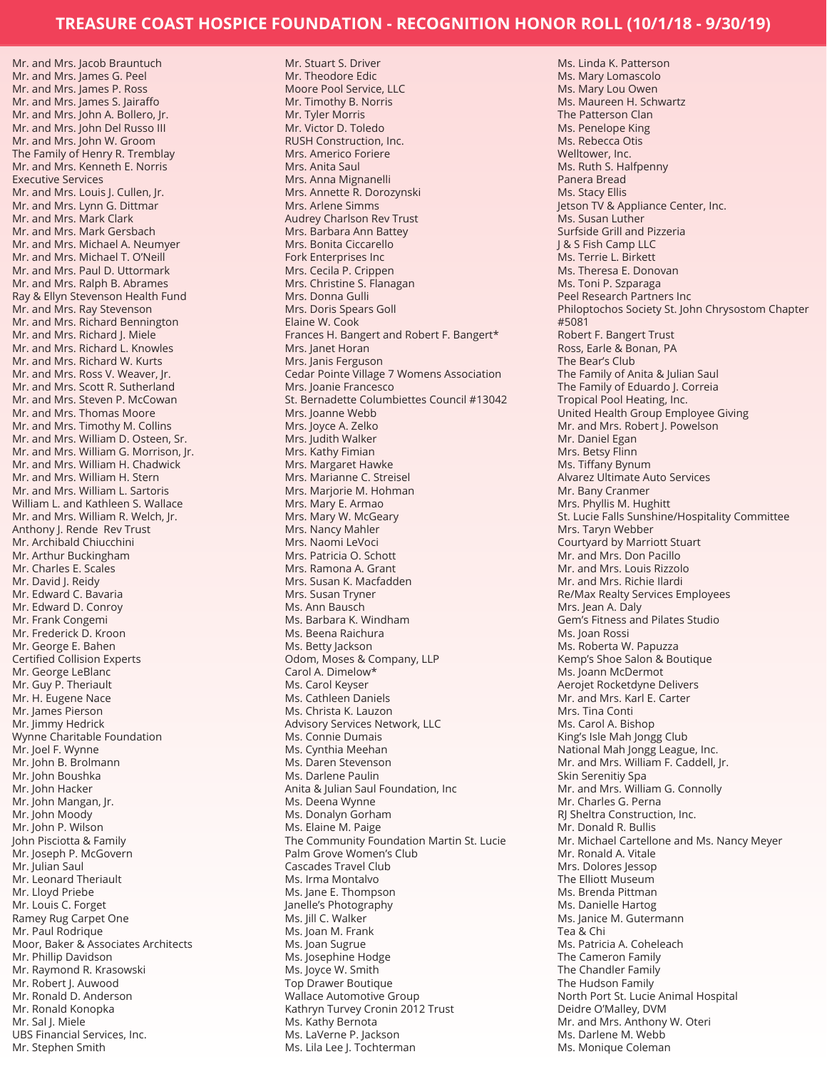# TREASURE COAST HOSPICE FOUNDATION - RECOGNITION HONOR ROLL (10/1/18 - 9/30/19)

Mr. and Mrs. Jacob Brauntuch
Mr. and Mrs. James G. Peel
Mr. and Mrs. James P. Ross
Mr. and Mrs. James S. Jairaffo
Mr. and Mrs. John A. Bollero, Jr.
Mr. and Mrs. John Del Russo III
Mr. and Mrs. John W. Groom
The Family of Henry R. Tremblay
Mr. and Mrs. Kenneth E. Norris
Executive Services
Mr. and Mrs. Louis J. Cullen, Jr.
Mr. and Mrs. Lynn G. Dittmar
Mr. and Mrs. Mark Clark
Mr. and Mrs. Mark Gersbach
Mr. and Mrs. Michael A. Neumyer
Mr. and Mrs. Michael T. O'Neill
Mr. and Mrs. Paul D. Uttormark
Mr. and Mrs. Ralph B. Abrames
Ray & Ellyn Stevenson Health Fund
Mr. and Mrs. Ray Stevenson
Mr. and Mrs. Richard Bennington
Mr. and Mrs. Richard J. Miele
Mr. and Mrs. Richard L. Knowles
Mr. and Mrs. Richard W. Kurts
Mr. and Mrs. Ross V. Weaver, Jr.
Mr. and Mrs. Scott R. Sutherland
Mr. and Mrs. Steven P. McCowan
Mr. and Mrs. Thomas Moore
Mr. and Mrs. Timothy M. Collins
Mr. and Mrs. William D. Osteen, Sr.
Mr. and Mrs. William G. Morrison, Jr.
Mr. and Mrs. William H. Chadwick
Mr. and Mrs. William H. Stern
Mr. and Mrs. William L. Sartoris
William L. and Kathleen S. Wallace
Mr. and Mrs. William R. Welch, Jr.
Anthony J. Rende Rev Trust
Mr. Archibald Chiucchini
Mr. Arthur Buckingham
Mr. Charles E. Scales
Mr. David J. Reidy
Mr. Edward C. Bavaria
Mr. Edward D. Conroy
Mr. Frank Congemi
Mr. Frederick D. Kroon
Mr. George E. Bahen
Certified Collision Experts
Mr. George LeBlanc
Mr. Guy P. Theriault
Mr. H. Eugene Nace
Mr. James Pierson
Mr. Jimmy Hedrick
Wynne Charitable Foundation
Mr. Joel F. Wynne
Mr. John B. Brolmann
Mr. John Boushka
Mr. John Hacker
Mr. John Mangan, Jr.
Mr. John Moody
Mr. John P. Wilson
John Pisciotta & Family
Mr. Joseph P. McGovern
Mr. Julian Saul
Mr. Leonard Theriault
Mr. Lloyd Priebe
Mr. Louis C. Forget
Ramey Rug Carpet One
Mr. Paul Rodrique
Moor, Baker & Associates Architects
Mr. Phillip Davidson
Mr. Raymond R. Krasowski
Mr. Robert J. Auwood
Mr. Ronald D. Anderson
Mr. Ronald Konopka
Mr. Sal J. Miele
UBS Financial Services, Inc.
Mr. Stephen Smith
Mr. Stuart S. Driver
Mr. Theodore Edic
Moore Pool Service, LLC
Mr. Timothy B. Norris
Mr. Tyler Morris
Mr. Victor D. Toledo
RUSH Construction, Inc.
Mrs. Americo Foriere
Mrs. Anita Saul
Mrs. Anna Mignanelli
Mrs. Annette R. Dorozynski
Mrs. Arlene Simms
Audrey Charlson Rev Trust
Mrs. Barbara Ann Battey
Mrs. Bonita Ciccarello
Fork Enterprises Inc
Mrs. Cecila P. Crippen
Mrs. Christine S. Flanagan
Mrs. Donna Gulli
Mrs. Doris Spears Goll
Elaine W. Cook
Frances H. Bangert and Robert F. Bangert*
Mrs. Janet Horan
Mrs. Janis Ferguson
Cedar Pointe Village 7 Womens Association
Mrs. Joanie Francesco
St. Bernadette Columbiettes Council #13042
Mrs. Joanne Webb
Mrs. Joyce A. Zelko
Mrs. Judith Walker
Mrs. Kathy Fimian
Mrs. Margaret Hawke
Mrs. Marianne C. Streisel
Mrs. Marjorie M. Hohman
Mrs. Mary E. Armao
Mrs. Mary W. McGeary
Mrs. Nancy Mahler
Mrs. Naomi LeVoci
Mrs. Patricia O. Schott
Mrs. Ramona A. Grant
Mrs. Susan K. Macfadden
Mrs. Susan Tryner
Ms. Ann Bausch
Ms. Barbara K. Windham
Ms. Beena Raichura
Ms. Betty Jackson
Odom, Moses & Company, LLP
Carol A. Dimelow*
Ms. Carol Keyser
Ms. Cathleen Daniels
Ms. Christa K. Lauzon
Advisory Services Network, LLC
Ms. Connie Dumais
Ms. Cynthia Meehan
Ms. Daren Stevenson
Ms. Darlene Paulin
Anita & Julian Saul Foundation, Inc
Ms. Deena Wynne
Ms. Donalyn Gorham
Ms. Elaine M. Paige
The Community Foundation Martin St. Lucie
Palm Grove Women's Club
Cascades Travel Club
Ms. Irma Montalvo
Ms. Jane E. Thompson
Janelle's Photography
Ms. Jill C. Walker
Ms. Joan M. Frank
Ms. Joan Sugrue
Ms. Josephine Hodge
Ms. Joyce W. Smith
Top Drawer Boutique
Wallace Automotive Group
Kathryn Turvey Cronin 2012 Trust
Ms. Kathy Bernota
Ms. LaVerne P. Jackson
Ms. Lila Lee J. Tochterman
Ms. Linda K. Patterson
Ms. Mary Lomascolo
Ms. Mary Lou Owen
Ms. Maureen H. Schwartz
The Patterson Clan
Ms. Penelope King
Ms. Rebecca Otis
Welltower, Inc.
Ms. Ruth S. Halfpenny
Panera Bread
Ms. Stacy Ellis
Jetson TV & Appliance Center, Inc.
Ms. Susan Luther
Surfside Grill and Pizzeria
J & S Fish Camp LLC
Ms. Terrie L. Birkett
Ms. Theresa E. Donovan
Ms. Toni P. Szparaga
Peel Research Partners Inc
Philoptochos Society St. John Chrysostom Chapter #5081
Robert F. Bangert Trust
Ross, Earle & Bonan, PA
The Bear's Club
The Family of Anita & Julian Saul
The Family of Eduardo J. Correia
Tropical Pool Heating, Inc.
United Health Group Employee Giving
Mr. and Mrs. Robert J. Powelson
Mr. Daniel Egan
Mrs. Betsy Flinn
Ms. Tiffany Bynum
Alvarez Ultimate Auto Services
Mr. Bany Cranmer
Mrs. Phyllis M. Hughitt
St. Lucie Falls Sunshine/Hospitality Committee
Mrs. Taryn Webber
Courtyard by Marriott Stuart
Mr. and Mrs. Don Pacillo
Mr. and Mrs. Louis Rizzolo
Mr. and Mrs. Richie Ilardi
Re/Max Realty Services Employees
Mrs. Jean A. Daly
Gem's Fitness and Pilates Studio
Ms. Joan Rossi
Ms. Roberta W. Papuzza
Kemp's Shoe Salon & Boutique
Ms. Joann McDermot
Aerojet Rocketdyne Delivers
Mr. and Mrs. Karl E. Carter
Mrs. Tina Conti
Ms. Carol A. Bishop
King's Isle Mah Jongg Club
National Mah Jongg League, Inc.
Mr. and Mrs. William F. Caddell, Jr.
Skin Serenitiy Spa
Mr. and Mrs. William G. Connolly
Mr. Charles G. Perna
RJ Sheltra Construction, Inc.
Mr. Donald R. Bullis
Mr. Michael Cartellone and Ms. Nancy Meyer
Mr. Ronald A. Vitale
Mrs. Dolores Jessop
The Elliott Museum
Ms. Brenda Pittman
Ms. Danielle Hartog
Ms. Janice M. Gutermann
Tea & Chi
Ms. Patricia A. Coheleach
The Cameron Family
The Chandler Family
The Hudson Family
North Port St. Lucie Animal Hospital
Deidre O'Malley, DVM
Mr. and Mrs. Anthony W. Oteri
Ms. Darlene M. Webb
Ms. Monique Coleman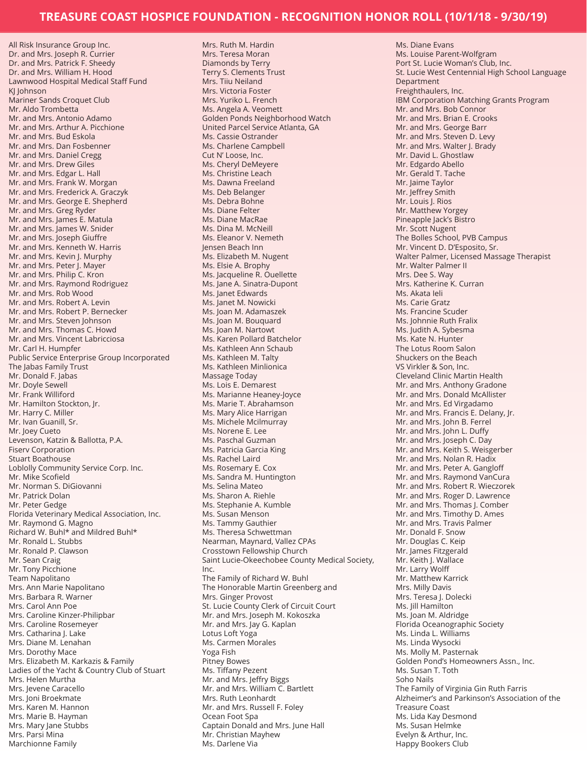# TREASURE COAST HOSPICE FOUNDATION - RECOGNITION HONOR ROLL (10/1/18 - 9/30/19)

All Risk Insurance Group Inc.
Dr. and Mrs. Joseph R. Currier
Dr. and Mrs. Patrick F. Sheedy
Dr. and Mrs. William H. Hood
Lawnwood Hospital Medical Staff Fund
KJ Johnson
Mariner Sands Croquet Club
Mr. Aldo Trombetta
Mr. and Mrs. Antonio Adamo
Mr. and Mrs. Arthur A. Picchione
Mr. and Mrs. Bud Eskola
Mr. and Mrs. Dan Fosbenner
Mr. and Mrs. Daniel Cregg
Mr. and Mrs. Drew Giles
Mr. and Mrs. Edgar L. Hall
Mr. and Mrs. Frank W. Morgan
Mr. and Mrs. Frederick A. Graczyk
Mr. and Mrs. George E. Shepherd
Mr. and Mrs. Greg Ryder
Mr. and Mrs. James E. Matula
Mr. and Mrs. James W. Snider
Mr. and Mrs. Joseph Giuffre
Mr. and Mrs. Kenneth W. Harris
Mr. and Mrs. Kevin J. Murphy
Mr. and Mrs. Peter J. Mayer
Mr. and Mrs. Philip C. Kron
Mr. and Mrs. Raymond Rodriguez
Mr. and Mrs. Rob Wood
Mr. and Mrs. Robert A. Levin
Mr. and Mrs. Robert P. Bernecker
Mr. and Mrs. Steven Johnson
Mr. and Mrs. Thomas C. Howd
Mr. and Mrs. Vincent Labricciosa
Mr. Carl H. Humpfer
Public Service Enterprise Group Incorporated
The Jabas Family Trust
Mr. Donald F. Jabas
Mr. Doyle Sewell
Mr. Frank Williford
Mr. Hamilton Stockton, Jr.
Mr. Harry C. Miller
Mr. Ivan Guanill, Sr.
Mr. Joey Cueto
Levenson, Katzin & Ballotta, P.A.
Fiserv Corporation
Stuart Boathouse
Loblolly Community Service Corp. Inc.
Mr. Mike Scofield
Mr. Norman S. DiGiovanni
Mr. Patrick Dolan
Mr. Peter Gedge
Florida Veterinary Medical Association, Inc.
Mr. Raymond G. Magno
Richard W. Buhl* and Mildred Buhl*
Mr. Ronald L. Stubbs
Mr. Ronald P. Clawson
Mr. Sean Craig
Mr. Tony Picchione
Team Napolitano
Mrs. Ann Marie Napolitano
Mrs. Barbara R. Warner
Mrs. Carol Ann Poe
Mrs. Caroline Kinzer-Philipbar
Mrs. Caroline Rosemeyer
Mrs. Catharina J. Lake
Mrs. Diane M. Lenahan
Mrs. Dorothy Mace
Mrs. Elizabeth M. Karkazis & Family
Ladies of the Yacht & Country Club of Stuart
Mrs. Helen Murtha
Mrs. Jevene Caracello
Mrs. Joni Broekmate
Mrs. Karen M. Hannon
Mrs. Marie B. Hayman
Mrs. Mary Jane Stubbs
Mrs. Parsi Mina
Marchionne Family
Mrs. Ruth M. Hardin
Mrs. Teresa Moran
Diamonds by Terry
Terry S. Clements Trust
Mrs. Tiiu Neiland
Mrs. Victoria Foster
Mrs. Yuriko L. French
Ms. Angela A. Veomett
Golden Ponds Neighborhood Watch
United Parcel Service Atlanta, GA
Ms. Cassie Ostrander
Ms. Charlene Campbell
Cut N' Loose, Inc.
Ms. Cheryl DeMeyere
Ms. Christine Leach
Ms. Dawna Freeland
Ms. Deb Belanger
Ms. Debra Bohne
Ms. Diane Felter
Ms. Diane MacRae
Ms. Dina M. McNeill
Ms. Eleanor V. Nemeth
Jensen Beach Inn
Ms. Elizabeth M. Nugent
Ms. Elsie A. Brophy
Ms. Jacqueline R. Ouellette
Ms. Jane A. Sinatra-Dupont
Ms. Janet Edwards
Ms. Janet M. Nowicki
Ms. Joan M. Adamaszek
Ms. Joan M. Bouquard
Ms. Joan M. Nartowt
Ms. Karen Pollard Batchelor
Ms. Kathleen Ann Schaub
Ms. Kathleen M. Talty
Ms. Kathleen Minlionica
Massage Today
Ms. Lois E. Demarest
Ms. Marianne Heaney-Joyce
Ms. Marie T. Abrahamson
Ms. Mary Alice Harrigan
Ms. Michele Mcilmurray
Ms. Norene E. Lee
Ms. Paschal Guzman
Ms. Patricia Garcia King
Ms. Rachel Laird
Ms. Rosemary E. Cox
Ms. Sandra M. Huntington
Ms. Selina Mateo
Ms. Sharon A. Riehle
Ms. Stephanie A. Kumble
Ms. Susan Menson
Ms. Tammy Gauthier
Ms. Theresa Schwettman
Nearman, Maynard, Vallez CPAs
Crosstown Fellowship Church
Saint Lucie-Okeechobee County Medical Society, Inc.
The Family of Richard W. Buhl
The Honorable Martin Greenberg and Mrs. Ginger Provost
St. Lucie County Clerk of Circuit Court
Mr. and Mrs. Joseph M. Kokoszka
Mr. and Mrs. Jay G. Kaplan
Lotus Loft Yoga
Ms. Carmen Morales
Yoga Fish
Pitney Bowes
Ms. Tiffany Pezent
Mr. and Mrs. Jeffry Biggs
Mr. and Mrs. William C. Bartlett
Mrs. Ruth Leonhardt
Mr. and Mrs. Russell F. Foley
Ocean Foot Spa
Captain Donald and Mrs. June Hall
Mr. Christian Mayhew
Ms. Darlene Via
Ms. Diane Evans
Ms. Louise Parent-Wolfgram
Port St. Lucie Woman's Club, Inc.
St. Lucie West Centennial High School Language Department
Freighthaulers, Inc.
IBM Corporation Matching Grants Program
Mr. and Mrs. Bob Connor
Mr. and Mrs. Brian E. Crooks
Mr. and Mrs. George Barr
Mr. and Mrs. Steven D. Levy
Mr. and Mrs. Walter J. Brady
Mr. David L. Ghostlaw
Mr. Edgardo Abello
Mr. Gerald T. Tache
Mr. Jaime Taylor
Mr. Jeffrey Smith
Mr. Louis J. Rios
Mr. Matthew Yorgey
Pineapple Jack's Bistro
Mr. Scott Nugent
The Bolles School, PVB Campus
Mr. Vincent D. D'Esposito, Sr.
Walter Palmer, Licensed Massage Therapist
Mr. Walter Palmer II
Mrs. Dee S. Way
Mrs. Katherine K. Curran
Ms. Akata Ieli
Ms. Carie Gratz
Ms. Francine Scuder
Ms. Johnnie Ruth Fralix
Ms. Judith A. Sybesma
Ms. Kate N. Hunter
The Lotus Room Salon
Shuckers on the Beach
VS Virkler & Son, Inc.
Cleveland Clinic Martin Health
Mr. and Mrs. Anthony Gradone
Mr. and Mrs. Donald McAllister
Mr. and Mrs. Ed Virgadamo
Mr. and Mrs. Francis E. Delany, Jr.
Mr. and Mrs. John B. Ferrel
Mr. and Mrs. John L. Duffy
Mr. and Mrs. Joseph C. Day
Mr. and Mrs. Keith S. Weisgerber
Mr. and Mrs. Nolan R. Hadix
Mr. and Mrs. Peter A. Gangloff
Mr. and Mrs. Raymond VanCura
Mr. and Mrs. Robert R. Wieczorek
Mr. and Mrs. Roger D. Lawrence
Mr. and Mrs. Thomas J. Comber
Mr. and Mrs. Timothy D. Ames
Mr. and Mrs. Travis Palmer
Mr. Donald F. Snow
Mr. Douglas C. Keip
Mr. James Fitzgerald
Mr. Keith J. Wallace
Mr. Larry Wolff
Mr. Matthew Karrick
Mrs. Milly Davis
Mrs. Teresa J. Dolecki
Ms. Jill Hamilton
Ms. Joan M. Aldridge
Florida Oceanographic Society
Ms. Linda L. Williams
Ms. Linda Wysocki
Ms. Molly M. Pasternak
Golden Pond's Homeowners Assn., Inc.
Ms. Susan T. Toth
Soho Nails
The Family of Virginia Gin Ruth Farris
Alzheimer's and Parkinson's Association of the Treasure Coast
Ms. Lida Kay Desmond
Ms. Susan Helmke
Evelyn & Arthur, Inc.
Happy Bookers Club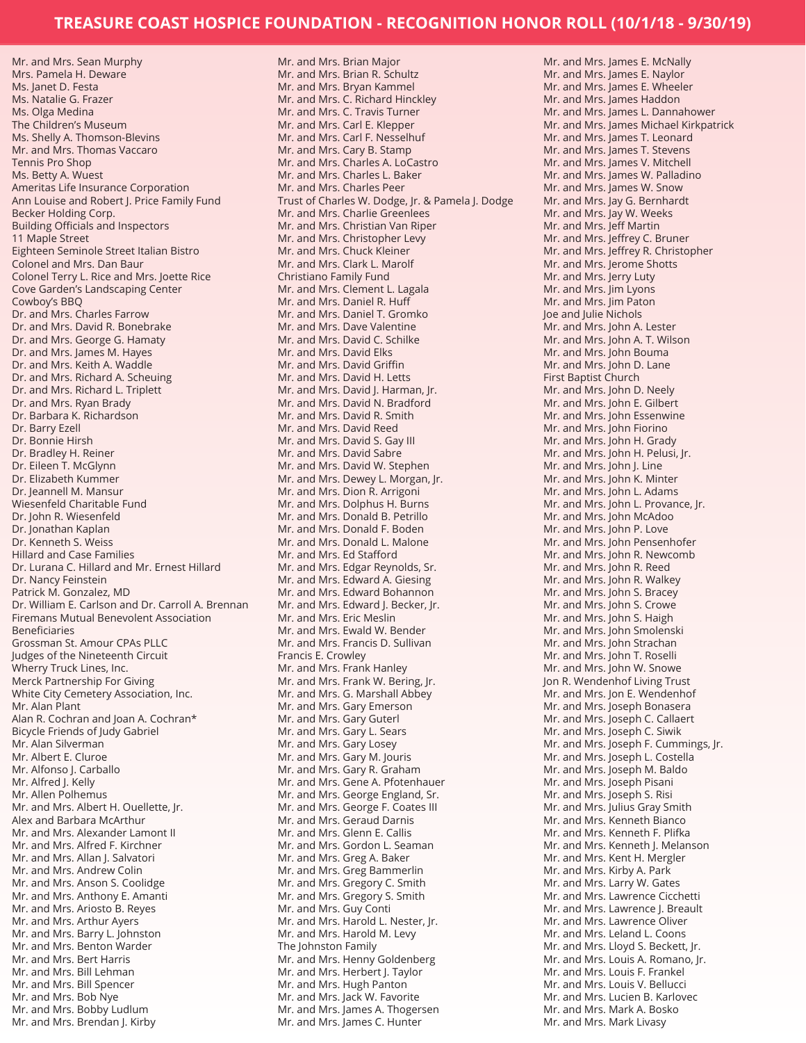# TREASURE COAST HOSPICE FOUNDATION - RECOGNITION HONOR ROLL (10/1/18 - 9/30/19)

Mr. and Mrs. Sean Murphy
Mrs. Pamela H. Deware
Ms. Janet D. Festa
Ms. Natalie G. Frazer
Ms. Olga Medina
The Children's Museum
Ms. Shelly A. Thomson-Blevins
Mr. and Mrs. Thomas Vaccaro
Tennis Pro Shop
Ms. Betty A. Wuest
Ameritas Life Insurance Corporation
Ann Louise and Robert J. Price Family Fund
Becker Holding Corp.
Building Officials and Inspectors
11 Maple Street
Eighteen Seminole Street Italian Bistro
Colonel and Mrs. Dan Baur
Colonel Terry L. Rice and Mrs. Joette Rice
Cove Garden's Landscaping Center
Cowboy's BBQ
Dr. and Mrs. Charles Farrow
Dr. and Mrs. David R. Bonebrake
Dr. and Mrs. George G. Hamaty
Dr. and Mrs. James M. Hayes
Dr. and Mrs. Keith A. Waddle
Dr. and Mrs. Richard A. Scheuing
Dr. and Mrs. Richard L. Triplett
Dr. and Mrs. Ryan Brady
Dr. Barbara K. Richardson
Dr. Barry Ezell
Dr. Bonnie Hirsh
Dr. Bradley H. Reiner
Dr. Eileen T. McGlynn
Dr. Elizabeth Kummer
Dr. Jeannell M. Mansur
Wiesenfeld Charitable Fund
Dr. John R. Wiesenfeld
Dr. Jonathan Kaplan
Dr. Kenneth S. Weiss
Hillard and Case Families
Dr. Lurana C. Hillard and Mr. Ernest Hillard
Dr. Nancy Feinstein
Patrick M. Gonzalez, MD
Dr. William E. Carlson and Dr. Carroll A. Brennan
Firemans Mutual Benevolent Association Beneficiaries
Grossman St. Amour CPAs PLLC
Judges of the Nineteenth Circuit
Wherry Truck Lines, Inc.
Merck Partnership For Giving
White City Cemetery Association, Inc.
Mr. Alan Plant
Alan R. Cochran and Joan A. Cochran*
Bicycle Friends of Judy Gabriel
Mr. Alan Silverman
Mr. Albert E. Cluroe
Mr. Alfonso J. Carballo
Mr. Alfred J. Kelly
Mr. Allen Polhemus
Mr. and Mrs. Albert H. Ouellette, Jr.
Alex and Barbara McArthur
Mr. and Mrs. Alexander Lamont II
Mr. and Mrs. Alfred F. Kirchner
Mr. and Mrs. Allan J. Salvatori
Mr. and Mrs. Andrew Colin
Mr. and Mrs. Anson S. Coolidge
Mr. and Mrs. Anthony E. Amanti
Mr. and Mrs. Ariosto B. Reyes
Mr. and Mrs. Arthur Ayers
Mr. and Mrs. Barry L. Johnston
Mr. and Mrs. Benton Warder
Mr. and Mrs. Bert Harris
Mr. and Mrs. Bill Lehman
Mr. and Mrs. Bill Spencer
Mr. and Mrs. Bob Nye
Mr. and Mrs. Bobby Ludlum
Mr. and Mrs. Brendan J. Kirby
Mr. and Mrs. Brian Major
Mr. and Mrs. Brian R. Schultz
Mr. and Mrs. Bryan Kammel
Mr. and Mrs. C. Richard Hinckley
Mr. and Mrs. C. Travis Turner
Mr. and Mrs. Carl E. Klepper
Mr. and Mrs. Carl F. Nesselhuf
Mr. and Mrs. Cary B. Stamp
Mr. and Mrs. Charles A. LoCastro
Mr. and Mrs. Charles L. Baker
Mr. and Mrs. Charles Peer
Trust of Charles W. Dodge, Jr. & Pamela J. Dodge
Mr. and Mrs. Charlie Greenlees
Mr. and Mrs. Christian Van Riper
Mr. and Mrs. Christopher Levy
Mr. and Mrs. Chuck Kleiner
Mr. and Mrs. Clark L. Marolf
Christiano Family Fund
Mr. and Mrs. Clement L. Lagala
Mr. and Mrs. Daniel R. Huff
Mr. and Mrs. Daniel T. Gromko
Mr. and Mrs. Dave Valentine
Mr. and Mrs. David C. Schilke
Mr. and Mrs. David Elks
Mr. and Mrs. David Griffin
Mr. and Mrs. David H. Letts
Mr. and Mrs. David J. Harman, Jr.
Mr. and Mrs. David N. Bradford
Mr. and Mrs. David R. Smith
Mr. and Mrs. David Reed
Mr. and Mrs. David S. Gay III
Mr. and Mrs. David Sabre
Mr. and Mrs. David W. Stephen
Mr. and Mrs. Dewey L. Morgan, Jr.
Mr. and Mrs. Dion R. Arrigoni
Mr. and Mrs. Dolphus H. Burns
Mr. and Mrs. Donald B. Petrillo
Mr. and Mrs. Donald F. Boden
Mr. and Mrs. Donald L. Malone
Mr. and Mrs. Ed Stafford
Mr. and Mrs. Edgar Reynolds, Sr.
Mr. and Mrs. Edward A. Giesing
Mr. and Mrs. Edward Bohannon
Mr. and Mrs. Edward J. Becker, Jr.
Mr. and Mrs. Eric Meslin
Mr. and Mrs. Ewald W. Bender
Mr. and Mrs. Francis D. Sullivan
Francis E. Crowley
Mr. and Mrs. Frank Hanley
Mr. and Mrs. Frank W. Bering, Jr.
Mr. and Mrs. G. Marshall Abbey
Mr. and Mrs. Gary Emerson
Mr. and Mrs. Gary Guterl
Mr. and Mrs. Gary L. Sears
Mr. and Mrs. Gary Losey
Mr. and Mrs. Gary M. Jouris
Mr. and Mrs. Gary R. Graham
Mr. and Mrs. Gene A. Pfotenhauer
Mr. and Mrs. George England, Sr.
Mr. and Mrs. George F. Coates III
Mr. and Mrs. Geraud Darnis
Mr. and Mrs. Glenn E. Callis
Mr. and Mrs. Gordon L. Seaman
Mr. and Mrs. Greg A. Baker
Mr. and Mrs. Greg Bammerlin
Mr. and Mrs. Gregory C. Smith
Mr. and Mrs. Gregory S. Smith
Mr. and Mrs. Guy Conti
Mr. and Mrs. Harold L. Nester, Jr.
Mr. and Mrs. Harold M. Levy
The Johnston Family
Mr. and Mrs. Henny Goldenberg
Mr. and Mrs. Herbert J. Taylor
Mr. and Mrs. Hugh Panton
Mr. and Mrs. Jack W. Favorite
Mr. and Mrs. James A. Thogersen
Mr. and Mrs. James C. Hunter
Mr. and Mrs. James E. McNally
Mr. and Mrs. James E. Naylor
Mr. and Mrs. James E. Wheeler
Mr. and Mrs. James Haddon
Mr. and Mrs. James L. Dannahower
Mr. and Mrs. James Michael Kirkpatrick
Mr. and Mrs. James T. Leonard
Mr. and Mrs. James T. Stevens
Mr. and Mrs. James V. Mitchell
Mr. and Mrs. James W. Palladino
Mr. and Mrs. James W. Snow
Mr. and Mrs. Jay G. Bernhardt
Mr. and Mrs. Jay W. Weeks
Mr. and Mrs. Jeff Martin
Mr. and Mrs. Jeffrey C. Bruner
Mr. and Mrs. Jeffrey R. Christopher
Mr. and Mrs. Jerome Shotts
Mr. and Mrs. Jerry Luty
Mr. and Mrs. Jim Lyons
Mr. and Mrs. Jim Paton
Joe and Julie Nichols
Mr. and Mrs. John A. Lester
Mr. and Mrs. John A. T. Wilson
Mr. and Mrs. John Bouma
Mr. and Mrs. John D. Lane
First Baptist Church
Mr. and Mrs. John D. Neely
Mr. and Mrs. John E. Gilbert
Mr. and Mrs. John Essenwine
Mr. and Mrs. John Fiorino
Mr. and Mrs. John H. Grady
Mr. and Mrs. John H. Pelusi, Jr.
Mr. and Mrs. John J. Line
Mr. and Mrs. John K. Minter
Mr. and Mrs. John L. Adams
Mr. and Mrs. John L. Provance, Jr.
Mr. and Mrs. John McAdoo
Mr. and Mrs. John P. Love
Mr. and Mrs. John Pensenhofer
Mr. and Mrs. John R. Newcomb
Mr. and Mrs. John R. Reed
Mr. and Mrs. John R. Walkey
Mr. and Mrs. John S. Bracey
Mr. and Mrs. John S. Crowe
Mr. and Mrs. John S. Haigh
Mr. and Mrs. John Smolenski
Mr. and Mrs. John Strachan
Mr. and Mrs. John T. Roselli
Mr. and Mrs. John W. Snowe
Jon R. Wendenhof Living Trust
Mr. and Mrs. Jon E. Wendenhof
Mr. and Mrs. Joseph Bonasera
Mr. and Mrs. Joseph C. Callaert
Mr. and Mrs. Joseph C. Siwik
Mr. and Mrs. Joseph F. Cummings, Jr.
Mr. and Mrs. Joseph L. Costella
Mr. and Mrs. Joseph M. Baldo
Mr. and Mrs. Joseph Pisani
Mr. and Mrs. Joseph S. Risi
Mr. and Mrs. Julius Gray Smith
Mr. and Mrs. Kenneth Bianco
Mr. and Mrs. Kenneth F. Plifka
Mr. and Mrs. Kenneth J. Melanson
Mr. and Mrs. Kent H. Mergler
Mr. and Mrs. Kirby A. Park
Mr. and Mrs. Larry W. Gates
Mr. and Mrs. Lawrence Cicchetti
Mr. and Mrs. Lawrence J. Breault
Mr. and Mrs. Lawrence Oliver
Mr. and Mrs. Leland L. Coons
Mr. and Mrs. Lloyd S. Beckett, Jr.
Mr. and Mrs. Louis A. Romano, Jr.
Mr. and Mrs. Louis F. Frankel
Mr. and Mrs. Louis V. Bellucci
Mr. and Mrs. Lucien B. Karlovec
Mr. and Mrs. Mark A. Bosko
Mr. and Mrs. Mark Livasy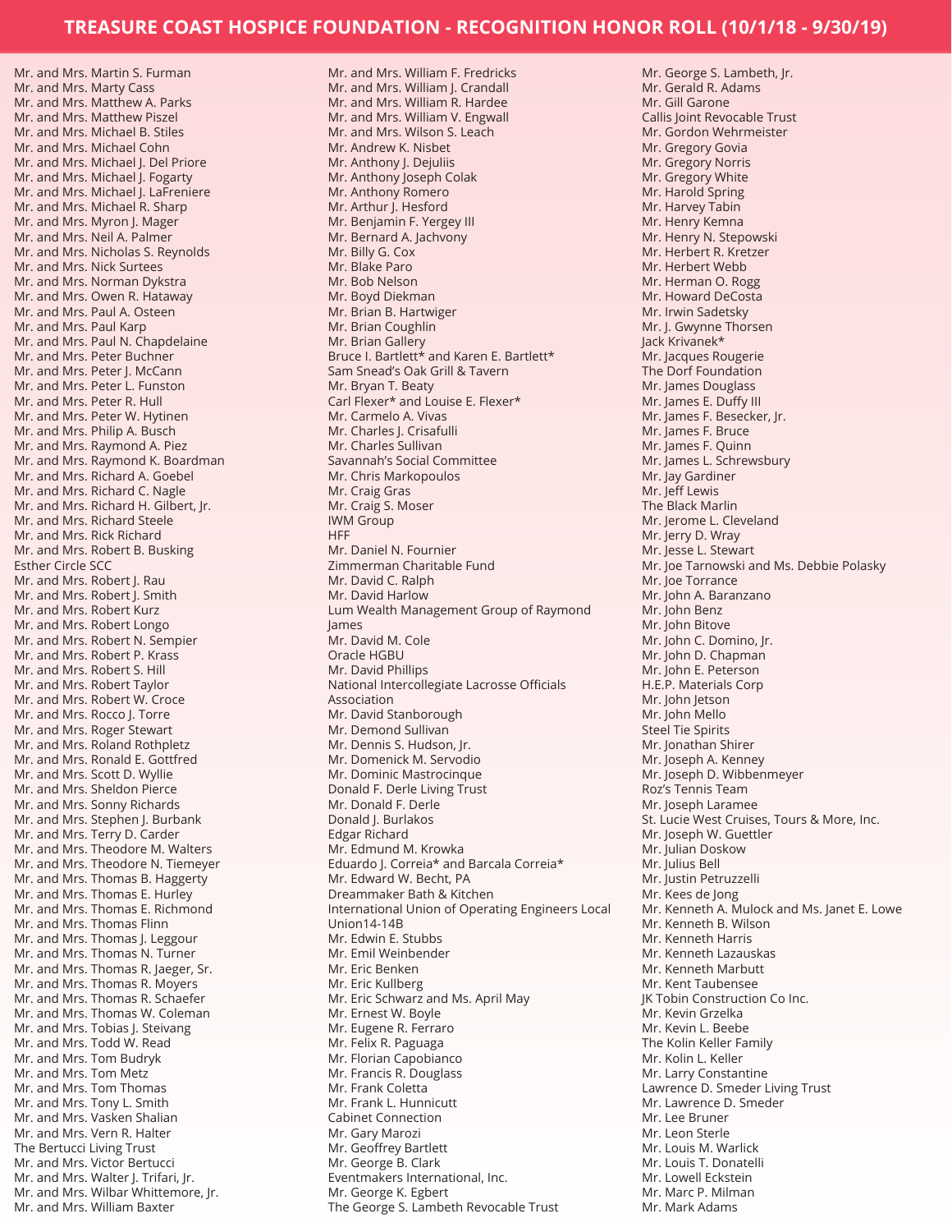# TREASURE COAST HOSPICE FOUNDATION - RECOGNITION HONOR ROLL (10/1/18 - 9/30/19)

Mr. and Mrs. Martin S. Furman
Mr. and Mrs. Marty Cass
Mr. and Mrs. Matthew A. Parks
Mr. and Mrs. Matthew Piszel
Mr. and Mrs. Michael B. Stiles
Mr. and Mrs. Michael Cohn
Mr. and Mrs. Michael J. Del Priore
Mr. and Mrs. Michael J. Fogarty
Mr. and Mrs. Michael J. LaFreniere
Mr. and Mrs. Michael R. Sharp
Mr. and Mrs. Myron J. Mager
Mr. and Mrs. Neil A. Palmer
Mr. and Mrs. Nicholas S. Reynolds
Mr. and Mrs. Nick Surtees
Mr. and Mrs. Norman Dykstra
Mr. and Mrs. Owen R. Hataway
Mr. and Mrs. Paul A. Osteen
Mr. and Mrs. Paul Karp
Mr. and Mrs. Paul N. Chapdelaine
Mr. and Mrs. Peter Buchner
Mr. and Mrs. Peter J. McCann
Mr. and Mrs. Peter L. Funston
Mr. and Mrs. Peter R. Hull
Mr. and Mrs. Peter W. Hytinen
Mr. and Mrs. Philip A. Busch
Mr. and Mrs. Raymond A. Piez
Mr. and Mrs. Raymond K. Boardman
Mr. and Mrs. Richard A. Goebel
Mr. and Mrs. Richard C. Nagle
Mr. and Mrs. Richard H. Gilbert, Jr.
Mr. and Mrs. Richard Steele
Mr. and Mrs. Rick Richard
Mr. and Mrs. Robert B. Busking
Esther Circle SCC
Mr. and Mrs. Robert J. Rau
Mr. and Mrs. Robert J. Smith
Mr. and Mrs. Robert Kurz
Mr. and Mrs. Robert Longo
Mr. and Mrs. Robert N. Sempier
Mr. and Mrs. Robert P. Krass
Mr. and Mrs. Robert S. Hill
Mr. and Mrs. Robert Taylor
Mr. and Mrs. Robert W. Croce
Mr. and Mrs. Rocco J. Torre
Mr. and Mrs. Roger Stewart
Mr. and Mrs. Roland Rothpletz
Mr. and Mrs. Ronald E. Gottfred
Mr. and Mrs. Scott D. Wyllie
Mr. and Mrs. Sheldon Pierce
Mr. and Mrs. Sonny Richards
Mr. and Mrs. Stephen J. Burbank
Mr. and Mrs. Terry D. Carder
Mr. and Mrs. Theodore M. Walters
Mr. and Mrs. Theodore N. Tiemeyer
Mr. and Mrs. Thomas B. Haggerty
Mr. and Mrs. Thomas E. Hurley
Mr. and Mrs. Thomas E. Richmond
Mr. and Mrs. Thomas Flinn
Mr. and Mrs. Thomas J. Leggour
Mr. and Mrs. Thomas N. Turner
Mr. and Mrs. Thomas R. Jaeger, Sr.
Mr. and Mrs. Thomas R. Moyers
Mr. and Mrs. Thomas R. Schaefer
Mr. and Mrs. Thomas W. Coleman
Mr. and Mrs. Tobias J. Steivang
Mr. and Mrs. Todd W. Read
Mr. and Mrs. Tom Budryk
Mr. and Mrs. Tom Metz
Mr. and Mrs. Tom Thomas
Mr. and Mrs. Tony L. Smith
Mr. and Mrs. Vasken Shalian
Mr. and Mrs. Vern R. Halter
The Bertucci Living Trust
Mr. and Mrs. Victor Bertucci
Mr. and Mrs. Walter J. Trifari, Jr.
Mr. and Mrs. Wilbar Whittemore, Jr.
Mr. and Mrs. William Baxter
Mr. and Mrs. William F. Fredricks
Mr. and Mrs. William J. Crandall
Mr. and Mrs. William R. Hardee
Mr. and Mrs. William V. Engwall
Mr. and Mrs. Wilson S. Leach
Mr. Andrew K. Nisbet
Mr. Anthony J. Dejuliis
Mr. Anthony Joseph Colak
Mr. Anthony Romero
Mr. Arthur J. Hesford
Mr. Benjamin F. Yergey III
Mr. Bernard A. Jachvony
Mr. Billy G. Cox
Mr. Blake Paro
Mr. Bob Nelson
Mr. Boyd Diekman
Mr. Brian B. Hartwiger
Mr. Brian Coughlin
Mr. Brian Gallery
Bruce I. Bartlett* and Karen E. Bartlett*
Sam Snead's Oak Grill & Tavern
Mr. Bryan T. Beaty
Carl Flexer* and Louise E. Flexer*
Mr. Carmelo A. Vivas
Mr. Charles J. Crisafulli
Mr. Charles Sullivan
Savannah's Social Committee
Mr. Chris Markopoulos
Mr. Craig Gras
Mr. Craig S. Moser
IWM Group
HFF
Mr. Daniel N. Fournier
Zimmerman Charitable Fund
Mr. David C. Ralph
Mr. David Harlow
Lum Wealth Management Group of Raymond James
Mr. David M. Cole
Oracle HGBU
Mr. David Phillips
National Intercollegiate Lacrosse Officials Association
Mr. David Stanborough
Mr. Demond Sullivan
Mr. Dennis S. Hudson, Jr.
Mr. Domenick M. Servodio
Mr. Dominic Mastrocinque
Donald F. Derle Living Trust
Mr. Donald F. Derle
Donald J. Burlakos
Edgar Richard
Mr. Edmund M. Krowka
Eduardo J. Correia* and Barcala Correia*
Mr. Edward W. Becht, PA
Dreammaker Bath & Kitchen
International Union of Operating Engineers Local Union14-14B
Mr. Edwin E. Stubbs
Mr. Emil Weinbender
Mr. Eric Benken
Mr. Eric Kullberg
Mr. Eric Schwarz and Ms. April May
Mr. Ernest W. Boyle
Mr. Eugene R. Ferraro
Mr. Felix R. Paguaga
Mr. Florian Capobianco
Mr. Francis R. Douglass
Mr. Frank Coletta
Mr. Frank L. Hunnicutt
Cabinet Connection
Mr. Gary Marozi
Mr. Geoffrey Bartlett
Mr. George B. Clark
Eventmakers International, Inc.
Mr. George K. Egbert
The George S. Lambeth Revocable Trust
Mr. George S. Lambeth, Jr.
Mr. Gerald R. Adams
Mr. Gill Garone
Callis Joint Revocable Trust
Mr. Gordon Wehrmeister
Mr. Gregory Govia
Mr. Gregory Norris
Mr. Gregory White
Mr. Harold Spring
Mr. Harvey Tabin
Mr. Henry Kemna
Mr. Henry N. Stepowski
Mr. Herbert R. Kretzer
Mr. Herbert Webb
Mr. Herman O. Rogg
Mr. Howard DeCosta
Mr. Irwin Sadetsky
Mr. J. Gwynne Thorsen
Jack Krivanek*
Mr. Jacques Rougerie
The Dorf Foundation
Mr. James Douglass
Mr. James E. Duffy III
Mr. James F. Besecker, Jr.
Mr. James F. Bruce
Mr. James F. Quinn
Mr. James L. Schrewsbury
Mr. Jay Gardiner
Mr. Jeff Lewis
The Black Marlin
Mr. Jerome L. Cleveland
Mr. Jerry D. Wray
Mr. Jesse L. Stewart
Mr. Joe Tarnowski and Ms. Debbie Polasky
Mr. Joe Torrance
Mr. John A. Baranzano
Mr. John Benz
Mr. John Bitove
Mr. John C. Domino, Jr.
Mr. John D. Chapman
Mr. John E. Peterson
H.E.P. Materials Corp
Mr. John Jetson
Mr. John Mello
Steel Tie Spirits
Mr. Jonathan Shirer
Mr. Joseph A. Kenney
Mr. Joseph D. Wibbenmeyer
Roz's Tennis Team
Mr. Joseph Laramee
St. Lucie West Cruises, Tours & More, Inc.
Mr. Joseph W. Guettler
Mr. Julian Doskow
Mr. Julius Bell
Mr. Justin Petruzzelli
Mr. Kees de Jong
Mr. Kenneth A. Mulock and Ms. Janet E. Lowe
Mr. Kenneth B. Wilson
Mr. Kenneth Harris
Mr. Kenneth Lazauskas
Mr. Kenneth Marbutt
Mr. Kent Taubensee
JK Tobin Construction Co Inc.
Mr. Kevin Grzelka
Mr. Kevin L. Beebe
The Kolin Keller Family
Mr. Kolin L. Keller
Mr. Larry Constantine
Lawrence D. Smeder Living Trust
Mr. Lawrence D. Smeder
Mr. Lee Bruner
Mr. Leon Sterle
Mr. Louis M. Warlick
Mr. Louis T. Donatelli
Mr. Lowell Eckstein
Mr. Marc P. Milman
Mr. Mark Adams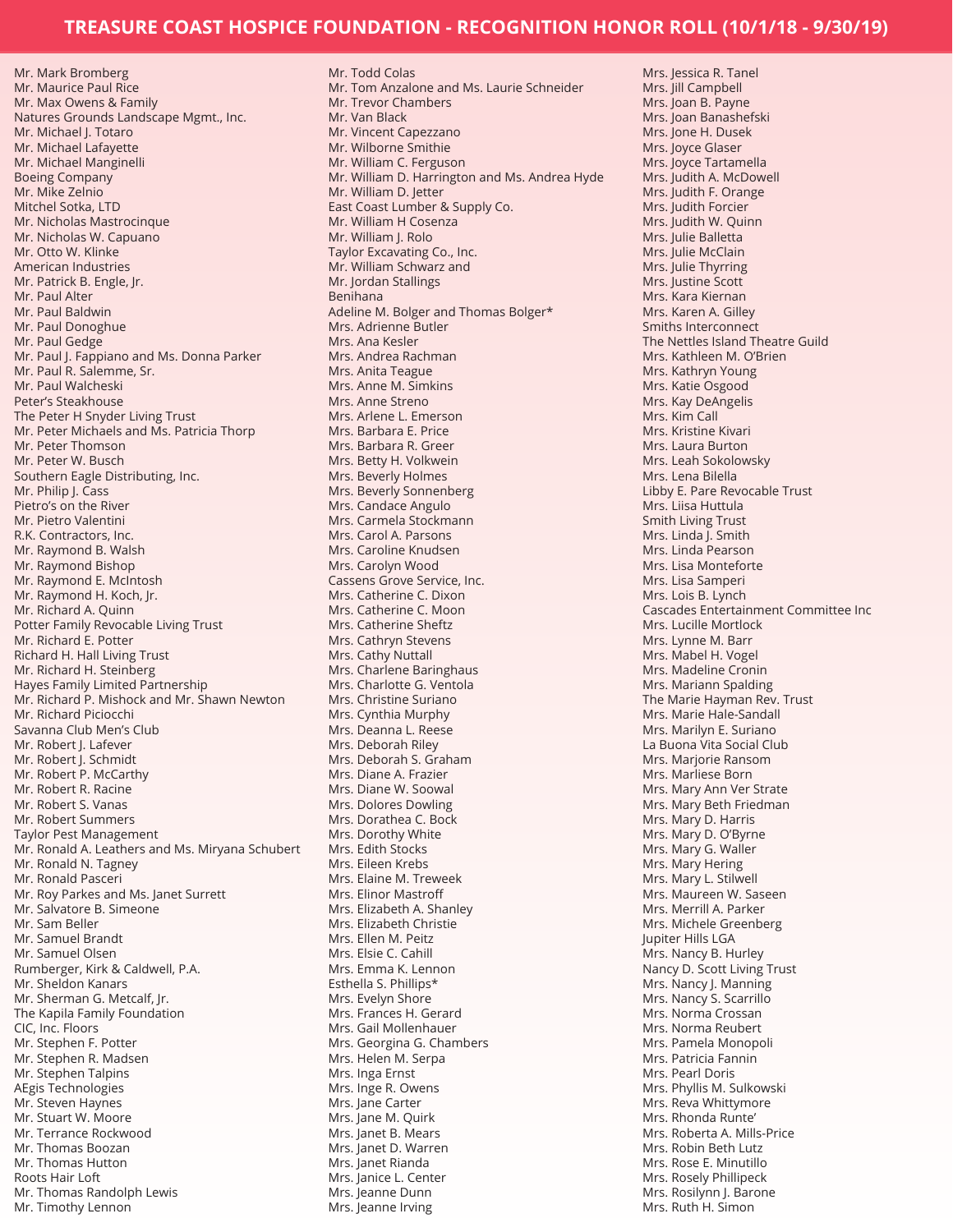# TREASURE COAST HOSPICE FOUNDATION - RECOGNITION HONOR ROLL (10/1/18 - 9/30/19)

Mr. Mark Bromberg
Mr. Maurice Paul Rice
Mr. Max Owens & Family
Natures Grounds Landscape Mgmt., Inc.
Mr. Michael J. Totaro
Mr. Michael Lafayette
Mr. Michael Manginelli
Boeing Company
Mr. Mike Zelnio
Mitchel Sotka, LTD
Mr. Nicholas Mastrocinque
Mr. Nicholas W. Capuano
Mr. Otto W. Klinke
American Industries
Mr. Patrick B. Engle, Jr.
Mr. Paul Alter
Mr. Paul Baldwin
Mr. Paul Donoghue
Mr. Paul Gedge
Mr. Paul J. Fappiano and Ms. Donna Parker
Mr. Paul R. Salemme, Sr.
Mr. Paul Walcheski
Peter's Steakhouse
The Peter H Snyder Living Trust
Mr. Peter Michaels and Ms. Patricia Thorp
Mr. Peter Thomson
Mr. Peter W. Busch
Southern Eagle Distributing, Inc.
Mr. Philip J. Cass
Pietro's on the River
Mr. Pietro Valentini
R.K. Contractors, Inc.
Mr. Raymond B. Walsh
Mr. Raymond Bishop
Mr. Raymond E. McIntosh
Mr. Raymond H. Koch, Jr.
Mr. Richard A. Quinn
Potter Family Revocable Living Trust
Mr. Richard E. Potter
Richard H. Hall Living Trust
Mr. Richard H. Steinberg
Hayes Family Limited Partnership
Mr. Richard P. Mishock and Mr. Shawn Newton
Mr. Richard Piciocchi
Savanna Club Men's Club
Mr. Robert J. Lafever
Mr. Robert J. Schmidt
Mr. Robert P. McCarthy
Mr. Robert R. Racine
Mr. Robert S. Vanas
Mr. Robert Summers
Taylor Pest Management
Mr. Ronald A. Leathers and Ms. Miryana Schubert
Mr. Ronald N. Tagney
Mr. Ronald Pasceri
Mr. Roy Parkes and Ms. Janet Surrett
Mr. Salvatore B. Simeone
Mr. Sam Beller
Mr. Samuel Brandt
Mr. Samuel Olsen
Rumberger, Kirk & Caldwell, P.A.
Mr. Sheldon Kanars
Mr. Sherman G. Metcalf, Jr.
The Kapila Family Foundation
CIC, Inc. Floors
Mr. Stephen F. Potter
Mr. Stephen R. Madsen
Mr. Stephen Talpins
AEgis Technologies
Mr. Steven Haynes
Mr. Stuart W. Moore
Mr. Terrance Rockwood
Mr. Thomas Boozan
Mr. Thomas Hutton
Roots Hair Loft
Mr. Thomas Randolph Lewis
Mr. Timothy Lennon
Mr. Todd Colas
Mr. Tom Anzalone and Ms. Laurie Schneider
Mr. Trevor Chambers
Mr. Van Black
Mr. Vincent Capezzano
Mr. Wilborne Smithie
Mr. William C. Ferguson
Mr. William D. Harrington and Ms. Andrea Hyde
Mr. William D. Jetter
East Coast Lumber & Supply Co.
Mr. William H Cosenza
Mr. William J. Rolo
Taylor Excavating Co., Inc.
Mr. William Schwarz and
Mr. Jordan Stallings
Benihana
Adeline M. Bolger and Thomas Bolger*
Mrs. Adrienne Butler
Mrs. Ana Kesler
Mrs. Andrea Rachman
Mrs. Anita Teague
Mrs. Anne M. Simkins
Mrs. Anne Streno
Mrs. Arlene L. Emerson
Mrs. Barbara E. Price
Mrs. Barbara R. Greer
Mrs. Betty H. Volkwein
Mrs. Beverly Holmes
Mrs. Beverly Sonnenberg
Mrs. Candace Angulo
Mrs. Carmela Stockmann
Mrs. Carol A. Parsons
Mrs. Caroline Knudsen
Mrs. Carolyn Wood
Cassens Grove Service, Inc.
Mrs. Catherine C. Dixon
Mrs. Catherine C. Moon
Mrs. Catherine Sheftz
Mrs. Cathryn Stevens
Mrs. Cathy Nuttall
Mrs. Charlene Baringhaus
Mrs. Charlotte G. Ventola
Mrs. Christine Suriano
Mrs. Cynthia Murphy
Mrs. Deanna L. Reese
Mrs. Deborah Riley
Mrs. Deborah S. Graham
Mrs. Diane A. Frazier
Mrs. Diane W. Soowal
Mrs. Dolores Dowling
Mrs. Dorathea C. Bock
Mrs. Dorothy White
Mrs. Edith Stocks
Mrs. Eileen Krebs
Mrs. Elaine M. Treweek
Mrs. Elinor Mastroff
Mrs. Elizabeth A. Shanley
Mrs. Elizabeth Christie
Mrs. Ellen M. Peitz
Mrs. Elsie C. Cahill
Mrs. Emma K. Lennon
Esthella S. Phillips*
Mrs. Evelyn Shore
Mrs. Frances H. Gerard
Mrs. Gail Mollenhauer
Mrs. Georgina G. Chambers
Mrs. Helen M. Serpa
Mrs. Inga Ernst
Mrs. Inge R. Owens
Mrs. Jane Carter
Mrs. Jane M. Quirk
Mrs. Janet B. Mears
Mrs. Janet D. Warren
Mrs. Janet Rianda
Mrs. Janice L. Center
Mrs. Jeanne Dunn
Mrs. Jeanne Irving
Mrs. Jessica R. Tanel
Mrs. Jill Campbell
Mrs. Joan B. Payne
Mrs. Joan Banashefski
Mrs. Jone H. Dusek
Mrs. Joyce Glaser
Mrs. Joyce Tartamella
Mrs. Judith A. McDowell
Mrs. Judith F. Orange
Mrs. Judith Forcier
Mrs. Judith W. Quinn
Mrs. Julie Balletta
Mrs. Julie McClain
Mrs. Julie Thyrring
Mrs. Justine Scott
Mrs. Kara Kiernan
Mrs. Karen A. Gilley
Smiths Interconnect
The Nettles Island Theatre Guild
Mrs. Kathleen M. O'Brien
Mrs. Kathryn Young
Mrs. Katie Osgood
Mrs. Kay DeAngelis
Mrs. Kim Call
Mrs. Kristine Kivari
Mrs. Laura Burton
Mrs. Leah Sokolowsky
Mrs. Lena Bilella
Libby E. Pare Revocable Trust
Mrs. Liisa Huttula
Smith Living Trust
Mrs. Linda J. Smith
Mrs. Linda Pearson
Mrs. Lisa Monteforte
Mrs. Lisa Samperi
Mrs. Lois B. Lynch
Cascades Entertainment Committee Inc
Mrs. Lucille Mortlock
Mrs. Lynne M. Barr
Mrs. Mabel H. Vogel
Mrs. Madeline Cronin
Mrs. Mariann Spalding
The Marie Hayman Rev. Trust
Mrs. Marie Hale-Sandall
Mrs. Marilyn E. Suriano
La Buona Vita Social Club
Mrs. Marjorie Ransom
Mrs. Marliese Born
Mrs. Mary Ann Ver Strate
Mrs. Mary Beth Friedman
Mrs. Mary D. Harris
Mrs. Mary D. O'Byrne
Mrs. Mary G. Waller
Mrs. Mary Hering
Mrs. Mary L. Stilwell
Mrs. Maureen W. Saseen
Mrs. Merrill A. Parker
Mrs. Michele Greenberg
Jupiter Hills LGA
Mrs. Nancy B. Hurley
Nancy D. Scott Living Trust
Mrs. Nancy J. Manning
Mrs. Nancy S. Scarrillo
Mrs. Norma Crossan
Mrs. Norma Reubert
Mrs. Pamela Monopoli
Mrs. Patricia Fannin
Mrs. Pearl Doris
Mrs. Phyllis M. Sulkowski
Mrs. Reva Whittymore
Mrs. Rhonda Runte'
Mrs. Roberta A. Mills-Price
Mrs. Robin Beth Lutz
Mrs. Rose E. Minutillo
Mrs. Rosely Phillipeck
Mrs. Rosilynn J. Barone
Mrs. Ruth H. Simon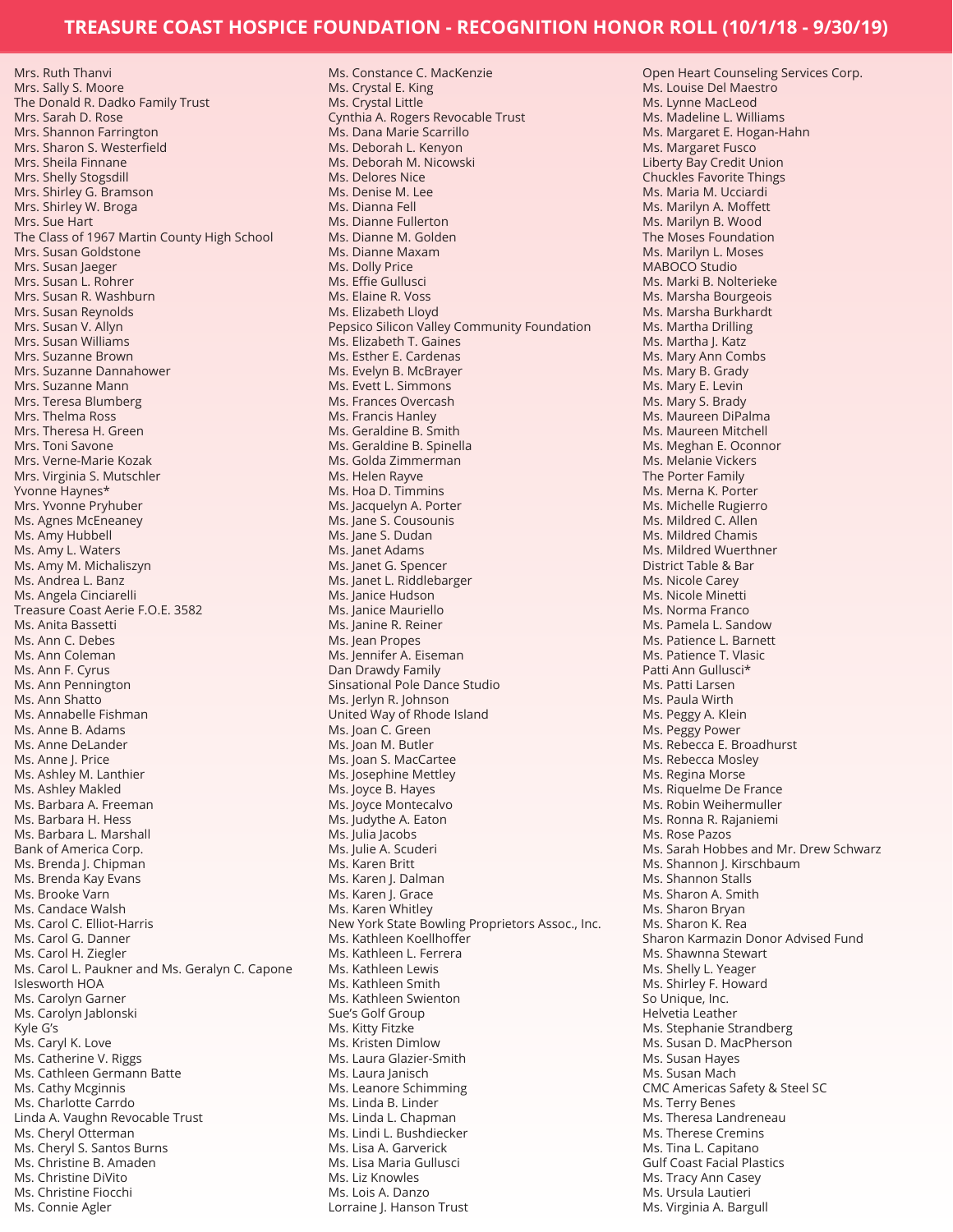# TREASURE COAST HOSPICE FOUNDATION - RECOGNITION HONOR ROLL (10/1/18 - 9/30/19)

Mrs. Ruth Thanvi
Mrs. Sally S. Moore
The Donald R. Dadko Family Trust
Mrs. Sarah D. Rose
Mrs. Shannon Farrington
Mrs. Sharon S. Westerfield
Mrs. Sheila Finnane
Mrs. Shelly Stogsdill
Mrs. Shirley G. Bramson
Mrs. Shirley W. Broga
Mrs. Sue Hart
The Class of 1967 Martin County High School
Mrs. Susan Goldstone
Mrs. Susan Jaeger
Mrs. Susan L. Rohrer
Mrs. Susan R. Washburn
Mrs. Susan Reynolds
Mrs. Susan V. Allyn
Mrs. Susan Williams
Mrs. Suzanne Brown
Mrs. Suzanne Dannahower
Mrs. Suzanne Mann
Mrs. Teresa Blumberg
Mrs. Thelma Ross
Mrs. Theresa H. Green
Mrs. Toni Savone
Mrs. Verne-Marie Kozak
Mrs. Virginia S. Mutschler
Yvonne Haynes*
Mrs. Yvonne Pryhuber
Ms. Agnes McEneaney
Ms. Amy Hubbell
Ms. Amy L. Waters
Ms. Amy M. Michaliszyn
Ms. Andrea L. Banz
Ms. Angela Cinciarelli
Treasure Coast Aerie F.O.E. 3582
Ms. Anita Bassetti
Ms. Ann C. Debes
Ms. Ann Coleman
Ms. Ann F. Cyrus
Ms. Ann Pennington
Ms. Ann Shatto
Ms. Annabelle Fishman
Ms. Anne B. Adams
Ms. Anne DeLander
Ms. Anne J. Price
Ms. Ashley M. Lanthier
Ms. Ashley Makled
Ms. Barbara A. Freeman
Ms. Barbara H. Hess
Ms. Barbara L. Marshall
Bank of America Corp.
Ms. Brenda J. Chipman
Ms. Brenda Kay Evans
Ms. Brooke Varn
Ms. Candace Walsh
Ms. Carol C. Elliot-Harris
Ms. Carol G. Danner
Ms. Carol H. Ziegler
Ms. Carol L. Paukner and Ms. Geralyn C. Capone
Islesworth HOA
Ms. Carolyn Garner
Ms. Carolyn Jablonski
Kyle G's
Ms. Caryl K. Love
Ms. Catherine V. Riggs
Ms. Cathleen Germann Batte
Ms. Cathy Mcginnis
Ms. Charlotte Carrdo
Linda A. Vaughn Revocable Trust
Ms. Cheryl Otterman
Ms. Cheryl S. Santos Burns
Ms. Christine B. Amaden
Ms. Christine DiVito
Ms. Christine Fiocchi
Ms. Connie Agler
Ms. Constance C. MacKenzie
Ms. Crystal E. King
Ms. Crystal Little
Cynthia A. Rogers Revocable Trust
Ms. Dana Marie Scarrillo
Ms. Deborah L. Kenyon
Ms. Deborah M. Nicowski
Ms. Delores Nice
Ms. Denise M. Lee
Ms. Dianna Fell
Ms. Dianne Fullerton
Ms. Dianne M. Golden
Ms. Dianne Maxam
Ms. Dolly Price
Ms. Effie Gullusci
Ms. Elaine R. Voss
Ms. Elizabeth Lloyd
Pepsico Silicon Valley Community Foundation
Ms. Elizabeth T. Gaines
Ms. Esther E. Cardenas
Ms. Evelyn B. McBrayer
Ms. Evett L. Simmons
Ms. Frances Overcash
Ms. Francis Hanley
Ms. Geraldine B. Smith
Ms. Geraldine B. Spinella
Ms. Golda Zimmerman
Ms. Helen Rayve
Ms. Hoa D. Timmins
Ms. Jacquelyn A. Porter
Ms. Jane S. Cousounis
Ms. Jane S. Dudan
Ms. Janet Adams
Ms. Janet G. Spencer
Ms. Janet L. Riddlebarger
Ms. Janice Hudson
Ms. Janice Mauriello
Ms. Janine R. Reiner
Ms. Jean Propes
Ms. Jennifer A. Eiseman
Dan Drawdy Family
Sinsational Pole Dance Studio
Ms. Jerlyn R. Johnson
United Way of Rhode Island
Ms. Joan C. Green
Ms. Joan M. Butler
Ms. Joan S. MacCartee
Ms. Josephine Mettley
Ms. Joyce B. Hayes
Ms. Joyce Montecalvo
Ms. Judythe A. Eaton
Ms. Julia Jacobs
Ms. Julie A. Scuderi
Ms. Karen Britt
Ms. Karen J. Dalman
Ms. Karen J. Grace
Ms. Karen Whitley
New York State Bowling Proprietors Assoc., Inc.
Ms. Kathleen Koellhoffer
Ms. Kathleen L. Ferrera
Ms. Kathleen Lewis
Ms. Kathleen Smith
Ms. Kathleen Swienton
Sue's Golf Group
Ms. Kitty Fitzke
Ms. Kristen Dimlow
Ms. Laura Glazier-Smith
Ms. Laura Janisch
Ms. Leanore Schimming
Ms. Linda B. Linder
Ms. Linda L. Chapman
Ms. Lindi L. Bushdiecker
Ms. Lisa A. Garverick
Ms. Lisa Maria Gullusci
Ms. Liz Knowles
Ms. Lois A. Danzo
Lorraine J. Hanson Trust
Open Heart Counseling Services Corp.
Ms. Louise Del Maestro
Ms. Lynne MacLeod
Ms. Madeline L. Williams
Ms. Margaret E. Hogan-Hahn
Ms. Margaret Fusco
Liberty Bay Credit Union
Chuckles Favorite Things
Ms. Maria M. Ucciardi
Ms. Marilyn A. Moffett
Ms. Marilyn B. Wood
The Moses Foundation
Ms. Marilyn L. Moses
MABOCO Studio
Ms. Marki B. Nolterieke
Ms. Marsha Bourgeois
Ms. Marsha Burkhardt
Ms. Martha Drilling
Ms. Martha J. Katz
Ms. Mary Ann Combs
Ms. Mary B. Grady
Ms. Mary E. Levin
Ms. Mary S. Brady
Ms. Maureen DiPalma
Ms. Maureen Mitchell
Ms. Meghan E. Oconnor
Ms. Melanie Vickers
The Porter Family
Ms. Merna K. Porter
Ms. Michelle Rugierro
Ms. Mildred C. Allen
Ms. Mildred Chamis
Ms. Mildred Wuerthner
District Table & Bar
Ms. Nicole Carey
Ms. Nicole Minetti
Ms. Norma Franco
Ms. Pamela L. Sandow
Ms. Patience L. Barnett
Ms. Patience T. Vlasic
Patti Ann Gullusci*
Ms. Patti Larsen
Ms. Paula Wirth
Ms. Peggy A. Klein
Ms. Peggy Power
Ms. Rebecca E. Broadhurst
Ms. Rebecca Mosley
Ms. Regina Morse
Ms. Riquelme De France
Ms. Robin Weihermuller
Ms. Ronna R. Rajaniemi
Ms. Rose Pazos
Ms. Sarah Hobbes and Mr. Drew Schwarz
Ms. Shannon J. Kirschbaum
Ms. Shannon Stalls
Ms. Sharon A. Smith
Ms. Sharon Bryan
Ms. Sharon K. Rea
Sharon Karmazin Donor Advised Fund
Ms. Shawnna Stewart
Ms. Shelly L. Yeager
Ms. Shirley F. Howard
So Unique, Inc.
Helvetia Leather
Ms. Stephanie Strandberg
Ms. Susan D. MacPherson
Ms. Susan Hayes
Ms. Susan Mach
CMC Americas Safety & Steel SC
Ms. Terry Benes
Ms. Theresa Landreneau
Ms. Therese Cremins
Ms. Tina L. Capitano
Gulf Coast Facial Plastics
Ms. Tracy Ann Casey
Ms. Ursula Lautieri
Ms. Virginia A. Bargull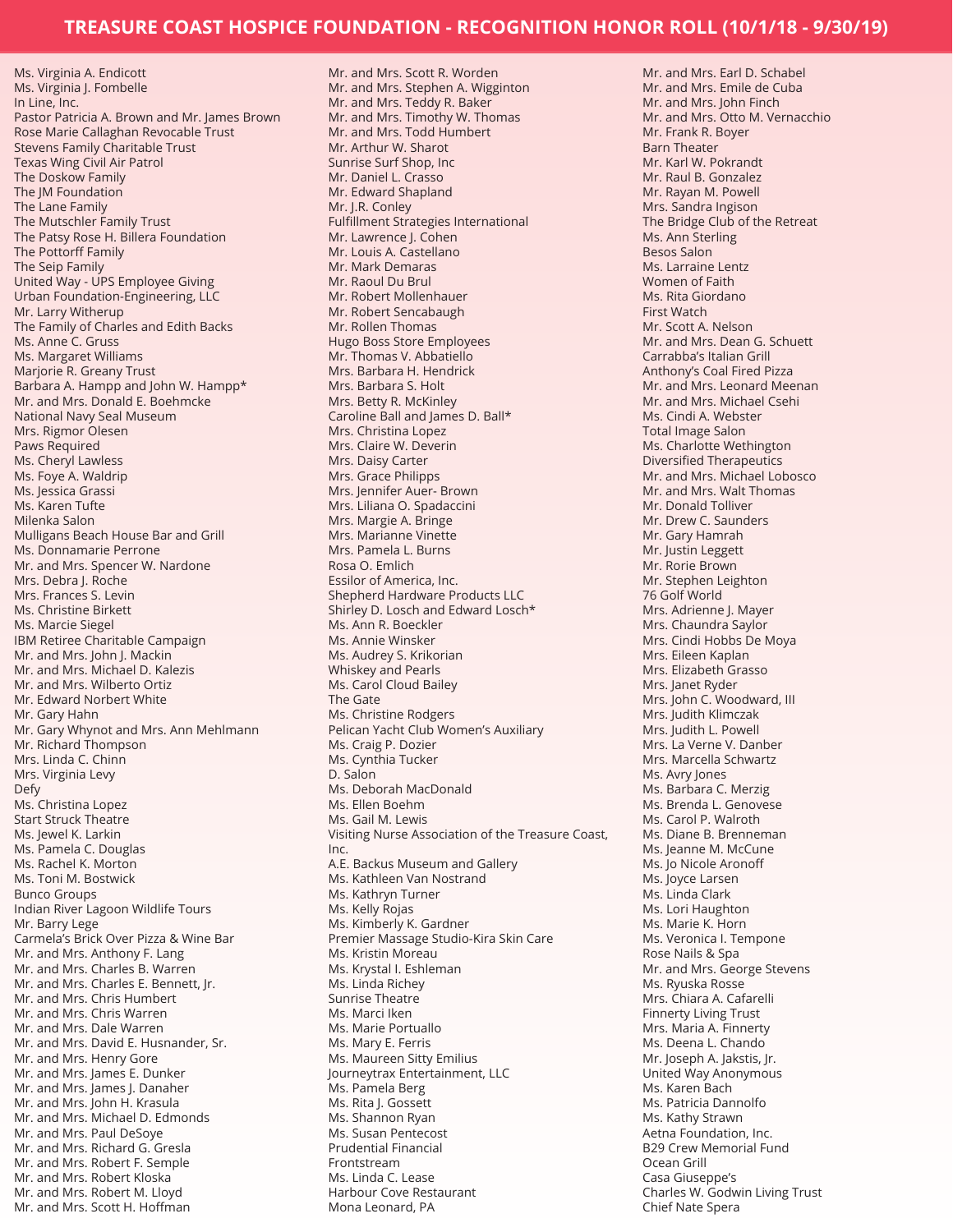# TREASURE COAST HOSPICE FOUNDATION - RECOGNITION HONOR ROLL (10/1/18 - 9/30/19)

Ms. Virginia A. Endicott
Ms. Virginia J. Fombelle
In Line, Inc.
Pastor Patricia A. Brown and Mr. James Brown
Rose Marie Callaghan Revocable Trust
Stevens Family Charitable Trust
Texas Wing Civil Air Patrol
The Doskow Family
The JM Foundation
The Lane Family
The Mutschler Family Trust
The Patsy Rose H. Billera Foundation
The Pottorff Family
The Seip Family
United Way - UPS Employee Giving
Urban Foundation-Engineering, LLC
Mr. Larry Witherup
The Family of Charles and Edith Backs
Ms. Anne C. Gruss
Ms. Margaret Williams
Marjorie R. Greany Trust
Barbara A. Hampp and John W. Hampp*
Mr. and Mrs. Donald E. Boehmcke
National Navy Seal Museum
Mrs. Rigmor Olesen
Paws Required
Ms. Cheryl Lawless
Ms. Foye A. Waldrip
Ms. Jessica Grassi
Ms. Karen Tufte
Milenka Salon
Mulligans Beach House Bar and Grill
Ms. Donnamarie Perrone
Mr. and Mrs. Spencer W. Nardone
Mrs. Debra J. Roche
Mrs. Frances S. Levin
Ms. Christine Birkett
Ms. Marcie Siegel
IBM Retiree Charitable Campaign
Mr. and Mrs. John J. Mackin
Mr. and Mrs. Michael D. Kalezis
Mr. and Mrs. Wilberto Ortiz
Mr. Edward Norbert White
Mr. Gary Hahn
Mr. Gary Whynot and Mrs. Ann Mehlmann
Mr. Richard Thompson
Mrs. Linda C. Chinn
Mrs. Virginia Levy
Defy
Ms. Christina Lopez
Start Struck Theatre
Ms. Jewel K. Larkin
Ms. Pamela C. Douglas
Ms. Rachel K. Morton
Ms. Toni M. Bostwick
Bunco Groups
Indian River Lagoon Wildlife Tours
Mr. Barry Lege
Carmela's Brick Over Pizza & Wine Bar
Mr. and Mrs. Anthony F. Lang
Mr. and Mrs. Charles B. Warren
Mr. and Mrs. Charles E. Bennett, Jr.
Mr. and Mrs. Chris Humbert
Mr. and Mrs. Chris Warren
Mr. and Mrs. Dale Warren
Mr. and Mrs. David E. Husnander, Sr.
Mr. and Mrs. Henry Gore
Mr. and Mrs. James E. Dunker
Mr. and Mrs. James J. Danaher
Mr. and Mrs. John H. Krasula
Mr. and Mrs. Michael D. Edmonds
Mr. and Mrs. Paul DeSoye
Mr. and Mrs. Richard G. Gresla
Mr. and Mrs. Robert F. Semple
Mr. and Mrs. Robert Kloska
Mr. and Mrs. Robert M. Lloyd
Mr. and Mrs. Scott H. Hoffman
Mr. and Mrs. Scott R. Worden
Mr. and Mrs. Stephen A. Wigginton
Mr. and Mrs. Teddy R. Baker
Mr. and Mrs. Timothy W. Thomas
Mr. and Mrs. Todd Humbert
Mr. Arthur W. Sharot
Sunrise Surf Shop, Inc
Mr. Daniel L. Crasso
Mr. Edward Shapland
Mr. J.R. Conley
Fulfillment Strategies International
Mr. Lawrence J. Cohen
Mr. Louis A. Castellano
Mr. Mark Demaras
Mr. Raoul Du Brul
Mr. Robert Mollenhauer
Mr. Robert Sencabaugh
Mr. Rollen Thomas
Hugo Boss Store Employees
Mr. Thomas V. Abbatiello
Mrs. Barbara H. Hendrick
Mrs. Barbara S. Holt
Mrs. Betty R. McKinley
Caroline Ball and James D. Ball*
Mrs. Christina Lopez
Mrs. Claire W. Deverin
Mrs. Daisy Carter
Mrs. Grace Philipps
Mrs. Jennifer Auer- Brown
Mrs. Liliana O. Spadaccini
Mrs. Margie A. Bringe
Mrs. Marianne Vinette
Mrs. Pamela L. Burns
Rosa O. Emlich
Essilor of America, Inc.
Shepherd Hardware Products LLC
Shirley D. Losch and Edward Losch*
Ms. Ann R. Boeckler
Ms. Annie Winsker
Ms. Audrey S. Krikorian
Whiskey and Pearls
Ms. Carol Cloud Bailey
The Gate
Ms. Christine Rodgers
Pelican Yacht Club Women's Auxiliary
Ms. Craig P. Dozier
Ms. Cynthia Tucker
D. Salon
Ms. Deborah MacDonald
Ms. Ellen Boehm
Ms. Gail M. Lewis
Visiting Nurse Association of the Treasure Coast, Inc.
A.E. Backus Museum and Gallery
Ms. Kathleen Van Nostrand
Ms. Kathryn Turner
Ms. Kelly Rojas
Ms. Kimberly K. Gardner
Premier Massage Studio-Kira Skin Care
Ms. Kristin Moreau
Ms. Krystal I. Eshleman
Ms. Linda Richey
Sunrise Theatre
Ms. Marci Iken
Ms. Marie Portuallo
Ms. Mary E. Ferris
Ms. Maureen Sitty Emilius
Journeytrax Entertainment, LLC
Ms. Pamela Berg
Ms. Rita J. Gossett
Ms. Shannon Ryan
Ms. Susan Pentecost
Prudential Financial
Frontstream
Ms. Linda C. Lease
Harbour Cove Restaurant
Mona Leonard, PA
Mr. and Mrs. Earl D. Schabel
Mr. and Mrs. Emile de Cuba
Mr. and Mrs. John Finch
Mr. and Mrs. Otto M. Vernacchio
Mr. Frank R. Boyer
Barn Theater
Mr. Karl W. Pokrandt
Mr. Raul B. Gonzalez
Mr. Rayan M. Powell
Mrs. Sandra Ingison
The Bridge Club of the Retreat
Ms. Ann Sterling
Besos Salon
Ms. Larraine Lentz
Women of Faith
Ms. Rita Giordano
First Watch
Mr. Scott A. Nelson
Mr. and Mrs. Dean G. Schuett
Carrabba's Italian Grill
Anthony's Coal Fired Pizza
Mr. and Mrs. Leonard Meenan
Mr. and Mrs. Michael Csehi
Ms. Cindi A. Webster
Total Image Salon
Ms. Charlotte Wethington
Diversified Therapeutics
Mr. and Mrs. Michael Lobosco
Mr. and Mrs. Walt Thomas
Mr. Donald Tolliver
Mr. Drew C. Saunders
Mr. Gary Hamrah
Mr. Justin Leggett
Mr. Rorie Brown
Mr. Stephen Leighton
76 Golf World
Mrs. Adrienne J. Mayer
Mrs. Chaundra Saylor
Mrs. Cindi Hobbs De Moya
Mrs. Eileen Kaplan
Mrs. Elizabeth Grasso
Mrs. Janet Ryder
Mrs. John C. Woodward, III
Mrs. Judith Klimczak
Mrs. Judith L. Powell
Mrs. La Verne V. Danber
Mrs. Marcella Schwartz
Ms. Avry Jones
Ms. Barbara C. Merzig
Ms. Brenda L. Genovese
Ms. Carol P. Walroth
Ms. Diane B. Brenneman
Ms. Jeanne M. McCune
Ms. Jo Nicole Aronoff
Ms. Joyce Larsen
Ms. Linda Clark
Ms. Lori Haughton
Ms. Marie K. Horn
Ms. Veronica I. Tempone
Rose Nails & Spa
Mr. and Mrs. George Stevens
Ms. Ryuska Rosse
Mrs. Chiara A. Cafarelli
Finnerty Living Trust
Mrs. Maria A. Finnerty
Ms. Deena L. Chando
Mr. Joseph A. Jakstis, Jr.
United Way Anonymous
Ms. Karen Bach
Ms. Patricia Dannolfo
Ms. Kathy Strawn
Aetna Foundation, Inc.
B29 Crew Memorial Fund
Ocean Grill
Casa Giuseppe's
Charles W. Godwin Living Trust
Chief Nate Spera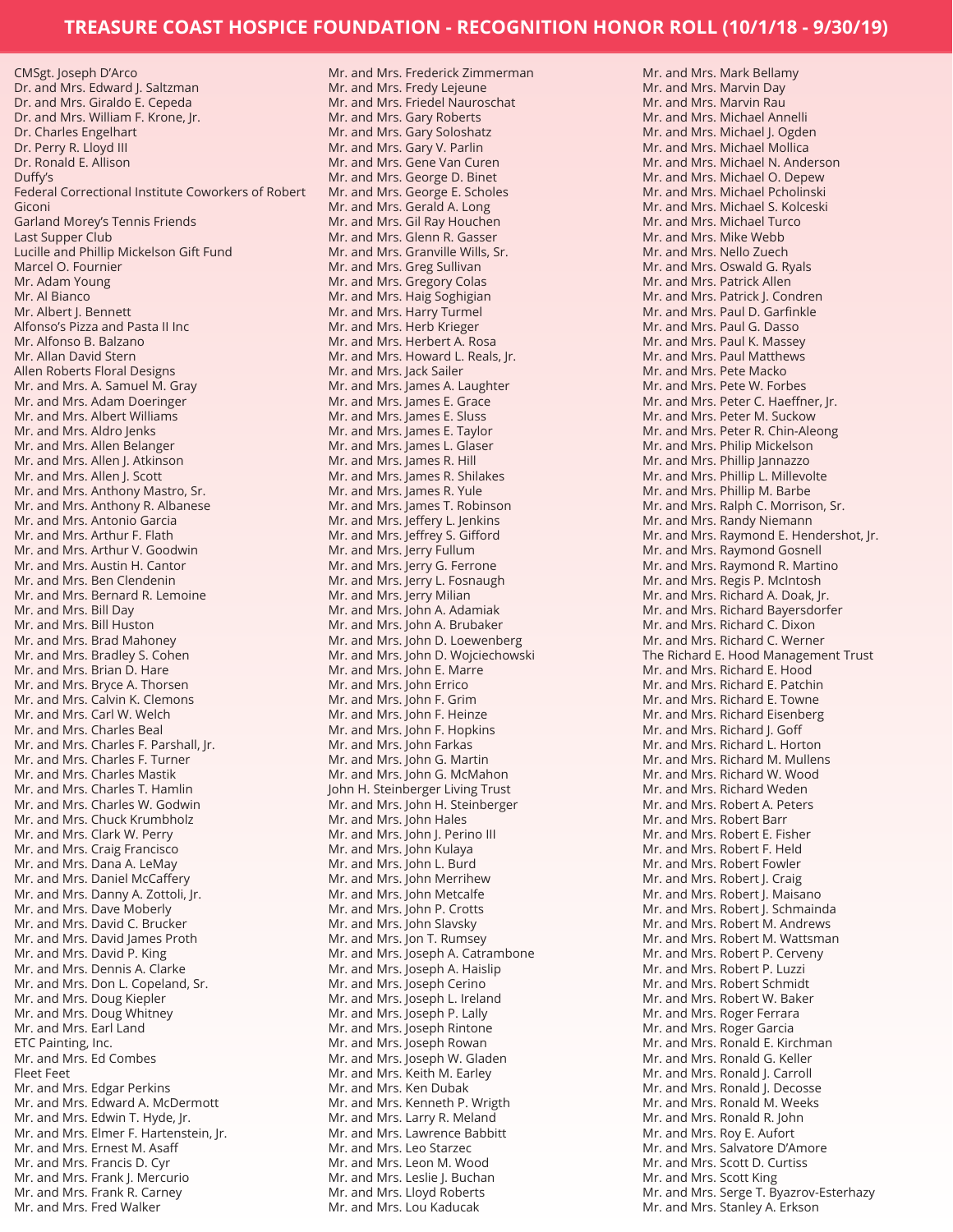# TREASURE COAST HOSPICE FOUNDATION - RECOGNITION HONOR ROLL (10/1/18 - 9/30/19)

CMSgt. Joseph D'Arco
Dr. and Mrs. Edward J. Saltzman
Dr. and Mrs. Giraldo E. Cepeda
Dr. and Mrs. William F. Krone, Jr.
Dr. Charles Engelhart
Dr. Perry R. Lloyd III
Dr. Ronald E. Allison
Duffy's
Federal Correctional Institute Coworkers of Robert Giconi
Garland Morey's Tennis Friends
Last Supper Club
Lucille and Phillip Mickelson Gift Fund
Marcel O. Fournier
Mr. Adam Young
Mr. Al Bianco
Mr. Albert J. Bennett
Alfonso's Pizza and Pasta II Inc
Mr. Alfonso B. Balzano
Mr. Allan David Stern
Allen Roberts Floral Designs
Mr. and Mrs. A. Samuel M. Gray
Mr. and Mrs. Adam Doeringer
Mr. and Mrs. Albert Williams
Mr. and Mrs. Aldro Jenks
Mr. and Mrs. Allen Belanger
Mr. and Mrs. Allen J. Atkinson
Mr. and Mrs. Allen J. Scott
Mr. and Mrs. Anthony Mastro, Sr.
Mr. and Mrs. Anthony R. Albanese
Mr. and Mrs. Antonio Garcia
Mr. and Mrs. Arthur F. Flath
Mr. and Mrs. Arthur V. Goodwin
Mr. and Mrs. Austin H. Cantor
Mr. and Mrs. Ben Clendenin
Mr. and Mrs. Bernard R. Lemoine
Mr. and Mrs. Bill Day
Mr. and Mrs. Bill Huston
Mr. and Mrs. Brad Mahoney
Mr. and Mrs. Bradley S. Cohen
Mr. and Mrs. Brian D. Hare
Mr. and Mrs. Bryce A. Thorsen
Mr. and Mrs. Calvin K. Clemons
Mr. and Mrs. Carl W. Welch
Mr. and Mrs. Charles Beal
Mr. and Mrs. Charles F. Parshall, Jr.
Mr. and Mrs. Charles F. Turner
Mr. and Mrs. Charles Mastik
Mr. and Mrs. Charles T. Hamlin
Mr. and Mrs. Charles W. Godwin
Mr. and Mrs. Chuck Krumbholz
Mr. and Mrs. Clark W. Perry
Mr. and Mrs. Craig Francisco
Mr. and Mrs. Dana A. LeMay
Mr. and Mrs. Daniel McCaffery
Mr. and Mrs. Danny A. Zottoli, Jr.
Mr. and Mrs. Dave Moberly
Mr. and Mrs. David C. Brucker
Mr. and Mrs. David James Proth
Mr. and Mrs. David P. King
Mr. and Mrs. Dennis A. Clarke
Mr. and Mrs. Don L. Copeland, Sr.
Mr. and Mrs. Doug Kiepler
Mr. and Mrs. Doug Whitney
Mr. and Mrs. Earl Land
ETC Painting, Inc.
Mr. and Mrs. Ed Combes
Fleet Feet
Mr. and Mrs. Edgar Perkins
Mr. and Mrs. Edward A. McDermott
Mr. and Mrs. Edwin T. Hyde, Jr.
Mr. and Mrs. Elmer F. Hartenstein, Jr.
Mr. and Mrs. Ernest M. Asaff
Mr. and Mrs. Francis D. Cyr
Mr. and Mrs. Frank J. Mercurio
Mr. and Mrs. Frank R. Carney
Mr. and Mrs. Fred Walker
Mr. and Mrs. Frederick Zimmerman
Mr. and Mrs. Fredy Lejeune
Mr. and Mrs. Friedel Nauroschat
Mr. and Mrs. Gary Roberts
Mr. and Mrs. Gary Soloshatz
Mr. and Mrs. Gary V. Parlin
Mr. and Mrs. Gene Van Curen
Mr. and Mrs. George D. Binet
Mr. and Mrs. George E. Scholes
Mr. and Mrs. Gerald A. Long
Mr. and Mrs. Gil Ray Houchen
Mr. and Mrs. Glenn R. Gasser
Mr. and Mrs. Granville Wills, Sr.
Mr. and Mrs. Greg Sullivan
Mr. and Mrs. Gregory Colas
Mr. and Mrs. Haig Soghigian
Mr. and Mrs. Harry Turmel
Mr. and Mrs. Herb Krieger
Mr. and Mrs. Herbert A. Rosa
Mr. and Mrs. Howard L. Reals, Jr.
Mr. and Mrs. Jack Sailer
Mr. and Mrs. James A. Laughter
Mr. and Mrs. James E. Grace
Mr. and Mrs. James E. Sluss
Mr. and Mrs. James E. Taylor
Mr. and Mrs. James L. Glaser
Mr. and Mrs. James R. Hill
Mr. and Mrs. James R. Shilakes
Mr. and Mrs. James R. Yule
Mr. and Mrs. James T. Robinson
Mr. and Mrs. Jeffery L. Jenkins
Mr. and Mrs. Jeffrey S. Gifford
Mr. and Mrs. Jerry Fullum
Mr. and Mrs. Jerry G. Ferrone
Mr. and Mrs. Jerry L. Fosnaugh
Mr. and Mrs. Jerry Milian
Mr. and Mrs. John A. Adamiak
Mr. and Mrs. John A. Brubaker
Mr. and Mrs. John D. Loewenberg
Mr. and Mrs. John D. Wojciechowski
Mr. and Mrs. John E. Marre
Mr. and Mrs. John Errico
Mr. and Mrs. John F. Grim
Mr. and Mrs. John F. Heinze
Mr. and Mrs. John F. Hopkins
Mr. and Mrs. John Farkas
Mr. and Mrs. John G. Martin
Mr. and Mrs. John G. McMahon
John H. Steinberger Living Trust
Mr. and Mrs. John H. Steinberger
Mr. and Mrs. John Hales
Mr. and Mrs. John J. Perino III
Mr. and Mrs. John Kulaya
Mr. and Mrs. John L. Burd
Mr. and Mrs. John Merrihew
Mr. and Mrs. John Metcalfe
Mr. and Mrs. John P. Crotts
Mr. and Mrs. John Slavsky
Mr. and Mrs. Jon T. Rumsey
Mr. and Mrs. Joseph A. Catrambone
Mr. and Mrs. Joseph A. Haislip
Mr. and Mrs. Joseph Cerino
Mr. and Mrs. Joseph L. Ireland
Mr. and Mrs. Joseph P. Lally
Mr. and Mrs. Joseph Rintone
Mr. and Mrs. Joseph Rowan
Mr. and Mrs. Joseph W. Gladen
Mr. and Mrs. Keith M. Earley
Mr. and Mrs. Ken Dubak
Mr. and Mrs. Kenneth P. Wrigth
Mr. and Mrs. Larry R. Meland
Mr. and Mrs. Lawrence Babbitt
Mr. and Mrs. Leo Starzec
Mr. and Mrs. Leon M. Wood
Mr. and Mrs. Leslie J. Buchan
Mr. and Mrs. Lloyd Roberts
Mr. and Mrs. Lou Kaducak
Mr. and Mrs. Mark Bellamy
Mr. and Mrs. Marvin Day
Mr. and Mrs. Marvin Rau
Mr. and Mrs. Michael Annelli
Mr. and Mrs. Michael J. Ogden
Mr. and Mrs. Michael Mollica
Mr. and Mrs. Michael N. Anderson
Mr. and Mrs. Michael O. Depew
Mr. and Mrs. Michael Pcholinski
Mr. and Mrs. Michael S. Kolceski
Mr. and Mrs. Michael Turco
Mr. and Mrs. Mike Webb
Mr. and Mrs. Nello Zuech
Mr. and Mrs. Oswald G. Ryals
Mr. and Mrs. Patrick Allen
Mr. and Mrs. Patrick J. Condren
Mr. and Mrs. Paul D. Garfinkle
Mr. and Mrs. Paul G. Dasso
Mr. and Mrs. Paul K. Massey
Mr. and Mrs. Paul Matthews
Mr. and Mrs. Pete Macko
Mr. and Mrs. Pete W. Forbes
Mr. and Mrs. Peter C. Haeffner, Jr.
Mr. and Mrs. Peter M. Suckow
Mr. and Mrs. Peter R. Chin-Aleong
Mr. and Mrs. Philip Mickelson
Mr. and Mrs. Phillip Jannazzo
Mr. and Mrs. Phillip L. Millevolte
Mr. and Mrs. Phillip M. Barbe
Mr. and Mrs. Ralph C. Morrison, Sr.
Mr. and Mrs. Randy Niemann
Mr. and Mrs. Raymond E. Hendershot, Jr.
Mr. and Mrs. Raymond Gosnell
Mr. and Mrs. Raymond R. Martino
Mr. and Mrs. Regis P. McIntosh
Mr. and Mrs. Richard A. Doak, Jr.
Mr. and Mrs. Richard Bayersdorfer
Mr. and Mrs. Richard C. Dixon
Mr. and Mrs. Richard C. Werner
The Richard E. Hood Management Trust
Mr. and Mrs. Richard E. Hood
Mr. and Mrs. Richard E. Patchin
Mr. and Mrs. Richard E. Towne
Mr. and Mrs. Richard Eisenberg
Mr. and Mrs. Richard J. Goff
Mr. and Mrs. Richard L. Horton
Mr. and Mrs. Richard M. Mullens
Mr. and Mrs. Richard W. Wood
Mr. and Mrs. Richard Weden
Mr. and Mrs. Robert A. Peters
Mr. and Mrs. Robert Barr
Mr. and Mrs. Robert E. Fisher
Mr. and Mrs. Robert F. Held
Mr. and Mrs. Robert Fowler
Mr. and Mrs. Robert J. Craig
Mr. and Mrs. Robert J. Maisano
Mr. and Mrs. Robert J. Schmainda
Mr. and Mrs. Robert M. Andrews
Mr. and Mrs. Robert M. Wattsman
Mr. and Mrs. Robert P. Cerveny
Mr. and Mrs. Robert P. Luzzi
Mr. and Mrs. Robert Schmidt
Mr. and Mrs. Robert W. Baker
Mr. and Mrs. Roger Ferrara
Mr. and Mrs. Roger Garcia
Mr. and Mrs. Ronald E. Kirchman
Mr. and Mrs. Ronald G. Keller
Mr. and Mrs. Ronald J. Carroll
Mr. and Mrs. Ronald J. Decosse
Mr. and Mrs. Ronald M. Weeks
Mr. and Mrs. Ronald R. John
Mr. and Mrs. Roy E. Aufort
Mr. and Mrs. Salvatore D'Amore
Mr. and Mrs. Scott D. Curtiss
Mr. and Mrs. Scott King
Mr. and Mrs. Serge T. Byazrov-Esterhazy
Mr. and Mrs. Stanley A. Erkson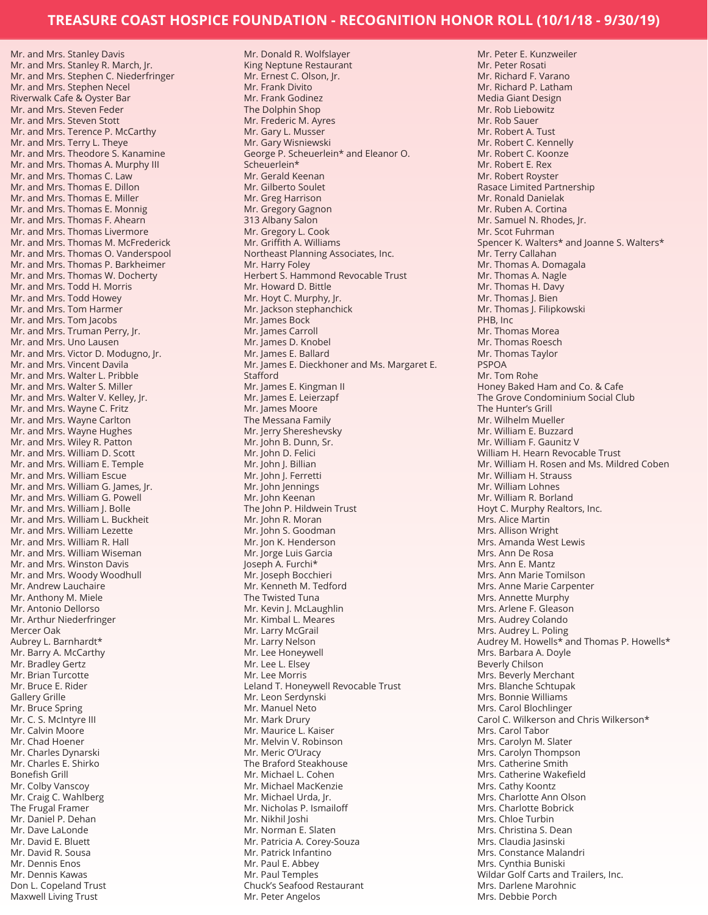# TREASURE COAST HOSPICE FOUNDATION - RECOGNITION HONOR ROLL (10/1/18 - 9/30/19)

Mr. and Mrs. Stanley Davis
Mr. and Mrs. Stanley R. March, Jr.
Mr. and Mrs. Stephen C. Niederfringer
Mr. and Mrs. Stephen Necel
Riverwalk Cafe & Oyster Bar
Mr. and Mrs. Steven Feder
Mr. and Mrs. Steven Stott
Mr. and Mrs. Terence P. McCarthy
Mr. and Mrs. Terry L. Theye
Mr. and Mrs. Theodore S. Kanamine
Mr. and Mrs. Thomas A. Murphy III
Mr. and Mrs. Thomas C. Law
Mr. and Mrs. Thomas E. Dillon
Mr. and Mrs. Thomas E. Miller
Mr. and Mrs. Thomas E. Monnig
Mr. and Mrs. Thomas F. Ahearn
Mr. and Mrs. Thomas Livermore
Mr. and Mrs. Thomas M. McFrederick
Mr. and Mrs. Thomas O. Vanderspool
Mr. and Mrs. Thomas P. Barkheimer
Mr. and Mrs. Thomas W. Docherty
Mr. and Mrs. Todd H. Morris
Mr. and Mrs. Todd Howey
Mr. and Mrs. Tom Harmer
Mr. and Mrs. Tom Jacobs
Mr. and Mrs. Truman Perry, Jr.
Mr. and Mrs. Uno Lausen
Mr. and Mrs. Victor D. Modugno, Jr.
Mr. and Mrs. Vincent Davila
Mr. and Mrs. Walter L. Pribble
Mr. and Mrs. Walter S. Miller
Mr. and Mrs. Walter V. Kelley, Jr.
Mr. and Mrs. Wayne C. Fritz
Mr. and Mrs. Wayne Carlton
Mr. and Mrs. Wayne Hughes
Mr. and Mrs. Wiley R. Patton
Mr. and Mrs. William D. Scott
Mr. and Mrs. William E. Temple
Mr. and Mrs. William Escue
Mr. and Mrs. William G. James, Jr.
Mr. and Mrs. William G. Powell
Mr. and Mrs. William J. Bolle
Mr. and Mrs. William L. Buckheit
Mr. and Mrs. William Lezette
Mr. and Mrs. William R. Hall
Mr. and Mrs. William Wiseman
Mr. and Mrs. Winston Davis
Mr. and Mrs. Woody Woodhull
Mr. Andrew Lauchaire
Mr. Anthony M. Miele
Mr. Antonio Dellorso
Mr. Arthur Niederfringer
Mercer Oak
Aubrey L. Barnhardt*
Mr. Barry A. McCarthy
Mr. Bradley Gertz
Mr. Brian Turcotte
Mr. Bruce E. Rider
Gallery Grille
Mr. Bruce Spring
Mr. C. S. McIntyre III
Mr. Calvin Moore
Mr. Chad Hoener
Mr. Charles Dynarski
Mr. Charles E. Shirko
Bonefish Grill
Mr. Colby Vanscoy
Mr. Craig C. Wahlberg
The Frugal Framer
Mr. Daniel P. Dehan
Mr. Dave LaLonde
Mr. David E. Bluett
Mr. David R. Sousa
Mr. Dennis Enos
Mr. Dennis Kawas
Don L. Copeland Trust
Maxwell Living Trust
Mr. Donald R. Wolfslayer
King Neptune Restaurant
Mr. Ernest C. Olson, Jr.
Mr. Frank Divito
Mr. Frank Godinez
The Dolphin Shop
Mr. Frederic M. Ayres
Mr. Gary L. Musser
Mr. Gary Wisniewski
George P. Scheuerlein* and Eleanor O. Scheuerlein*
Mr. Gerald Keenan
Mr. Gilberto Soulet
Mr. Greg Harrison
Mr. Gregory Gagnon
313 Albany Salon
Mr. Gregory L. Cook
Mr. Griffith A. Williams
Northeast Planning Associates, Inc.
Mr. Harry Foley
Herbert S. Hammond Revocable Trust
Mr. Howard D. Bittle
Mr. Hoyt C. Murphy, Jr.
Mr. Jackson stephanchick
Mr. James Bock
Mr. James Carroll
Mr. James D. Knobel
Mr. James E. Ballard
Mr. James E. Dieckhoner and Ms. Margaret E. Stafford
Mr. James E. Kingman II
Mr. James E. Leierzapf
Mr. James Moore
The Messana Family
Mr. Jerry Shereshevsky
Mr. John B. Dunn, Sr.
Mr. John D. Felici
Mr. John J. Billian
Mr. John J. Ferretti
Mr. John Jennings
Mr. John Keenan
The John P. Hildwein Trust
Mr. John R. Moran
Mr. John S. Goodman
Mr. Jon K. Henderson
Mr. Jorge Luis Garcia
Joseph A. Furchi*
Mr. Joseph Bocchieri
Mr. Kenneth M. Tedford
The Twisted Tuna
Mr. Kevin J. McLaughlin
Mr. Kimbal L. Meares
Mr. Larry McGrail
Mr. Larry Nelson
Mr. Lee Honeywell
Mr. Lee L. Elsey
Mr. Lee Morris
Leland T. Honeywell Revocable Trust
Mr. Leon Serdynski
Mr. Manuel Neto
Mr. Mark Drury
Mr. Maurice L. Kaiser
Mr. Melvin V. Robinson
Mr. Meric O'Uracy
The Braford Steakhouse
Mr. Michael L. Cohen
Mr. Michael MacKenzie
Mr. Michael Urda, Jr.
Mr. Nicholas P. Ismailoff
Mr. Nikhil Joshi
Mr. Norman E. Slaten
Mr. Patricia A. Corey-Souza
Mr. Patrick Infantino
Mr. Paul E. Abbey
Mr. Paul Temples
Chuck's Seafood Restaurant
Mr. Peter Angelos
Mr. Peter E. Kunzweiler
Mr. Peter Rosati
Mr. Richard F. Varano
Mr. Richard P. Latham
Media Giant Design
Mr. Rob Liebowitz
Mr. Rob Sauer
Mr. Robert A. Tust
Mr. Robert C. Kennelly
Mr. Robert C. Koonze
Mr. Robert E. Rex
Mr. Robert Royster
Rasace Limited Partnership
Mr. Ronald Danielak
Mr. Ruben A. Cortina
Mr. Samuel N. Rhodes, Jr.
Mr. Scot Fuhrman
Spencer K. Walters* and Joanne S. Walters*
Mr. Terry Callahan
Mr. Thomas A. Domagala
Mr. Thomas A. Nagle
Mr. Thomas H. Davy
Mr. Thomas J. Bien
Mr. Thomas J. Filipkowski
PHB, Inc
Mr. Thomas Morea
Mr. Thomas Roesch
Mr. Thomas Taylor
PSPOA
Mr. Tom Rohe
Honey Baked Ham and Co. & Cafe
The Grove Condominium Social Club
The Hunter's Grill
Mr. Wilhelm Mueller
Mr. William E. Buzzard
Mr. William F. Gaunitz V
William H. Hearn Revocable Trust
Mr. William H. Rosen and Ms. Mildred Coben
Mr. William H. Strauss
Mr. William Lohnes
Mr. William R. Borland
Hoyt C. Murphy Realtors, Inc.
Mrs. Alice Martin
Mrs. Allison Wright
Mrs. Amanda West Lewis
Mrs. Ann De Rosa
Mrs. Ann E. Mantz
Mrs. Ann Marie Tomilson
Mrs. Anne Marie Carpenter
Mrs. Annette Murphy
Mrs. Arlene F. Gleason
Mrs. Audrey Colando
Mrs. Audrey L. Poling
Audrey M. Howells* and Thomas P. Howells*
Mrs. Barbara A. Doyle
Beverly Chilson
Mrs. Beverly Merchant
Mrs. Blanche Schtupak
Mrs. Bonnie Williams
Mrs. Carol Blochlinger
Carol C. Wilkerson and Chris Wilkerson*
Mrs. Carol Tabor
Mrs. Carolyn M. Slater
Mrs. Carolyn Thompson
Mrs. Catherine Smith
Mrs. Catherine Wakefield
Mrs. Cathy Koontz
Mrs. Charlotte Ann Olson
Mrs. Charlotte Bobrick
Mrs. Chloe Turbin
Mrs. Christina S. Dean
Mrs. Claudia Jasinski
Mrs. Constance Malandri
Mrs. Cynthia Buniski
Wildar Golf Carts and Trailers, Inc.
Mrs. Darlene Marohnic
Mrs. Debbie Porch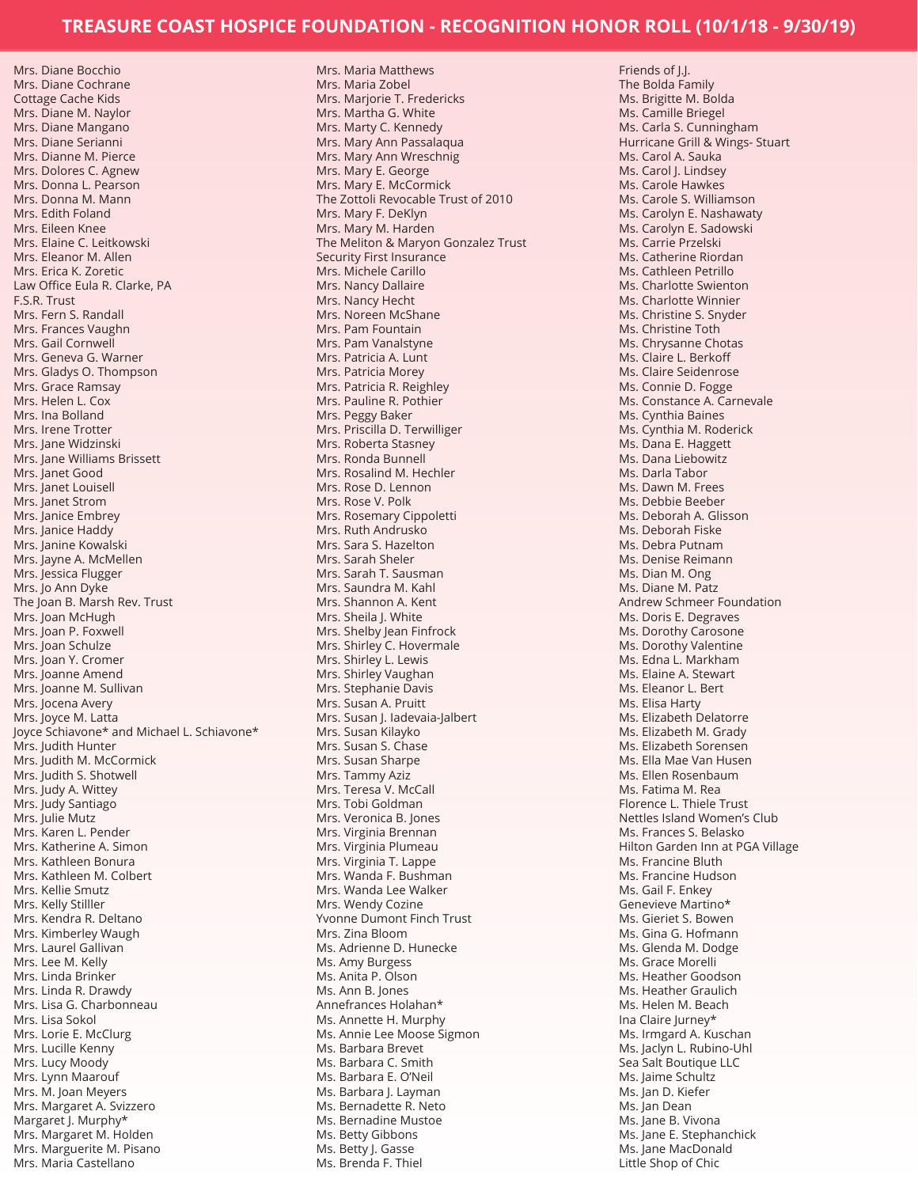# TREASURE COAST HOSPICE FOUNDATION - RECOGNITION HONOR ROLL (10/1/18 - 9/30/19)

Mrs. Diane Bocchio
Mrs. Diane Cochrane
Cottage Cache Kids
Mrs. Diane M. Naylor
Mrs. Diane Mangano
Mrs. Diane Serianni
Mrs. Dianne M. Pierce
Mrs. Dolores C. Agnew
Mrs. Donna L. Pearson
Mrs. Donna M. Mann
Mrs. Edith Foland
Mrs. Eileen Knee
Mrs. Elaine C. Leitkowski
Mrs. Eleanor M. Allen
Mrs. Erica K. Zoretic
Law Office Eula R. Clarke, PA
F.S.R. Trust
Mrs. Fern S. Randall
Mrs. Frances Vaughn
Mrs. Gail Cornwell
Mrs. Geneva G. Warner
Mrs. Gladys O. Thompson
Mrs. Grace Ramsay
Mrs. Helen L. Cox
Mrs. Ina Bolland
Mrs. Irene Trotter
Mrs. Jane Widzinski
Mrs. Jane Williams Brissett
Mrs. Janet Good
Mrs. Janet Louisell
Mrs. Janet Strom
Mrs. Janice Embrey
Mrs. Janice Haddy
Mrs. Janine Kowalski
Mrs. Jayne A. McMellen
Mrs. Jessica Flugger
Mrs. Jo Ann Dyke
The Joan B. Marsh Rev. Trust
Mrs. Joan McHugh
Mrs. Joan P. Foxwell
Mrs. Joan Schulze
Mrs. Joan Y. Cromer
Mrs. Joanne Amend
Mrs. Joanne M. Sullivan
Mrs. Jocena Avery
Mrs. Joyce M. Latta
Joyce Schiavone* and Michael L. Schiavone*
Mrs. Judith Hunter
Mrs. Judith M. McCormick
Mrs. Judith S. Shotwell
Mrs. Judy A. Wittey
Mrs. Judy Santiago
Mrs. Julie Mutz
Mrs. Karen L. Pender
Mrs. Katherine A. Simon
Mrs. Kathleen Bonura
Mrs. Kathleen M. Colbert
Mrs. Kellie Smutz
Mrs. Kelly Stilller
Mrs. Kendra R. Deltano
Mrs. Kimberley Waugh
Mrs. Laurel Gallivan
Mrs. Lee M. Kelly
Mrs. Linda Brinker
Mrs. Linda R. Drawdy
Mrs. Lisa G. Charbonneau
Mrs. Lisa Sokol
Mrs. Lorie E. McClurg
Mrs. Lucille Kenny
Mrs. Lucy Moody
Mrs. Lynn Maarouf
Mrs. M. Joan Meyers
Mrs. Margaret A. Svizzero
Margaret J. Murphy*
Mrs. Margaret M. Holden
Mrs. Marguerite M. Pisano
Mrs. Maria Castellano
Mrs. Maria Matthews
Mrs. Maria Zobel
Mrs. Marjorie T. Fredericks
Mrs. Martha G. White
Mrs. Marty C. Kennedy
Mrs. Mary Ann Passalaqua
Mrs. Mary Ann Wreschnig
Mrs. Mary E. George
Mrs. Mary E. McCormick
The Zottoli Revocable Trust of 2010
Mrs. Mary F. DeKlyn
Mrs. Mary M. Harden
The Meliton & Maryon Gonzalez Trust
Security First Insurance
Mrs. Michele Carillo
Mrs. Nancy Dallaire
Mrs. Nancy Hecht
Mrs. Noreen McShane
Mrs. Pam Fountain
Mrs. Pam Vanalstyne
Mrs. Patricia A. Lunt
Mrs. Patricia Morey
Mrs. Patricia R. Reighley
Mrs. Pauline R. Pothier
Mrs. Peggy Baker
Mrs. Priscilla D. Terwilliger
Mrs. Roberta Stasney
Mrs. Ronda Bunnell
Mrs. Rosalind M. Hechler
Mrs. Rose D. Lennon
Mrs. Rose V. Polk
Mrs. Rosemary Cippoletti
Mrs. Ruth Andrusko
Mrs. Sara S. Hazelton
Mrs. Sarah Sheler
Mrs. Sarah T. Sausman
Mrs. Saundra M. Kahl
Mrs. Shannon A. Kent
Mrs. Sheila J. White
Mrs. Shelby Jean Finfrock
Mrs. Shirley C. Hovermale
Mrs. Shirley L. Lewis
Mrs. Shirley Vaughan
Mrs. Stephanie Davis
Mrs. Susan A. Pruitt
Mrs. Susan J. Iadevaia-Jalbert
Mrs. Susan Kilayko
Mrs. Susan S. Chase
Mrs. Susan Sharpe
Mrs. Tammy Aziz
Mrs. Teresa V. McCall
Mrs. Tobi Goldman
Mrs. Veronica B. Jones
Mrs. Virginia Brennan
Mrs. Virginia Plumeau
Mrs. Virginia T. Lappe
Mrs. Wanda F. Bushman
Mrs. Wanda Lee Walker
Mrs. Wendy Cozine
Yvonne Dumont Finch Trust
Mrs. Zina Bloom
Ms. Adrienne D. Hunecke
Ms. Amy Burgess
Ms. Anita P. Olson
Ms. Ann B. Jones
Annefrances Holahan*
Ms. Annette H. Murphy
Ms. Annie Lee Moose Sigmon
Ms. Barbara Brevet
Ms. Barbara C. Smith
Ms. Barbara E. O'Neil
Ms. Barbara J. Layman
Ms. Bernadette R. Neto
Ms. Bernadine Mustoe
Ms. Betty Gibbons
Ms. Betty J. Gasse
Ms. Brenda F. Thiel
Friends of J.J.
The Bolda Family
Ms. Brigitte M. Bolda
Ms. Camille Briegel
Ms. Carla S. Cunningham
Hurricane Grill & Wings- Stuart
Ms. Carol A. Sauka
Ms. Carol J. Lindsey
Ms. Carole Hawkes
Ms. Carole S. Williamson
Ms. Carolyn E. Nashawaty
Ms. Carolyn E. Sadowski
Ms. Carrie Przelski
Ms. Catherine Riordan
Ms. Cathleen Petrillo
Ms. Charlotte Swienton
Ms. Charlotte Winnier
Ms. Christine S. Snyder
Ms. Christine Toth
Ms. Chrysanne Chotas
Ms. Claire L. Berkoff
Ms. Claire Seidenrose
Ms. Connie D. Fogge
Ms. Constance A. Carnevale
Ms. Cynthia Baines
Ms. Cynthia M. Roderick
Ms. Dana E. Haggett
Ms. Dana Liebowitz
Ms. Darla Tabor
Ms. Dawn M. Frees
Ms. Debbie Beeber
Ms. Deborah A. Glisson
Ms. Deborah Fiske
Ms. Debra Putnam
Ms. Denise Reimann
Ms. Dian M. Ong
Ms. Diane M. Patz
Andrew Schmeer Foundation
Ms. Doris E. Degraves
Ms. Dorothy Carosone
Ms. Dorothy Valentine
Ms. Edna L. Markham
Ms. Elaine A. Stewart
Ms. Eleanor L. Bert
Ms. Elisa Harty
Ms. Elizabeth Delatorre
Ms. Elizabeth M. Grady
Ms. Elizabeth Sorensen
Ms. Ella Mae Van Husen
Ms. Ellen Rosenbaum
Ms. Fatima M. Rea
Florence L. Thiele Trust
Nettles Island Women's Club
Ms. Frances S. Belasko
Hilton Garden Inn at PGA Village
Ms. Francine Bluth
Ms. Francine Hudson
Ms. Gail F. Enkey
Genevieve Martino*
Ms. Gieriet S. Bowen
Ms. Gina G. Hofmann
Ms. Glenda M. Dodge
Ms. Grace Morelli
Ms. Heather Goodson
Ms. Heather Graulich
Ms. Helen M. Beach
Ina Claire Jurney*
Ms. Irmgard A. Kuschan
Ms. Jaclyn L. Rubino-Uhl
Sea Salt Boutique LLC
Ms. Jaime Schultz
Ms. Jan D. Kiefer
Ms. Jan Dean
Ms. Jane B. Vivona
Ms. Jane E. Stephanchick
Ms. Jane MacDonald
Little Shop of Chic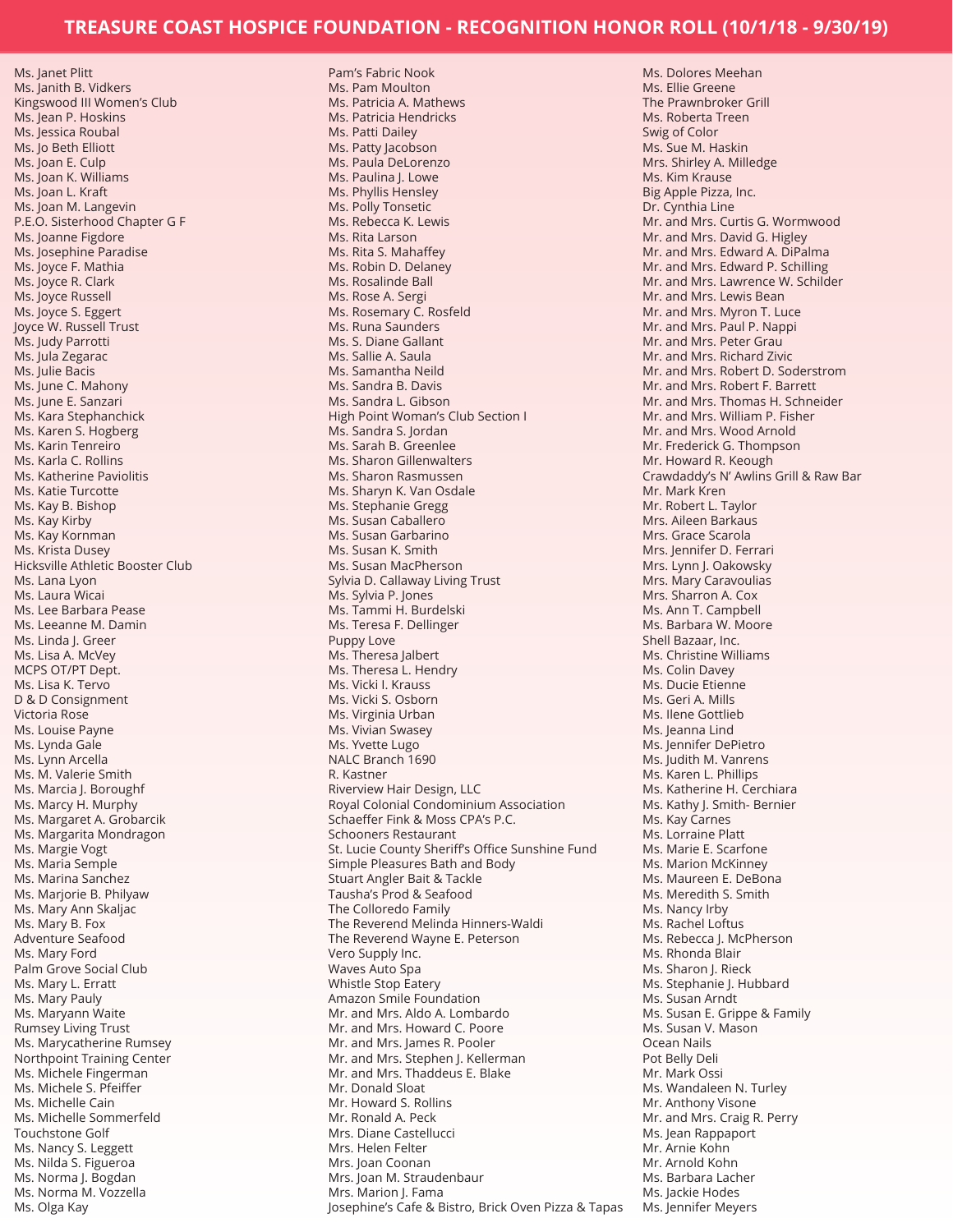# TREASURE COAST HOSPICE FOUNDATION - RECOGNITION HONOR ROLL (10/1/18 - 9/30/19)

Ms. Janet Plitt
Ms. Janith B. Vidkers
Kingswood III Women's Club
Ms. Jean P. Hoskins
Ms. Jessica Roubal
Ms. Jo Beth Elliott
Ms. Joan E. Culp
Ms. Joan K. Williams
Ms. Joan L. Kraft
Ms. Joan M. Langevin
P.E.O. Sisterhood Chapter G F
Ms. Joanne Figdore
Ms. Josephine Paradise
Ms. Joyce F. Mathia
Ms. Joyce R. Clark
Ms. Joyce Russell
Ms. Joyce S. Eggert
Joyce W. Russell Trust
Ms. Judy Parrotti
Ms. Jula Zegarac
Ms. Julie Bacis
Ms. June C. Mahony
Ms. June E. Sanzari
Ms. Kara Stephanchick
Ms. Karen S. Hogberg
Ms. Karin Tenreiro
Ms. Karla C. Rollins
Ms. Katherine Paviolitis
Ms. Katie Turcotte
Ms. Kay B. Bishop
Ms. Kay Kirby
Ms. Kay Kornman
Ms. Krista Dusey
Hicksville Athletic Booster Club
Ms. Lana Lyon
Ms. Laura Wicai
Ms. Lee Barbara Pease
Ms. Leeanne M. Damin
Ms. Linda J. Greer
Ms. Lisa A. McVey
MCPS OT/PT Dept.
Ms. Lisa K. Tervo
D & D Consignment
Victoria Rose
Ms. Louise Payne
Ms. Lynda Gale
Ms. Lynn Arcella
Ms. M. Valerie Smith
Ms. Marcia J. Boroughf
Ms. Marcy H. Murphy
Ms. Margaret A. Grobarcik
Ms. Margarita Mondragon
Ms. Margie Vogt
Ms. Maria Semple
Ms. Marina Sanchez
Ms. Marjorie B. Philyaw
Ms. Mary Ann Skaljac
Ms. Mary B. Fox
Adventure Seafood
Ms. Mary Ford
Palm Grove Social Club
Ms. Mary L. Erratt
Ms. Mary Pauly
Ms. Maryann Waite
Rumsey Living Trust
Ms. Marycatherine Rumsey
Northpoint Training Center
Ms. Michele Fingerman
Ms. Michele S. Pfeiffer
Ms. Michelle Cain
Ms. Michelle Sommerfeld
Touchstone Golf
Ms. Nancy S. Leggett
Ms. Nilda S. Figueroa
Ms. Norma J. Bogdan
Ms. Norma M. Vozzella
Ms. Olga Kay
Pam's Fabric Nook
Ms. Pam Moulton
Ms. Patricia A. Mathews
Ms. Patricia Hendricks
Ms. Patti Dailey
Ms. Patty Jacobson
Ms. Paula DeLorenzo
Ms. Paulina J. Lowe
Ms. Phyllis Hensley
Ms. Polly Tonsetic
Ms. Rebecca K. Lewis
Ms. Rita Larson
Ms. Rita S. Mahaffey
Ms. Robin D. Delaney
Ms. Rosalinde Ball
Ms. Rose A. Sergi
Ms. Rosemary C. Rosfeld
Ms. Runa Saunders
Ms. S. Diane Gallant
Ms. Sallie A. Saula
Ms. Samantha Neild
Ms. Sandra B. Davis
Ms. Sandra L. Gibson
High Point Woman's Club Section I
Ms. Sandra S. Jordan
Ms. Sarah B. Greenlee
Ms. Sharon Gillenwalters
Ms. Sharon Rasmussen
Ms. Sharyn K. Van Osdale
Ms. Stephanie Gregg
Ms. Susan Caballero
Ms. Susan Garbarino
Ms. Susan K. Smith
Ms. Susan MacPherson
Sylvia D. Callaway Living Trust
Ms. Sylvia P. Jones
Ms. Tammi H. Burdelski
Ms. Teresa F. Dellinger
Puppy Love
Ms. Theresa Jalbert
Ms. Theresa L. Hendry
Ms. Vicki I. Krauss
Ms. Vicki S. Osborn
Ms. Virginia Urban
Ms. Vivian Swasey
Ms. Yvette Lugo
NALC Branch 1690
R. Kastner
Riverview Hair Design, LLC
Royal Colonial Condominium Association
Schaeffer Fink & Moss CPA's P.C.
Schooners Restaurant
St. Lucie County Sheriff's Office Sunshine Fund
Simple Pleasures Bath and Body
Stuart Angler Bait & Tackle
Tausha's Prod & Seafood
The Colloredo Family
The Reverend Melinda Hinners-Waldi
The Reverend Wayne E. Peterson
Vero Supply Inc.
Waves Auto Spa
Whistle Stop Eatery
Amazon Smile Foundation
Mr. and Mrs. Aldo A. Lombardo
Mr. and Mrs. Howard C. Poore
Mr. and Mrs. James R. Pooler
Mr. and Mrs. Stephen J. Kellerman
Mr. and Mrs. Thaddeus E. Blake
Mr. Donald Sloat
Mr. Howard S. Rollins
Mr. Ronald A. Peck
Mrs. Diane Castellucci
Mrs. Helen Felter
Mrs. Joan Coonan
Mrs. Joan M. Straudenbaur
Mrs. Marion J. Fama
Josephine's Cafe & Bistro, Brick Oven Pizza & Tapas
Ms. Dolores Meehan
Ms. Ellie Greene
The Prawnbroker Grill
Ms. Roberta Treen
Swig of Color
Ms. Sue M. Haskin
Mrs. Shirley A. Milledge
Ms. Kim Krause
Big Apple Pizza, Inc.
Dr. Cynthia Line
Mr. and Mrs. Curtis G. Wormwood
Mr. and Mrs. David G. Higley
Mr. and Mrs. Edward A. DiPalma
Mr. and Mrs. Edward P. Schilling
Mr. and Mrs. Lawrence W. Schilder
Mr. and Mrs. Lewis Bean
Mr. and Mrs. Myron T. Luce
Mr. and Mrs. Paul P. Nappi
Mr. and Mrs. Peter Grau
Mr. and Mrs. Richard Zivic
Mr. and Mrs. Robert D. Soderstrom
Mr. and Mrs. Robert F. Barrett
Mr. and Mrs. Thomas H. Schneider
Mr. and Mrs. William P. Fisher
Mr. and Mrs. Wood Arnold
Mr. Frederick G. Thompson
Mr. Howard R. Keough
Crawdaddy's N' Awlins Grill & Raw Bar
Mr. Mark Kren
Mr. Robert L. Taylor
Mrs. Aileen Barkaus
Mrs. Grace Scarola
Mrs. Jennifer D. Ferrari
Mrs. Lynn J. Oakowsky
Mrs. Mary Caravoulias
Mrs. Sharron A. Cox
Ms. Ann T. Campbell
Ms. Barbara W. Moore
Shell Bazaar, Inc.
Ms. Christine Williams
Ms. Colin Davey
Ms. Ducie Etienne
Ms. Geri A. Mills
Ms. Ilene Gottlieb
Ms. Jeanna Lind
Ms. Jennifer DePietro
Ms. Judith M. Vanrens
Ms. Karen L. Phillips
Ms. Katherine H. Cerchiara
Ms. Kathy J. Smith- Bernier
Ms. Kay Carnes
Ms. Lorraine Platt
Ms. Marie E. Scarfone
Ms. Marion McKinney
Ms. Maureen E. DeBona
Ms. Meredith S. Smith
Ms. Nancy Irby
Ms. Rachel Loftus
Ms. Rebecca J. McPherson
Ms. Rhonda Blair
Ms. Sharon J. Rieck
Ms. Stephanie J. Hubbard
Ms. Susan Arndt
Ms. Susan E. Grippe & Family
Ms. Susan V. Mason
Ocean Nails
Pot Belly Deli
Mr. Mark Ossi
Ms. Wandaleen N. Turley
Mr. Anthony Visone
Mr. and Mrs. Craig R. Perry
Ms. Jean Rappaport
Mr. Arnie Kohn
Mr. Arnold Kohn
Ms. Barbara Lacher
Ms. Jackie Hodes
Ms. Jennifer Meyers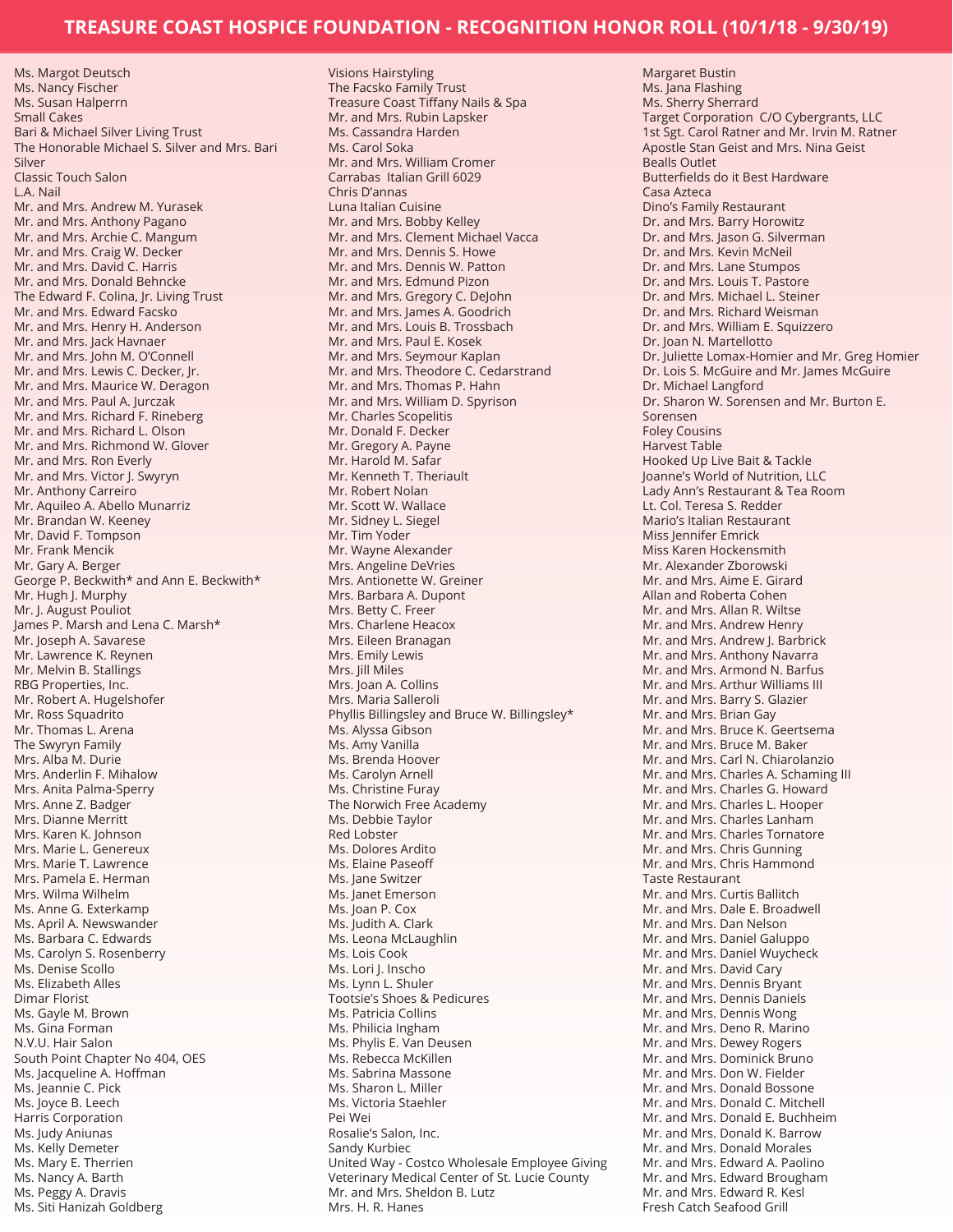# TREASURE COAST HOSPICE FOUNDATION - RECOGNITION HONOR ROLL (10/1/18 - 9/30/19)

Ms. Margot Deutsch
Ms. Nancy Fischer
Ms. Susan Halperrn
Small Cakes
Bari & Michael Silver Living Trust
The Honorable Michael S. Silver and Mrs. Bari Silver
Classic Touch Salon
L.A. Nail
Mr. and Mrs. Andrew M. Yurasek
Mr. and Mrs. Anthony Pagano
Mr. and Mrs. Archie C. Mangum
Mr. and Mrs. Craig W. Decker
Mr. and Mrs. David C. Harris
Mr. and Mrs. Donald Behncke
The Edward F. Colina, Jr. Living Trust
Mr. and Mrs. Edward Facsko
Mr. and Mrs. Henry H. Anderson
Mr. and Mrs. Jack Havnaer
Mr. and Mrs. John M. O'Connell
Mr. and Mrs. Lewis C. Decker, Jr.
Mr. and Mrs. Maurice W. Deragon
Mr. and Mrs. Paul A. Jurczak
Mr. and Mrs. Richard F. Rineberg
Mr. and Mrs. Richard L. Olson
Mr. and Mrs. Richmond W. Glover
Mr. and Mrs. Ron Everly
Mr. and Mrs. Victor J. Swyryn
Mr. Anthony Carreiro
Mr. Aquileo A. Abello Munarriz
Mr. Brandan W. Keeney
Mr. David F. Tompson
Mr. Frank Mencik
Mr. Gary A. Berger
George P. Beckwith* and Ann E. Beckwith*
Mr. Hugh J. Murphy
Mr. J. August Pouliot
James P. Marsh and Lena C. Marsh*
Mr. Joseph A. Savarese
Mr. Lawrence K. Reynen
Mr. Melvin B. Stallings
RBG Properties, Inc.
Mr. Robert A. Hugelshofer
Mr. Ross Squadrito
Mr. Thomas L. Arena
The Swyryn Family
Mrs. Alba M. Durie
Mrs. Anderlin F. Mihalow
Mrs. Anita Palma-Sperry
Mrs. Anne Z. Badger
Mrs. Dianne Merritt
Mrs. Karen K. Johnson
Mrs. Marie L. Genereux
Mrs. Marie T. Lawrence
Mrs. Pamela E. Herman
Mrs. Wilma Wilhelm
Ms. Anne G. Exterkamp
Ms. April A. Newswander
Ms. Barbara C. Edwards
Ms. Carolyn S. Rosenberry
Ms. Denise Scollo
Ms. Elizabeth Alles
Dimar Florist
Ms. Gayle M. Brown
Ms. Gina Forman
N.V.U. Hair Salon
South Point Chapter No 404, OES
Ms. Jacqueline A. Hoffman
Ms. Jeannie C. Pick
Ms. Joyce B. Leech
Harris Corporation
Ms. Judy Aniunas
Ms. Kelly Demeter
Ms. Mary E. Therrien
Ms. Nancy A. Barth
Ms. Peggy A. Dravis
Ms. Siti Hanizah Goldberg
Visions Hairstyling
The Facsko Family Trust
Treasure Coast Tiffany Nails & Spa
Mr. and Mrs. Rubin Lapsker
Ms. Cassandra Harden
Ms. Carol Soka
Mr. and Mrs. William Cromer
Carrabas Italian Grill 6029
Chris D'annas
Luna Italian Cuisine
Mr. and Mrs. Bobby Kelley
Mr. and Mrs. Clement Michael Vacca
Mr. and Mrs. Dennis S. Howe
Mr. and Mrs. Dennis W. Patton
Mr. and Mrs. Edmund Pizon
Mr. and Mrs. Gregory C. DeJohn
Mr. and Mrs. James A. Goodrich
Mr. and Mrs. Louis B. Trossbach
Mr. and Mrs. Paul E. Kosek
Mr. and Mrs. Seymour Kaplan
Mr. and Mrs. Theodore C. Cedarstrand
Mr. and Mrs. Thomas P. Hahn
Mr. and Mrs. William D. Spyrison
Mr. Charles Scopelitis
Mr. Donald F. Decker
Mr. Gregory A. Payne
Mr. Harold M. Safar
Mr. Kenneth T. Theriault
Mr. Robert Nolan
Mr. Scott W. Wallace
Mr. Sidney L. Siegel
Mr. Tim Yoder
Mr. Wayne Alexander
Mrs. Angeline DeVries
Mrs. Antionette W. Greiner
Mrs. Barbara A. Dupont
Mrs. Betty C. Freer
Mrs. Charlene Heacox
Mrs. Eileen Branagan
Mrs. Emily Lewis
Mrs. Jill Miles
Mrs. Joan A. Collins
Mrs. Maria Salleroli
Phyllis Billingsley and Bruce W. Billingsley*
Ms. Alyssa Gibson
Ms. Amy Vanilla
Ms. Brenda Hoover
Ms. Carolyn Arnell
Ms. Christine Furay
The Norwich Free Academy
Ms. Debbie Taylor
Red Lobster
Ms. Dolores Ardito
Ms. Elaine Paseoff
Ms. Jane Switzer
Ms. Janet Emerson
Ms. Joan P. Cox
Ms. Judith A. Clark
Ms. Leona McLaughlin
Ms. Lois Cook
Ms. Lori J. Inscho
Ms. Lynn L. Shuler
Tootsie's Shoes & Pedicures
Ms. Patricia Collins
Ms. Philicia Ingham
Ms. Phylis E. Van Deusen
Ms. Rebecca McKillen
Ms. Sabrina Massone
Ms. Sharon L. Miller
Ms. Victoria Staehler
Pei Wei
Rosalie's Salon, Inc.
Sandy Kurbiec
United Way - Costco Wholesale Employee Giving
Veterinary Medical Center of St. Lucie County
Mr. and Mrs. Sheldon B. Lutz
Mrs. H. R. Hanes
Margaret Bustin
Ms. Jana Flashing
Ms. Sherry Sherrard
Target Corporation C/O Cybergrants, LLC
1st Sgt. Carol Ratner and Mr. Irvin M. Ratner
Apostle Stan Geist and Mrs. Nina Geist
Bealls Outlet
Butterfields do it Best Hardware
Casa Azteca
Dino's Family Restaurant
Dr. and Mrs. Barry Horowitz
Dr. and Mrs. Jason G. Silverman
Dr. and Mrs. Kevin McNeil
Dr. and Mrs. Lane Stumpos
Dr. and Mrs. Louis T. Pastore
Dr. and Mrs. Michael L. Steiner
Dr. and Mrs. Richard Weisman
Dr. and Mrs. William E. Squizzero
Dr. Joan N. Martellotto
Dr. Juliette Lomax-Homier and Mr. Greg Homier
Dr. Lois S. McGuire and Mr. James McGuire
Dr. Michael Langford
Dr. Sharon W. Sorensen and Mr. Burton E. Sorensen
Foley Cousins
Harvest Table
Hooked Up Live Bait & Tackle
Joanne's World of Nutrition, LLC
Lady Ann's Restaurant & Tea Room
Lt. Col. Teresa S. Redder
Mario's Italian Restaurant
Miss Jennifer Emrick
Miss Karen Hockensmith
Mr. Alexander Zborowski
Mr. and Mrs. Aime E. Girard
Allan and Roberta Cohen
Mr. and Mrs. Allan R. Wiltse
Mr. and Mrs. Andrew Henry
Mr. and Mrs. Andrew J. Barbrick
Mr. and Mrs. Anthony Navarra
Mr. and Mrs. Armond N. Barfus
Mr. and Mrs. Arthur Williams III
Mr. and Mrs. Barry S. Glazier
Mr. and Mrs. Brian Gay
Mr. and Mrs. Bruce K. Geertsema
Mr. and Mrs. Bruce M. Baker
Mr. and Mrs. Carl N. Chiarolanzio
Mr. and Mrs. Charles A. Schaming III
Mr. and Mrs. Charles G. Howard
Mr. and Mrs. Charles L. Hooper
Mr. and Mrs. Charles Lanham
Mr. and Mrs. Charles Tornatore
Mr. and Mrs. Chris Gunning
Mr. and Mrs. Chris Hammond
Taste Restaurant
Mr. and Mrs. Curtis Ballitch
Mr. and Mrs. Dale E. Broadwell
Mr. and Mrs. Dan Nelson
Mr. and Mrs. Daniel Galuppo
Mr. and Mrs. Daniel Wuycheck
Mr. and Mrs. David Cary
Mr. and Mrs. Dennis Bryant
Mr. and Mrs. Dennis Daniels
Mr. and Mrs. Dennis Wong
Mr. and Mrs. Deno R. Marino
Mr. and Mrs. Dewey Rogers
Mr. and Mrs. Dominick Bruno
Mr. and Mrs. Don W. Fielder
Mr. and Mrs. Donald Bossone
Mr. and Mrs. Donald C. Mitchell
Mr. and Mrs. Donald E. Buchheim
Mr. and Mrs. Donald K. Barrow
Mr. and Mrs. Donald Morales
Mr. and Mrs. Edward A. Paolino
Mr. and Mrs. Edward Brougham
Mr. and Mrs. Edward R. Kesl
Fresh Catch Seafood Grill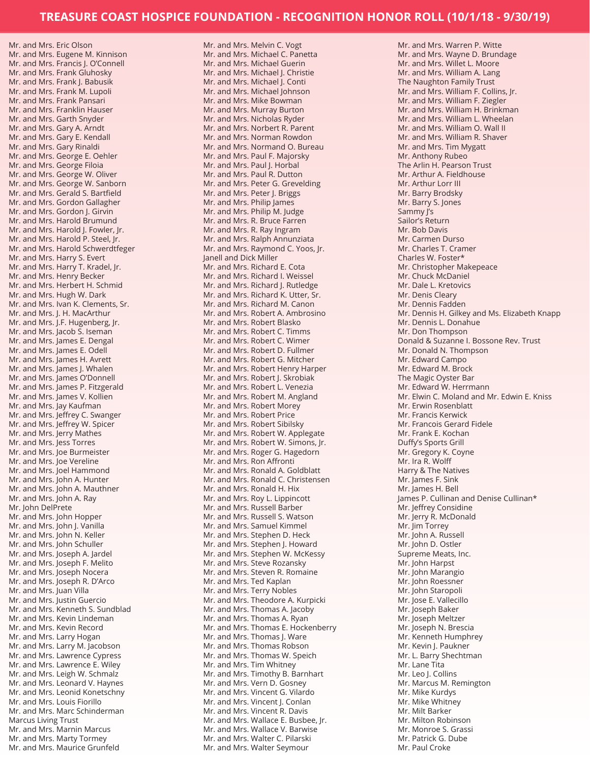# TREASURE COAST HOSPICE FOUNDATION - RECOGNITION HONOR ROLL (10/1/18 - 9/30/19)

Mr. and Mrs. Eric Olson
Mr. and Mrs. Eugene M. Kinnison
Mr. and Mrs. Francis J. O'Connell
Mr. and Mrs. Frank Gluhosky
Mr. and Mrs. Frank J. Babusik
Mr. and Mrs. Frank M. Lupoli
Mr. and Mrs. Frank Pansari
Mr. and Mrs. Franklin Hauser
Mr. and Mrs. Garth Snyder
Mr. and Mrs. Gary A. Arndt
Mr. and Mrs. Gary E. Kendall
Mr. and Mrs. Gary Rinaldi
Mr. and Mrs. George E. Oehler
Mr. and Mrs. George Filoia
Mr. and Mrs. George W. Oliver
Mr. and Mrs. George W. Sanborn
Mr. and Mrs. Gerald S. Bartfield
Mr. and Mrs. Gordon Gallagher
Mr. and Mrs. Gordon J. Girvin
Mr. and Mrs. Harold Brumund
Mr. and Mrs. Harold J. Fowler, Jr.
Mr. and Mrs. Harold P. Steel, Jr.
Mr. and Mrs. Harold Schwerdtfeger
Mr. and Mrs. Harry S. Evert
Mr. and Mrs. Harry T. Kradel, Jr.
Mr. and Mrs. Henry Becker
Mr. and Mrs. Herbert H. Schmid
Mr. and Mrs. Hugh W. Dark
Mr. and Mrs. Ivan K. Clements, Sr.
Mr. and Mrs. J. H. MacArthur
Mr. and Mrs. J.F. Hugenberg, Jr.
Mr. and Mrs. Jacob S. Iseman
Mr. and Mrs. James E. Dengal
Mr. and Mrs. James E. Odell
Mr. and Mrs. James H. Avrett
Mr. and Mrs. James J. Whalen
Mr. and Mrs. James O'Donnell
Mr. and Mrs. James P. Fitzgerald
Mr. and Mrs. James V. Kollien
Mr. and Mrs. Jay Kaufman
Mr. and Mrs. Jeffrey C. Swanger
Mr. and Mrs. Jeffrey W. Spicer
Mr. and Mrs. Jerry Mathes
Mr. and Mrs. Jess Torres
Mr. and Mrs. Joe Burmeister
Mr. and Mrs. Joe Vereline
Mr. and Mrs. Joel Hammond
Mr. and Mrs. John A. Hunter
Mr. and Mrs. John A. Mauthner
Mr. and Mrs. John A. Ray
Mr. John DelPrete
Mr. and Mrs. John Hopper
Mr. and Mrs. John J. Vanilla
Mr. and Mrs. John N. Keller
Mr. and Mrs. John Schuller
Mr. and Mrs. Joseph A. Jardel
Mr. and Mrs. Joseph F. Melito
Mr. and Mrs. Joseph Nocera
Mr. and Mrs. Joseph R. D'Arco
Mr. and Mrs. Juan Villa
Mr. and Mrs. Justin Guercio
Mr. and Mrs. Kenneth S. Sundblad
Mr. and Mrs. Kevin Lindeman
Mr. and Mrs. Kevin Record
Mr. and Mrs. Larry Hogan
Mr. and Mrs. Larry M. Jacobson
Mr. and Mrs. Lawrence Cypress
Mr. and Mrs. Lawrence E. Wiley
Mr. and Mrs. Leigh W. Schmalz
Mr. and Mrs. Leonard V. Haynes
Mr. and Mrs. Leonid Konetschny
Mr. and Mrs. Louis Fiorillo
Mr. and Mrs. Marc Schinderman
Marcus Living Trust
Mr. and Mrs. Marnin Marcus
Mr. and Mrs. Marty Tormey
Mr. and Mrs. Maurice Grunfeld
Mr. and Mrs. Melvin C. Vogt
Mr. and Mrs. Michael C. Panetta
Mr. and Mrs. Michael Guerin
Mr. and Mrs. Michael J. Christie
Mr. and Mrs. Michael J. Conti
Mr. and Mrs. Michael Johnson
Mr. and Mrs. Mike Bowman
Mr. and Mrs. Murray Burton
Mr. and Mrs. Nicholas Ryder
Mr. and Mrs. Norbert R. Parent
Mr. and Mrs. Norman Rowdon
Mr. and Mrs. Normand O. Bureau
Mr. and Mrs. Paul F. Majorsky
Mr. and Mrs. Paul J. Horbal
Mr. and Mrs. Paul R. Dutton
Mr. and Mrs. Peter G. Grevelding
Mr. and Mrs. Peter J. Briggs
Mr. and Mrs. Philip James
Mr. and Mrs. Philip M. Judge
Mr. and Mrs. R. Bruce Farren
Mr. and Mrs. R. Ray Ingram
Mr. and Mrs. Ralph Annunziata
Mr. and Mrs. Raymond C. Yoos, Jr.
Janell and Dick Miller
Mr. and Mrs. Richard E. Cota
Mr. and Mrs. Richard I. Weissel
Mr. and Mrs. Richard J. Rutledge
Mr. and Mrs. Richard K. Utter, Sr.
Mr. and Mrs. Richard M. Canon
Mr. and Mrs. Robert A. Ambrosino
Mr. and Mrs. Robert Blasko
Mr. and Mrs. Robert C. Timms
Mr. and Mrs. Robert C. Wimer
Mr. and Mrs. Robert D. Fullmer
Mr. and Mrs. Robert G. Mitcher
Mr. and Mrs. Robert Henry Harper
Mr. and Mrs. Robert J. Skrobiak
Mr. and Mrs. Robert L. Venezia
Mr. and Mrs. Robert M. Angland
Mr. and Mrs. Robert Morey
Mr. and Mrs. Robert Price
Mr. and Mrs. Robert Sibilsky
Mr. and Mrs. Robert W. Applegate
Mr. and Mrs. Robert W. Simons, Jr.
Mr. and Mrs. Roger G. Hagedorn
Mr. and Mrs. Ron Affronti
Mr. and Mrs. Ronald A. Goldblatt
Mr. and Mrs. Ronald C. Christensen
Mr. and Mrs. Ronald H. Hix
Mr. and Mrs. Roy L. Lippincott
Mr. and Mrs. Russell Barber
Mr. and Mrs. Russell S. Watson
Mr. and Mrs. Samuel Kimmel
Mr. and Mrs. Stephen D. Heck
Mr. and Mrs. Stephen J. Howard
Mr. and Mrs. Stephen W. McKessy
Mr. and Mrs. Steve Rozansky
Mr. and Mrs. Steven R. Romaine
Mr. and Mrs. Ted Kaplan
Mr. and Mrs. Terry Nobles
Mr. and Mrs. Theodore A. Kurpicki
Mr. and Mrs. Thomas A. Jacoby
Mr. and Mrs. Thomas A. Ryan
Mr. and Mrs. Thomas E. Hockenberry
Mr. and Mrs. Thomas J. Ware
Mr. and Mrs. Thomas Robson
Mr. and Mrs. Thomas W. Speich
Mr. and Mrs. Tim Whitney
Mr. and Mrs. Timothy B. Barnhart
Mr. and Mrs. Vern D. Gosney
Mr. and Mrs. Vincent G. Vilardo
Mr. and Mrs. Vincent J. Conlan
Mr. and Mrs. Vincent R. Davis
Mr. and Mrs. Wallace E. Busbee, Jr.
Mr. and Mrs. Wallace V. Barwise
Mr. and Mrs. Walter C. Pilarski
Mr. and Mrs. Walter Seymour
Mr. and Mrs. Warren P. Witte
Mr. and Mrs. Wayne D. Brundage
Mr. and Mrs. Willet L. Moore
Mr. and Mrs. William A. Lang
The Naughton Family Trust
Mr. and Mrs. William F. Collins, Jr.
Mr. and Mrs. William F. Ziegler
Mr. and Mrs. William H. Brinkman
Mr. and Mrs. William L. Wheelan
Mr. and Mrs. William O. Wall II
Mr. and Mrs. William R. Shaver
Mr. and Mrs. Tim Mygatt
Mr. Anthony Rubeo
The Arlin H. Pearson Trust
Mr. Arthur A. Fieldhouse
Mr. Arthur Lorr III
Mr. Barry Brodsky
Mr. Barry S. Jones
Sammy J's
Sailor's Return
Mr. Bob Davis
Mr. Carmen Durso
Mr. Charles T. Cramer
Charles W. Foster*
Mr. Christopher Makepeace
Mr. Chuck McDaniel
Mr. Dale L. Kretovics
Mr. Denis Cleary
Mr. Dennis Fadden
Mr. Dennis H. Gilkey and Ms. Elizabeth Knapp
Mr. Dennis L. Donahue
Mr. Don Thompson
Donald & Suzanne I. Bossone Rev. Trust
Mr. Donald N. Thompson
Mr. Edward Campo
Mr. Edward M. Brock
The Magic Oyster Bar
Mr. Edward W. Herrmann
Mr. Elwin C. Moland and Mr. Edwin E. Kniss
Mr. Erwin Rosenblatt
Mr. Francis Kerwick
Mr. Francois Gerard Fidele
Mr. Frank E. Kochan
Duffy's Sports Grill
Mr. Gregory K. Coyne
Mr. Ira R. Wolff
Harry & The Natives
Mr. James F. Sink
Mr. James H. Bell
James P. Cullinan and Denise Cullinan*
Mr. Jeffrey Considine
Mr. Jerry R. McDonald
Mr. Jim Torrey
Mr. John A. Russell
Mr. John D. Ostler
Supreme Meats, Inc.
Mr. John Harpst
Mr. John Marangio
Mr. John Roessner
Mr. John Staropoli
Mr. Jose E. Vallecillo
Mr. Joseph Baker
Mr. Joseph Meltzer
Mr. Joseph N. Brescia
Mr. Kenneth Humphrey
Mr. Kevin J. Paukner
Mr. L. Barry Shechtman
Mr. Lane Tita
Mr. Leo J. Collins
Mr. Marcus M. Remington
Mr. Mike Kurdys
Mr. Mike Whitney
Mr. Milt Barker
Mr. Milton Robinson
Mr. Monroe S. Grassi
Mr. Patrick G. Dube
Mr. Paul Croke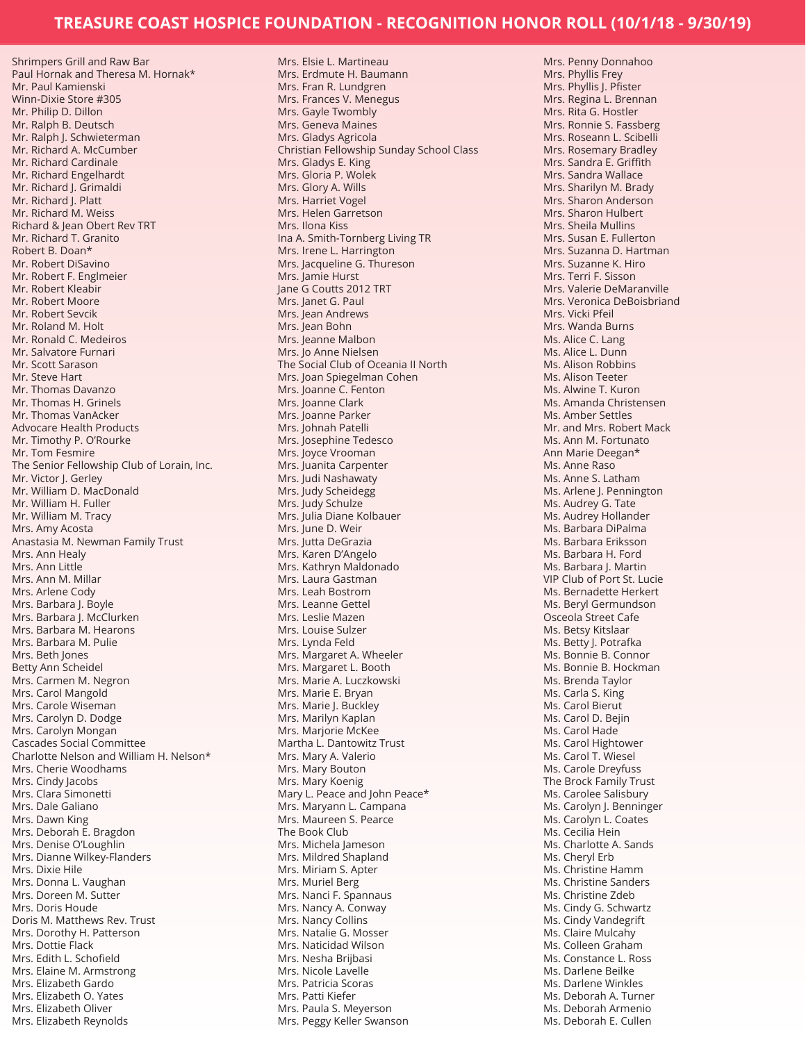# TREASURE COAST HOSPICE FOUNDATION - RECOGNITION HONOR ROLL (10/1/18 - 9/30/19)

Shrimpers Grill and Raw Bar
Paul Hornak and Theresa M. Hornak*
Mr. Paul Kamienski
Winn-Dixie Store #305
Mr. Philip D. Dillon
Mr. Ralph B. Deutsch
Mr. Ralph J. Schwieterman
Mr. Richard A. McCumber
Mr. Richard Cardinale
Mr. Richard Engelhardt
Mr. Richard J. Grimaldi
Mr. Richard J. Platt
Mr. Richard M. Weiss
Richard & Jean Obert Rev TRT
Mr. Richard T. Granito
Robert B. Doan*
Mr. Robert DiSavino
Mr. Robert F. Englmeier
Mr. Robert Kleabir
Mr. Robert Moore
Mr. Robert Sevcik
Mr. Roland M. Holt
Mr. Ronald C. Medeiros
Mr. Salvatore Furnari
Mr. Scott Sarason
Mr. Steve Hart
Mr. Thomas Davanzo
Mr. Thomas H. Grinels
Mr. Thomas VanAcker
Advocare Health Products
Mr. Timothy P. O'Rourke
Mr. Tom Fesmire
The Senior Fellowship Club of Lorain, Inc.
Mr. Victor J. Gerley
Mr. William D. MacDonald
Mr. William H. Fuller
Mr. William M. Tracy
Mrs. Amy Acosta
Anastasia M. Newman Family Trust
Mrs. Ann Healy
Mrs. Ann Little
Mrs. Ann M. Millar
Mrs. Arlene Cody
Mrs. Barbara J. Boyle
Mrs. Barbara J. McClurken
Mrs. Barbara M. Hearons
Mrs. Barbara M. Pulie
Mrs. Beth Jones
Betty Ann Scheidel
Mrs. Carmen M. Negron
Mrs. Carol Mangold
Mrs. Carole Wiseman
Mrs. Carolyn D. Dodge
Mrs. Carolyn Mongan
Cascades Social Committee
Charlotte Nelson and William H. Nelson*
Mrs. Cherie Woodhams
Mrs. Cindy Jacobs
Mrs. Clara Simonetti
Mrs. Dale Galiano
Mrs. Dawn King
Mrs. Deborah E. Bragdon
Mrs. Denise O'Loughlin
Mrs. Dianne Wilkey-Flanders
Mrs. Dixie Hile
Mrs. Donna L. Vaughan
Mrs. Doreen M. Sutter
Mrs. Doris Houde
Doris M. Matthews Rev. Trust
Mrs. Dorothy H. Patterson
Mrs. Dottie Flack
Mrs. Edith L. Schofield
Mrs. Elaine M. Armstrong
Mrs. Elizabeth Gardo
Mrs. Elizabeth O. Yates
Mrs. Elizabeth Oliver
Mrs. Elizabeth Reynolds
Mrs. Elsie L. Martineau
Mrs. Erdmute H. Baumann
Mrs. Fran R. Lundgren
Mrs. Frances V. Menegus
Mrs. Gayle Twombly
Mrs. Geneva Maines
Mrs. Gladys Agricola
Christian Fellowship Sunday School Class
Mrs. Gladys E. King
Mrs. Gloria P. Wolek
Mrs. Glory A. Wills
Mrs. Harriet Vogel
Mrs. Helen Garretson
Mrs. Ilona Kiss
Ina A. Smith-Tornberg Living TR
Mrs. Irene L. Harrington
Mrs. Jacqueline G. Thureson
Mrs. Jamie Hurst
Jane G Coutts 2012 TRT
Mrs. Janet G. Paul
Mrs. Jean Andrews
Mrs. Jean Bohn
Mrs. Jeanne Malbon
Mrs. Jo Anne Nielsen
The Social Club of Oceania II North
Mrs. Joan Spiegelman Cohen
Mrs. Joanne C. Fenton
Mrs. Joanne Clark
Mrs. Joanne Parker
Mrs. Johnah Patelli
Mrs. Josephine Tedesco
Mrs. Joyce Vrooman
Mrs. Juanita Carpenter
Mrs. Judi Nashawaty
Mrs. Judy Scheidegg
Mrs. Judy Schulze
Mrs. Julia Diane Kolbauer
Mrs. June D. Weir
Mrs. Jutta DeGrazia
Mrs. Karen D'Angelo
Mrs. Kathryn Maldonado
Mrs. Laura Gastman
Mrs. Leah Bostrom
Mrs. Leanne Gettel
Mrs. Leslie Mazen
Mrs. Louise Sulzer
Mrs. Lynda Feld
Mrs. Margaret A. Wheeler
Mrs. Margaret L. Booth
Mrs. Marie A. Luczkowski
Mrs. Marie E. Bryan
Mrs. Marie J. Buckley
Mrs. Marilyn Kaplan
Mrs. Marjorie McKee
Martha L. Dantowitz Trust
Mrs. Mary A. Valerio
Mrs. Mary Bouton
Mrs. Mary Koenig
Mary L. Peace and John Peace*
Mrs. Maryann L. Campana
Mrs. Maureen S. Pearce
The Book Club
Mrs. Michela Jameson
Mrs. Mildred Shapland
Mrs. Miriam S. Apter
Mrs. Muriel Berg
Mrs. Nanci F. Spannaus
Mrs. Nancy A. Conway
Mrs. Nancy Collins
Mrs. Natalie G. Mosser
Mrs. Naticidad Wilson
Mrs. Nesha Brijbasi
Mrs. Nicole Lavelle
Mrs. Patricia Scoras
Mrs. Patti Kiefer
Mrs. Paula S. Meyerson
Mrs. Peggy Keller Swanson
Mrs. Penny Donnahoo
Mrs. Phyllis Frey
Mrs. Phyllis J. Pfister
Mrs. Regina L. Brennan
Mrs. Rita G. Hostler
Mrs. Ronnie S. Fassberg
Mrs. Roseann L. Scibelli
Mrs. Rosemary Bradley
Mrs. Sandra E. Griffith
Mrs. Sandra Wallace
Mrs. Sharilyn M. Brady
Mrs. Sharon Anderson
Mrs. Sharon Hulbert
Mrs. Sheila Mullins
Mrs. Susan E. Fullerton
Mrs. Suzanna D. Hartman
Mrs. Suzanne K. Hiro
Mrs. Terri F. Sisson
Mrs. Valerie DeMaranville
Mrs. Veronica DeBoisbriand
Mrs. Vicki Pfeil
Mrs. Wanda Burns
Ms. Alice C. Lang
Ms. Alice L. Dunn
Ms. Alison Robbins
Ms. Alison Teeter
Ms. Alwine T. Kuron
Ms. Amanda Christensen
Ms. Amber Settles
Mr. and Mrs. Robert Mack
Ms. Ann M. Fortunato
Ann Marie Deegan*
Ms. Anne Raso
Ms. Anne S. Latham
Ms. Arlene J. Pennington
Ms. Audrey G. Tate
Ms. Audrey Hollander
Ms. Barbara DiPalma
Ms. Barbara Eriksson
Ms. Barbara H. Ford
Ms. Barbara J. Martin
VIP Club of Port St. Lucie
Ms. Bernadette Herkert
Ms. Beryl Germundson
Osceola Street Cafe
Ms. Betsy Kitslaar
Ms. Betty J. Potrafka
Ms. Bonnie B. Connor
Ms. Bonnie B. Hockman
Ms. Brenda Taylor
Ms. Carla S. King
Ms. Carol Bierut
Ms. Carol D. Bejin
Ms. Carol Hade
Ms. Carol Hightower
Ms. Carol T. Wiesel
Ms. Carole Dreyfuss
The Brock Family Trust
Ms. Carolee Salisbury
Ms. Carolyn J. Benninger
Ms. Carolyn L. Coates
Ms. Cecilia Hein
Ms. Charlotte A. Sands
Ms. Cheryl Erb
Ms. Christine Hamm
Ms. Christine Sanders
Ms. Christine Zdeb
Ms. Cindy G. Schwartz
Ms. Cindy Vandegrift
Ms. Claire Mulcahy
Ms. Colleen Graham
Ms. Constance L. Ross
Ms. Darlene Beilke
Ms. Darlene Winkles
Ms. Deborah A. Turner
Ms. Deborah Armenio
Ms. Deborah E. Cullen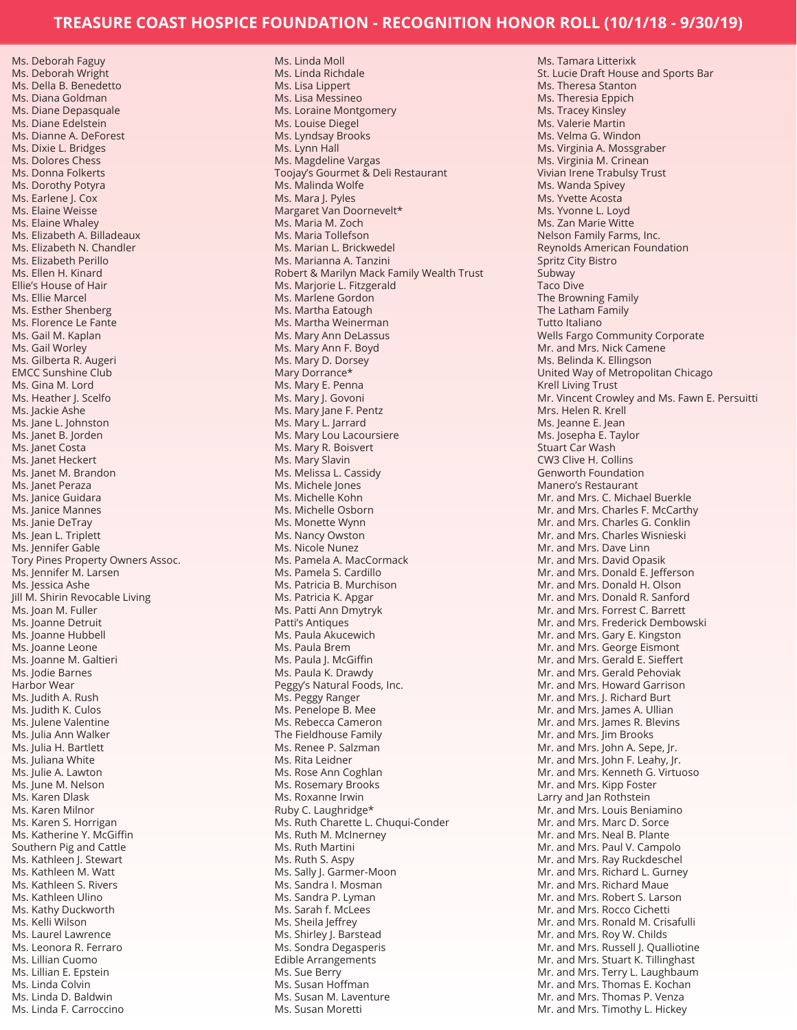# TREASURE COAST HOSPICE FOUNDATION - RECOGNITION HONOR ROLL (10/1/18 - 9/30/19)

Ms. Deborah Faguy
Ms. Deborah Wright
Ms. Della B. Benedetto
Ms. Diana Goldman
Ms. Diane Depasquale
Ms. Diane Edelstein
Ms. Dianne A. DeForest
Ms. Dixie L. Bridges
Ms. Dolores Chess
Ms. Donna Folkerts
Ms. Dorothy Potyra
Ms. Earlene J. Cox
Ms. Elaine Weisse
Ms. Elaine Whaley
Ms. Elizabeth A. Billadeaux
Ms. Elizabeth N. Chandler
Ms. Elizabeth Perillo
Ms. Ellen H. Kinard
Ellie's House of Hair
Ms. Ellie Marcel
Ms. Esther Shenberg
Ms. Florence Le Fante
Ms. Gail M. Kaplan
Ms. Gail Worley
Ms. Gilberta R. Augeri
EMCC Sunshine Club
Ms. Gina M. Lord
Ms. Heather J. Scelfo
Ms. Jackie Ashe
Ms. Jane L. Johnston
Ms. Janet B. Jorden
Ms. Janet Costa
Ms. Janet Heckert
Ms. Janet M. Brandon
Ms. Janet Peraza
Ms. Janice Guidara
Ms. Janice Mannes
Ms. Janie DeTray
Ms. Jean L. Triplett
Ms. Jennifer Gable
Tory Pines Property Owners Assoc.
Ms. Jennifer M. Larsen
Ms. Jessica Ashe
Jill M. Shirin Revocable Living
Ms. Joan M. Fuller
Ms. Joanne Detruit
Ms. Joanne Hubbell
Ms. Joanne Leone
Ms. Joanne M. Galtieri
Ms. Jodie Barnes
Harbor Wear
Ms. Judith A. Rush
Ms. Judith K. Culos
Ms. Julene Valentine
Ms. Julia Ann Walker
Ms. Julia H. Bartlett
Ms. Juliana White
Ms. Julie A. Lawton
Ms. June M. Nelson
Ms. Karen Dlask
Ms. Karen Milnor
Ms. Karen S. Horrigan
Ms. Katherine Y. McGiffin
Southern Pig and Cattle
Ms. Kathleen J. Stewart
Ms. Kathleen M. Watt
Ms. Kathleen S. Rivers
Ms. Kathleen Ulino
Ms. Kathy Duckworth
Ms. Kelli Wilson
Ms. Laurel Lawrence
Ms. Leonora R. Ferraro
Ms. Lillian Cuomo
Ms. Lillian E. Epstein
Ms. Linda Colvin
Ms. Linda D. Baldwin
Ms. Linda F. Carroccino
Ms. Linda Moll
Ms. Linda Richdale
Ms. Lisa Lippert
Ms. Lisa Messineo
Ms. Loraine Montgomery
Ms. Louise Diegel
Ms. Lyndsay Brooks
Ms. Lynn Hall
Ms. Magdeline Vargas
Toojay's Gourmet & Deli Restaurant
Ms. Malinda Wolfe
Ms. Mara J. Pyles
Margaret Van Doornevelt*
Ms. Maria M. Zoch
Ms. Maria Tollefson
Ms. Marian L. Brickwedel
Ms. Marianna A. Tanzini
Robert & Marilyn Mack Family Wealth Trust
Ms. Marjorie L. Fitzgerald
Ms. Marlene Gordon
Ms. Martha Eatough
Ms. Martha Weinerman
Ms. Mary Ann DeLassus
Ms. Mary Ann F. Boyd
Ms. Mary D. Dorsey
Mary Dorrance*
Ms. Mary E. Penna
Ms. Mary J. Govoni
Ms. Mary Jane F. Pentz
Ms. Mary L. Jarrard
Ms. Mary Lou Lacoursiere
Ms. Mary R. Boisvert
Ms. Mary Slavin
Ms. Melissa L. Cassidy
Ms. Michele Jones
Ms. Michelle Kohn
Ms. Michelle Osborn
Ms. Monette Wynn
Ms. Nancy Owston
Ms. Nicole Nunez
Ms. Pamela A. MacCormack
Ms. Pamela S. Cardillo
Ms. Patricia B. Murchison
Ms. Patricia K. Apgar
Ms. Patti Ann Dmytryk
Patti's Antiques
Ms. Paula Akucewich
Ms. Paula Brem
Ms. Paula J. McGiffin
Ms. Paula K. Drawdy
Peggy's Natural Foods, Inc.
Ms. Peggy Ranger
Ms. Penelope B. Mee
Ms. Rebecca Cameron
The Fieldhouse Family
Ms. Renee P. Salzman
Ms. Rita Leidner
Ms. Rose Ann Coghlan
Ms. Rosemary Brooks
Ms. Roxanne Irwin
Ruby C. Laughridge*
Ms. Ruth Charette L. Chuqui-Conder
Ms. Ruth M. McInerney
Ms. Ruth Martini
Ms. Ruth S. Aspy
Ms. Sally J. Garmer-Moon
Ms. Sandra I. Mosman
Ms. Sandra P. Lyman
Ms. Sarah f. McLees
Ms. Sheila Jeffrey
Ms. Shirley J. Barstead
Ms. Sondra Degasperis
Edible Arrangements
Ms. Sue Berry
Ms. Susan Hoffman
Ms. Susan M. Laventure
Ms. Susan Moretti
Ms. Tamara Litterixk
St. Lucie Draft House and Sports Bar
Ms. Theresa Stanton
Ms. Theresia Eppich
Ms. Tracey Kinsley
Ms. Valerie Martin
Ms. Velma G. Windon
Ms. Virginia A. Mossgraber
Ms. Virginia M. Crinean
Vivian Irene Trabulsy Trust
Ms. Wanda Spivey
Ms. Yvette Acosta
Ms. Yvonne L. Loyd
Ms. Zan Marie Witte
Nelson Family Farms, Inc.
Reynolds American Foundation
Spritz City Bistro
Subway
Taco Dive
The Browning Family
The Latham Family
Tutto Italiano
Wells Fargo Community Corporate
Mr. and Mrs. Nick Camene
Ms. Belinda K. Ellingson
United Way of Metropolitan Chicago
Krell Living Trust
Mr. Vincent Crowley and Ms. Fawn E. Persuitti
Mrs. Helen R. Krell
Ms. Jeanne E. Jean
Ms. Josepha E. Taylor
Stuart Car Wash
CW3 Clive H. Collins
Genworth Foundation
Manero's Restaurant
Mr. and Mrs. C. Michael Buerkle
Mr. and Mrs. Charles F. McCarthy
Mr. and Mrs. Charles G. Conklin
Mr. and Mrs. Charles Wisnieski
Mr. and Mrs. Dave Linn
Mr. and Mrs. David Opasik
Mr. and Mrs. Donald E. Jefferson
Mr. and Mrs. Donald H. Olson
Mr. and Mrs. Donald R. Sanford
Mr. and Mrs. Forrest C. Barrett
Mr. and Mrs. Frederick Dembowski
Mr. and Mrs. Gary E. Kingston
Mr. and Mrs. George Eismont
Mr. and Mrs. Gerald E. Sieffert
Mr. and Mrs. Gerald Pehoviak
Mr. and Mrs. Howard Garrison
Mr. and Mrs. J. Richard Burt
Mr. and Mrs. James A. Ullian
Mr. and Mrs. James R. Blevins
Mr. and Mrs. Jim Brooks
Mr. and Mrs. John A. Sepe, Jr.
Mr. and Mrs. John F. Leahy, Jr.
Mr. and Mrs. Kenneth G. Virtuoso
Mr. and Mrs. Kipp Foster
Larry and Jan Rothstein
Mr. and Mrs. Louis Beniamino
Mr. and Mrs. Marc D. Sorce
Mr. and Mrs. Neal B. Plante
Mr. and Mrs. Paul V. Campolo
Mr. and Mrs. Ray Ruckdeschel
Mr. and Mrs. Richard L. Gurney
Mr. and Mrs. Richard Maue
Mr. and Mrs. Robert S. Larson
Mr. and Mrs. Rocco Cichetti
Mr. and Mrs. Ronald M. Crisafulli
Mr. and Mrs. Roy W. Childs
Mr. and Mrs. Russell J. Qualliotine
Mr. and Mrs. Stuart K. Tillinghast
Mr. and Mrs. Terry L. Laughbaum
Mr. and Mrs. Thomas E. Kochan
Mr. and Mrs. Thomas P. Venza
Mr. and Mrs. Timothy L. Hickey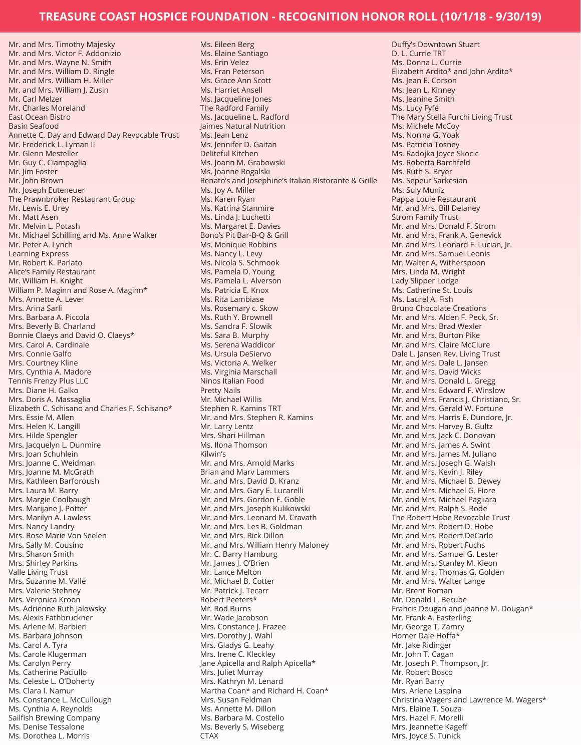# TREASURE COAST HOSPICE FOUNDATION - RECOGNITION HONOR ROLL (10/1/18 - 9/30/19)

Mr. and Mrs. Timothy Majesky
Mr. and Mrs. Victor F. Addonizio
Mr. and Mrs. Wayne N. Smith
Mr. and Mrs. William D. Ringle
Mr. and Mrs. William H. Miller
Mr. and Mrs. William J. Zusin
Mr. Carl Melzer
Mr. Charles Moreland
East Ocean Bistro
Basin Seafood
Annette C. Day and Edward Day Revocable Trust
Mr. Frederick L. Lyman II
Mr. Glenn Mesteller
Mr. Guy C. Ciampaglia
Mr. Jim Foster
Mr. John Brown
Mr. Joseph Euteneuer
The Prawnbroker Restaurant Group
Mr. Lewis E. Urey
Mr. Matt Asen
Mr. Melvin L. Potash
Mr. Michael Schilling and Ms. Anne Walker
Mr. Peter A. Lynch
Learning Express
Mr. Robert K. Parlato
Alice's Family Restaurant
Mr. William H. Knight
William P. Maginn and Rose A. Maginn*
Mrs. Annette A. Lever
Mrs. Arina Sarli
Mrs. Barbara A. Piccola
Mrs. Beverly B. Charland
Bonnie Claeys and David O. Claeys*
Mrs. Carol A. Cardinale
Mrs. Connie Galfo
Mrs. Courtney Kline
Mrs. Cynthia A. Madore
Tennis Frenzy Plus LLC
Mrs. Diane H. Galko
Mrs. Doris A. Massaglia
Elizabeth C. Schisano and Charles F. Schisano*
Mrs. Essie M. Allen
Mrs. Helen K. Langill
Mrs. Hilde Spengler
Mrs. Jacquelyn L. Dunmire
Mrs. Joan Schuhlein
Mrs. Joanne C. Weidman
Mrs. Joanne M. McGrath
Mrs. Kathleen Barforoush
Mrs. Laura M. Barry
Mrs. Margie Coolbaugh
Mrs. Marijane J. Potter
Mrs. Marilyn A. Lawless
Mrs. Nancy Landry
Mrs. Rose Marie Von Seelen
Mrs. Sally M. Cousino
Mrs. Sharon Smith
Mrs. Shirley Parkins
Valle Living Trust
Mrs. Suzanne M. Valle
Mrs. Valerie Stehney
Mrs. Veronica Kroon
Ms. Adrienne Ruth Jalowsky
Ms. Alexis Fathbruckner
Ms. Arlene M. Barbieri
Ms. Barbara Johnson
Ms. Carol A. Tyra
Ms. Carole Klugerman
Ms. Carolyn Perry
Ms. Catherine Paciullo
Ms. Celeste L. O'Doherty
Ms. Clara I. Namur
Ms. Constance L. McCullough
Ms. Cynthia A. Reynolds
Sailfish Brewing Company
Ms. Denise Tessalone
Ms. Dorothea L. Morris
Ms. Eileen Berg
Ms. Elaine Santiago
Ms. Erin Velez
Ms. Fran Peterson
Ms. Grace Ann Scott
Ms. Harriet Ansell
Ms. Jacqueline Jones
The Radford Family
Ms. Jacqueline L. Radford
Jaimes Natural Nutrition
Ms. Jean Lenz
Ms. Jennifer D. Gaitan
Deliteful Kitchen
Ms. Joann M. Grabowski
Ms. Joanne Rogalski
Renato's and Josephine's Italian Ristorante & Grille
Ms. Joy A. Miller
Ms. Karen Ryan
Ms. Katrina Stanmire
Ms. Linda J. Luchetti
Ms. Margaret E. Davies
Bono's Pit Bar-B-Q & Grill
Ms. Monique Robbins
Ms. Nancy L. Levy
Ms. Nicola S. Schmook
Ms. Pamela D. Young
Ms. Pamela L. Alverson
Ms. Patricia E. Knox
Ms. Rita Lambiase
Ms. Rosemary c. Skow
Ms. Ruth Y. Brownell
Ms. Sandra F. Slowik
Ms. Sara B. Murphy
Ms. Serena Waddicor
Ms. Ursula DeSiervo
Ms. Victoria A. Welker
Ms. Virginia Marschall
Ninos Italian Food
Pretty Nails
Mr. Michael Willis
Stephen R. Kamins TRT
Mr. and Mrs. Stephen R. Kamins
Mr. Larry Lentz
Mrs. Shari Hillman
Ms. Ilona Thomson
Kilwin's
Mr. and Mrs. Arnold Marks
Brian and Marv Lammers
Mr. and Mrs. David D. Kranz
Mr. and Mrs. Gary E. Lucarelli
Mr. and Mrs. Gordon F. Goble
Mr. and Mrs. Joseph Kulikowski
Mr. and Mrs. Leonard M. Cravath
Mr. and Mrs. Les B. Goldman
Mr. and Mrs. Rick Dillon
Mr. and Mrs. William Henry Maloney
Mr. C. Barry Hamburg
Mr. James J. O'Brien
Mr. Lance Melton
Mr. Michael B. Cotter
Mr. Patrick J. Tecarr
Robert Peeters*
Mr. Rod Burns
Mr. Wade Jacobson
Mrs. Constance J. Frazee
Mrs. Dorothy J. Wahl
Mrs. Gladys G. Leahy
Mrs. Irene C. Kleckley
Jane Apicella and Ralph Apicella*
Mrs. Juliet Murray
Mrs. Kathryn M. Lenard
Martha Coan* and Richard H. Coan*
Mrs. Susan Feldman
Ms. Annette M. Dillon
Ms. Barbara M. Costello
Ms. Beverly S. Wiseberg
CTAX
Duffy's Downtown Stuart
D. L. Currie TRT
Ms. Donna L. Currie
Elizabeth Ardito* and John Ardito*
Ms. Jean E. Corson
Ms. Jean L. Kinney
Ms. Jeanine Smith
Ms. Lucy Fyfe
The Mary Stella Furchi Living Trust
Ms. Michele McCoy
Ms. Norma G. Yoak
Ms. Patricia Tosney
Ms. Radojka Joyce Skocic
Ms. Roberta Barchfeld
Ms. Ruth S. Bryer
Ms. Sepeur Sarkesian
Ms. Suly Muniz
Pappa Louie Restaurant
Mr. and Mrs. Bill Delaney
Strom Family Trust
Mr. and Mrs. Donald F. Strom
Mr. and Mrs. Frank A. Genevick
Mr. and Mrs. Leonard F. Lucian, Jr.
Mr. and Mrs. Samuel Leonis
Mr. Walter A. Witherspoon
Mrs. Linda M. Wright
Lady Slipper Lodge
Ms. Catherine St. Louis
Ms. Laurel A. Fish
Bruno Chocolate Creations
Mr. and Mrs. Alden F. Peck, Sr.
Mr. and Mrs. Brad Wexler
Mr. and Mrs. Burton Pike
Mr. and Mrs. Claire McClure
Dale L. Jansen Rev. Living Trust
Mr. and Mrs. Dale L. Jansen
Mr. and Mrs. David Wicks
Mr. and Mrs. Donald L. Gregg
Mr. and Mrs. Edward F. Winslow
Mr. and Mrs. Francis J. Christiano, Sr.
Mr. and Mrs. Gerald W. Fortune
Mr. and Mrs. Harris E. Dundore, Jr.
Mr. and Mrs. Harvey B. Gultz
Mr. and Mrs. Jack C. Donovan
Mr. and Mrs. James A. Swint
Mr. and Mrs. James M. Juliano
Mr. and Mrs. Joseph G. Walsh
Mr. and Mrs. Kevin J. Riley
Mr. and Mrs. Michael B. Dewey
Mr. and Mrs. Michael G. Fiore
Mr. and Mrs. Michael Pagliara
Mr. and Mrs. Ralph S. Rode
The Robert Hobe Revocable Trust
Mr. and Mrs. Robert D. Hobe
Mr. and Mrs. Robert DeCarlo
Mr. and Mrs. Robert Fuchs
Mr. and Mrs. Samuel G. Lester
Mr. and Mrs. Stanley M. Kieon
Mr. and Mrs. Thomas G. Golden
Mr. and Mrs. Walter Lange
Mr. Brent Roman
Mr. Donald L. Berube
Francis Dougan and Joanne M. Dougan*
Mr. Frank A. Easterling
Mr. George T. Zamry
Homer Dale Hoffa*
Mr. Jake Ridinger
Mr. John T. Cagan
Mr. Joseph P. Thompson, Jr.
Mr. Robert Bosco
Mr. Ryan Barry
Mrs. Arlene Laspina
Christina Wagers and Lawrence M. Wagers*
Mrs. Elaine T. Souza
Mrs. Hazel F. Morelli
Mrs. Jeannette Kageff
Mrs. Joyce S. Tunick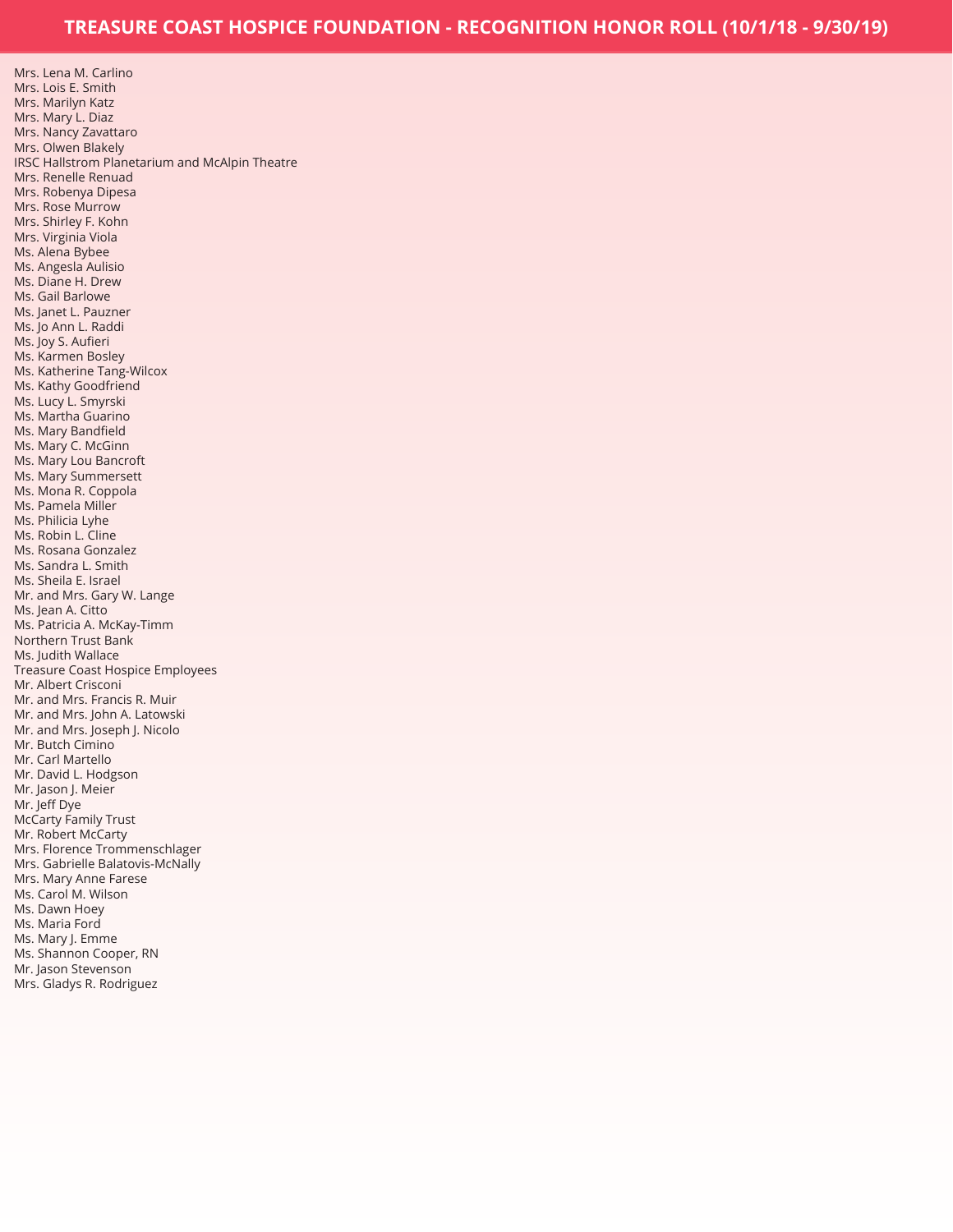# TREASURE COAST HOSPICE FOUNDATION - RECOGNITION HONOR ROLL (10/1/18 - 9/30/19)

Mrs. Lena M. Carlino
Mrs. Lois E. Smith
Mrs. Marilyn Katz
Mrs. Mary L. Diaz
Mrs. Nancy Zavattaro
Mrs. Olwen Blakely
IRSC Hallstrom Planetarium and McAlpin Theatre
Mrs. Renelle Renuad
Mrs. Robenya Dipesa
Mrs. Rose Murrow
Mrs. Shirley F. Kohn
Mrs. Virginia Viola
Ms. Alena Bybee
Ms. Angesla Aulisio
Ms. Diane H. Drew
Ms. Gail Barlowe
Ms. Janet L. Pauzner
Ms. Jo Ann L. Raddi
Ms. Joy S. Aufieri
Ms. Karmen Bosley
Ms. Katherine Tang-Wilcox
Ms. Kathy Goodfriend
Ms. Lucy L. Smyrski
Ms. Martha Guarino
Ms. Mary Bandfield
Ms. Mary C. McGinn
Ms. Mary Lou Bancroft
Ms. Mary Summersett
Ms. Mona R. Coppola
Ms. Pamela Miller
Ms. Philicia Lyhe
Ms. Robin L. Cline
Ms. Rosana Gonzalez
Ms. Sandra L. Smith
Ms. Sheila E. Israel
Mr. and Mrs. Gary W. Lange
Ms. Jean A. Citto
Ms. Patricia A. McKay-Timm
Northern Trust Bank
Ms. Judith Wallace
Treasure Coast Hospice Employees
Mr. Albert Crisconi
Mr. and Mrs. Francis R. Muir
Mr. and Mrs. John A. Latowski
Mr. and Mrs. Joseph J. Nicolo
Mr. Butch Cimino
Mr. Carl Martello
Mr. David L. Hodgson
Mr. Jason J. Meier
Mr. Jeff Dye
McCarty Family Trust
Mr. Robert McCarty
Mrs. Florence Trommenschlager
Mrs. Gabrielle Balatovis-McNally
Mrs. Mary Anne Farese
Ms. Carol M. Wilson
Ms. Dawn Hoey
Ms. Maria Ford
Ms. Mary J. Emme
Ms. Shannon Cooper, RN
Mr. Jason Stevenson
Mrs. Gladys R. Rodriguez